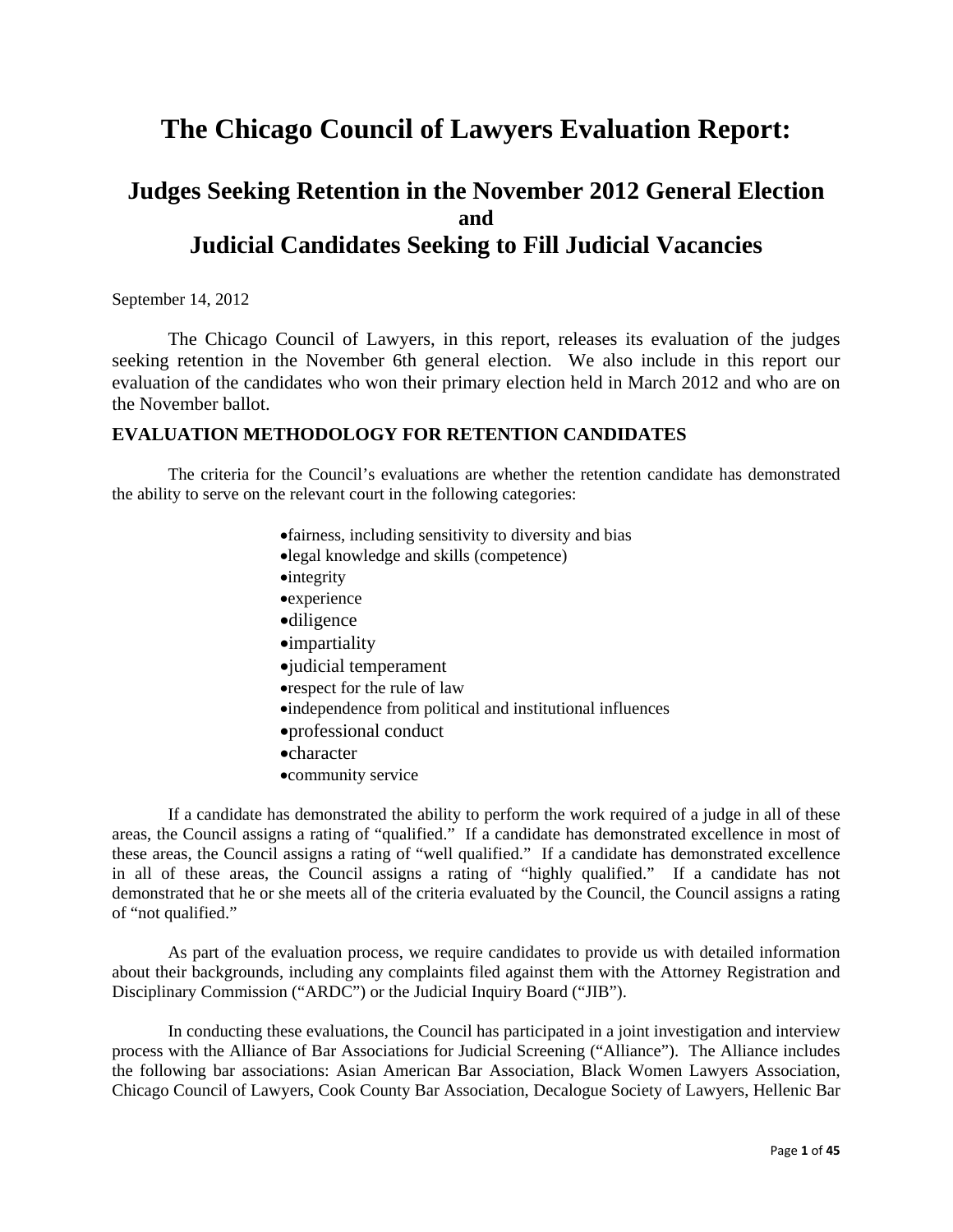# The Chicago Council of Lawyers Evaluation Report:

## Judges Seeking Retention in the November 2012 General Election and Judicial Candidates Seeking to Fill Judicial Vacancies

September 14, 2012

The Chicago Council of Lawyers, in this report, releases its evaluation of the judges seeking retention in the November 6th general election. We also include in this report our evaluation of the candidates who won their primary election held in March 2012 and who are on the November ballot.

### EVALUATION METHODOLOGY FOR RETENTION CANDIDATES

The criteria for the Council's evaluations are whether the retention candidate has demonstrated the ability to serve on the relevant court in the following categories:

- fairness, including sensitivity to diversity and bias
- legal knowledge and skills (competence)
- integrity
- experience
- diligence
- impartiality
- judicial temperament
- respect for the rule of law
- independence from political and institutional influences
- professional conduct
- character
- community service

If a candidate has demonstrated the ability to perform the work required of a judge in all of these areas, the Council assigns a rating of "qualified." If a candidate has demonstrated excellence in most of these areas, the Council assigns a rating of "well qualified." If a candidate has demonstrated excellence in all of these areas, the Council assigns a rating of "highly qualified." If a candidate has not demonstrated that he or she meets all of the criteria evaluated by the Council, the Council assigns a rating of "not qualified."

As part of the evaluation process, we require candidates to provide us with detailed information about their backgrounds, including any complaints filed against them with the Attorney Registration and Disciplinary Commission ("ARDC") or the Judicial Inquiry Board ("JIB").

In conducting these evaluations, the Council has participated in a joint investigation and interview process with the Alliance of Bar Associations for Judicial Screening ("Alliance"). The Alliance includes the following bar associations: Asian American Bar Association, Black Women Lawyers Association, Chicago Council of Lawyers, Cook County Bar Association, Decalogue Society of Lawyers, Hellenic Bar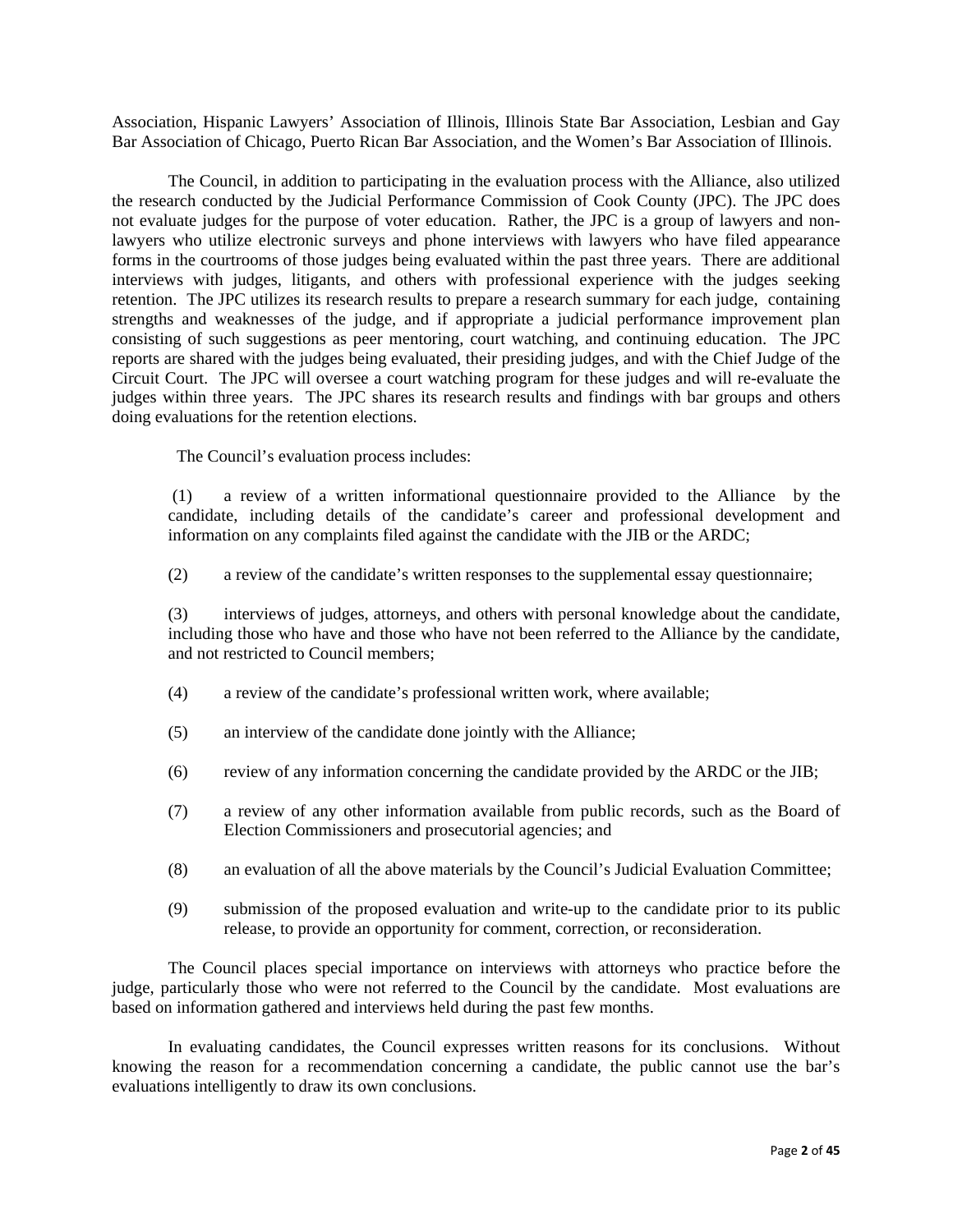Association, Hispanic Lawyers' Association of Illinois, Illinois State Bar Association, Lesbian and Gay Bar Association of Chicago, Puerto Rican Bar Association, and the Women's Bar Association of Illinois.

The Council, in addition to participating in the evaluation process with the Alliance, also utilized the research conducted by the Judicial Performance Commission of Cook County (JPC). The JPC does not evaluate judges for the purpose of voter education. Rather, the JPC is a group of lawyers and non-lawyers who utilize electronic surveys and phone interviews with lawyers who have filed appearance forms in the courtrooms of those judges being evaluated within the past three years. There are additional interviews with judges, litigants, and others with professional experience with the judges seeking retention. The JPC utilizes its research results to prepare a research summary for each judge, containing strengths and weaknesses of the judge, and if appropriate a judicial performance improvement plan consisting of such suggestions as peer mentoring, court watching, and continuing education. The JPC reports are shared with the judges being evaluated, their presiding judges, and with the Chief Judge of the Circuit Court. The JPC will oversee a court watching program for these judges and will re-evaluate the judges within three years. The JPC shares its research results and findings with bar groups and others doing evaluations for the retention elections.

The Council's evaluation process includes:

(1) a review of a written informational questionnaire provided to the Alliance by the candidate, including details of the candidate's career and professional development and information on any complaints filed against the candidate with the JIB or the ARDC;

(2) a review of the candidate's written responses to the supplemental essay questionnaire;

(3) interviews of judges, attorneys, and others with personal knowledge about the candidate, including those who have and those who have not been referred to the Alliance by the candidate, and not restricted to Council members;

(4) a review of the candidate's professional written work, where available;

(5) an interview of the candidate done jointly with the Alliance;

(6) review of any information concerning the candidate provided by the ARDC or the JIB;

(7) a review of any other information available from public records, such as the Board of Election Commissioners and prosecutorial agencies; and

(8) an evaluation of all the above materials by the Council's Judicial Evaluation Committee;

(9) submission of the proposed evaluation and write-up to the candidate prior to its public release, to provide an opportunity for comment, correction, or reconsideration.

The Council places special importance on interviews with attorneys who practice before the judge, particularly those who were not referred to the Council by the candidate. Most evaluations are based on information gathered and interviews held during the past few months.

In evaluating candidates, the Council expresses written reasons for its conclusions. Without knowing the reason for a recommendation concerning a candidate, the public cannot use the bar's evaluations intelligently to draw its own conclusions.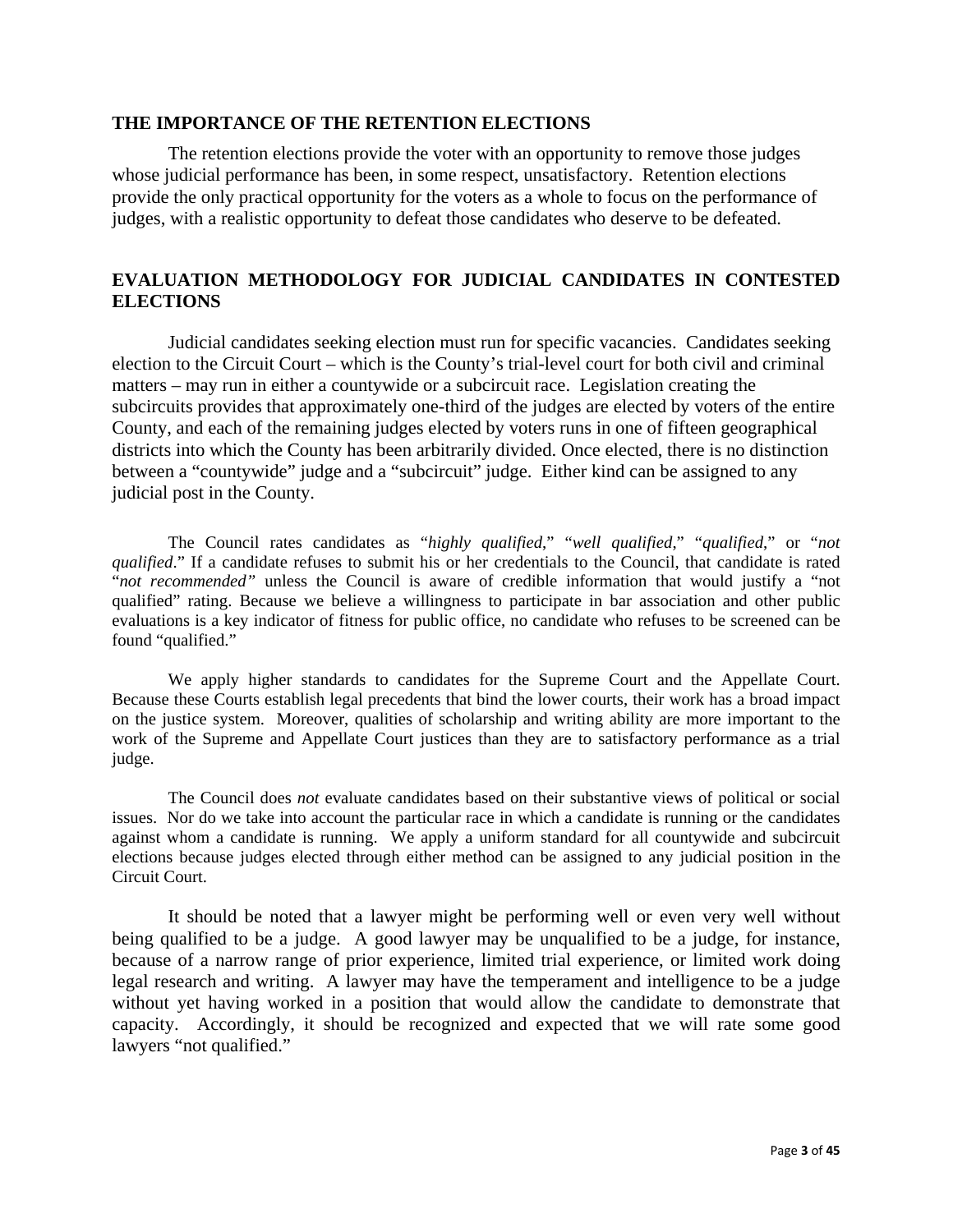## THE IMPORTANCE OF THE RETENTION ELECTIONS

The retention elections provide the voter with an opportunity to remove those judges whose judicial performance has been, in some respect, unsatisfactory. Retention elections provide the only practical opportunity for the voters as a whole to focus on the performance of judges, with a realistic opportunity to defeat those candidates who deserve to be defeated.

## EVALUATION METHODOLOGY FOR JUDICIAL CANDIDATES IN CONTESTED ELECTIONS

Judicial candidates seeking election must run for specific vacancies. Candidates seeking election to the Circuit Court – which is the County's trial-level court for both civil and criminal matters – may run in either a countywide or a subcircuit race. Legislation creating the subcircuits provides that approximately one-third of the judges are elected by voters of the entire County, and each of the remaining judges elected by voters runs in one of fifteen geographical districts into which the County has been arbitrarily divided. Once elected, there is no distinction between a "countywide" judge and a "subcircuit" judge. Either kind can be assigned to any judicial post in the County.

The Council rates candidates as "*highly qualified*," "*well qualified*," "*qualified*," or "*not qualified*." If a candidate refuses to submit his or her credentials to the Council, that candidate is rated "*not recommended"* unless the Council is aware of credible information that would justify a "not qualified" rating. Because we believe a willingness to participate in bar association and other public evaluations is a key indicator of fitness for public office, no candidate who refuses to be screened can be found "qualified."

We apply higher standards to candidates for the Supreme Court and the Appellate Court. Because these Courts establish legal precedents that bind the lower courts, their work has a broad impact on the justice system. Moreover, qualities of scholarship and writing ability are more important to the work of the Supreme and Appellate Court justices than they are to satisfactory performance as a trial judge.

The Council does *not* evaluate candidates based on their substantive views of political or social issues. Nor do we take into account the particular race in which a candidate is running or the candidates against whom a candidate is running. We apply a uniform standard for all countywide and subcircuit elections because judges elected through either method can be assigned to any judicial position in the Circuit Court.

It should be noted that a lawyer might be performing well or even very well without being qualified to be a judge. A good lawyer may be unqualified to be a judge, for instance, because of a narrow range of prior experience, limited trial experience, or limited work doing legal research and writing. A lawyer may have the temperament and intelligence to be a judge without yet having worked in a position that would allow the candidate to demonstrate that capacity. Accordingly, it should be recognized and expected that we will rate some good lawyers "not qualified."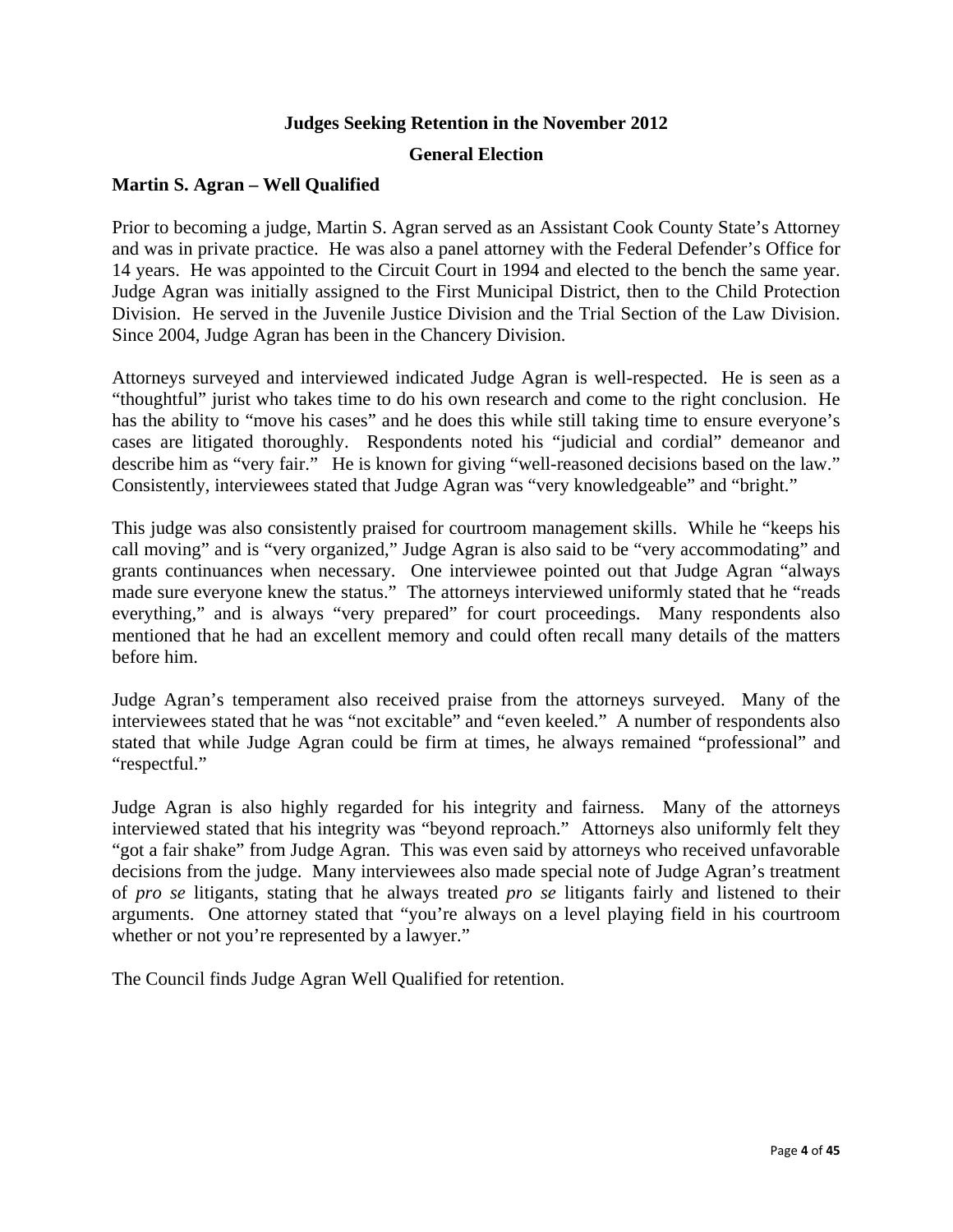## Judges Seeking Retention in the November 2012

## General Election

### Martin S. Agran – Well Qualified

Prior to becoming a judge, Martin S. Agran served as an Assistant Cook County State's Attorney and was in private practice. He was also a panel attorney with the Federal Defender's Office for 14 years. He was appointed to the Circuit Court in 1994 and elected to the bench the same year. Judge Agran was initially assigned to the First Municipal District, then to the Child Protection Division. He served in the Juvenile Justice Division and the Trial Section of the Law Division. Since 2004, Judge Agran has been in the Chancery Division.

Attorneys surveyed and interviewed indicated Judge Agran is well-respected. He is seen as a "thoughtful" jurist who takes time to do his own research and come to the right conclusion. He has the ability to "move his cases" and he does this while still taking time to ensure everyone's cases are litigated thoroughly. Respondents noted his "judicial and cordial" demeanor and describe him as "very fair." He is known for giving "well-reasoned decisions based on the law." Consistently, interviewees stated that Judge Agran was "very knowledgeable" and "bright."

This judge was also consistently praised for courtroom management skills. While he "keeps his call moving" and is "very organized," Judge Agran is also said to be "very accommodating" and grants continuances when necessary. One interviewee pointed out that Judge Agran "always made sure everyone knew the status." The attorneys interviewed uniformly stated that he "reads everything," and is always "very prepared" for court proceedings. Many respondents also mentioned that he had an excellent memory and could often recall many details of the matters before him.

Judge Agran's temperament also received praise from the attorneys surveyed. Many of the interviewees stated that he was "not excitable" and "even keeled." A number of respondents also stated that while Judge Agran could be firm at times, he always remained "professional" and "respectful."

Judge Agran is also highly regarded for his integrity and fairness. Many of the attorneys interviewed stated that his integrity was "beyond reproach." Attorneys also uniformly felt they "got a fair shake" from Judge Agran. This was even said by attorneys who received unfavorable decisions from the judge. Many interviewees also made special note of Judge Agran's treatment of *pro se* litigants, stating that he always treated *pro se* litigants fairly and listened to their arguments. One attorney stated that "you're always on a level playing field in his courtroom whether or not you're represented by a lawyer."

The Council finds Judge Agran Well Qualified for retention.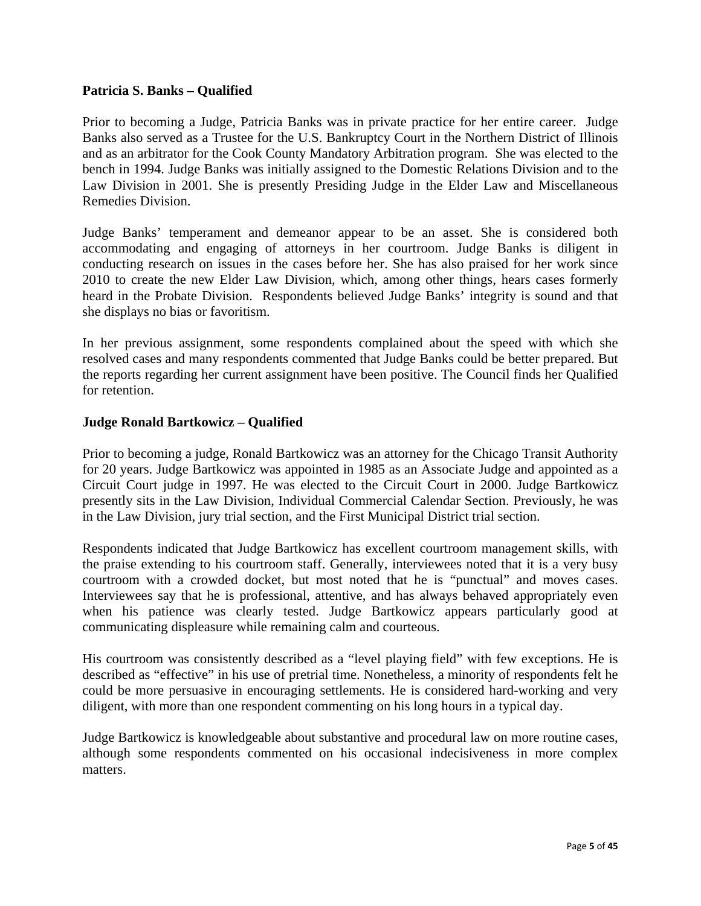**Patricia S. Banks – Qualified**

Prior to becoming a Judge, Patricia Banks was in private practice for her entire career. Judge Banks also served as a Trustee for the U.S. Bankruptcy Court in the Northern District of Illinois and as an arbitrator for the Cook County Mandatory Arbitration program. She was elected to the bench in 1994. Judge Banks was initially assigned to the Domestic Relations Division and to the Law Division in 2001. She is presently Presiding Judge in the Elder Law and Miscellaneous Remedies Division.

Judge Banks' temperament and demeanor appear to be an asset. She is considered both accommodating and engaging of attorneys in her courtroom. Judge Banks is diligent in conducting research on issues in the cases before her. She has also praised for her work since 2010 to create the new Elder Law Division, which, among other things, hears cases formerly heard in the Probate Division. Respondents believed Judge Banks' integrity is sound and that she displays no bias or favoritism.

In her previous assignment, some respondents complained about the speed with which she resolved cases and many respondents commented that Judge Banks could be better prepared. But the reports regarding her current assignment have been positive. The Council finds her Qualified for retention.

**Judge Ronald Bartkowicz – Qualified**

Prior to becoming a judge, Ronald Bartkowicz was an attorney for the Chicago Transit Authority for 20 years. Judge Bartkowicz was appointed in 1985 as an Associate Judge and appointed as a Circuit Court judge in 1997. He was elected to the Circuit Court in 2000. Judge Bartkowicz presently sits in the Law Division, Individual Commercial Calendar Section. Previously, he was in the Law Division, jury trial section, and the First Municipal District trial section.

Respondents indicated that Judge Bartkowicz has excellent courtroom management skills, with the praise extending to his courtroom staff. Generally, interviewees noted that it is a very busy courtroom with a crowded docket, but most noted that he is "punctual" and moves cases. Interviewees say that he is professional, attentive, and has always behaved appropriately even when his patience was clearly tested. Judge Bartkowicz appears particularly good at communicating displeasure while remaining calm and courteous.

His courtroom was consistently described as a "level playing field" with few exceptions. He is described as "effective" in his use of pretrial time. Nonetheless, a minority of respondents felt he could be more persuasive in encouraging settlements. He is considered hard-working and very diligent, with more than one respondent commenting on his long hours in a typical day.

Judge Bartkowicz is knowledgeable about substantive and procedural law on more routine cases, although some respondents commented on his occasional indecisiveness in more complex matters.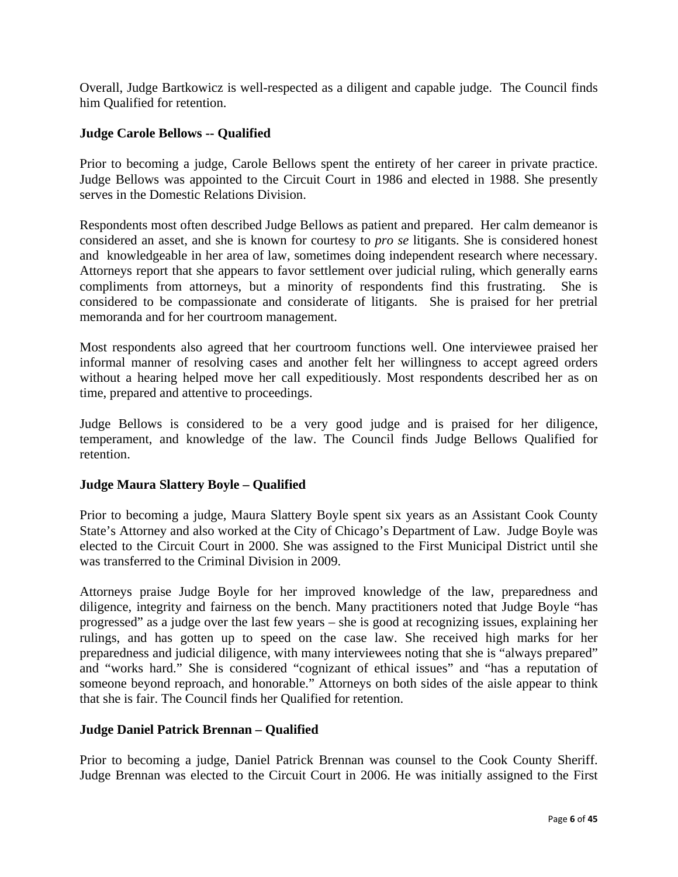Overall, Judge Bartkowicz is well-respected as a diligent and capable judge. The Council finds him Qualified for retention.

**Judge Carole Bellows -- Qualified**

Prior to becoming a judge, Carole Bellows spent the entirety of her career in private practice. Judge Bellows was appointed to the Circuit Court in 1986 and elected in 1988. She presently serves in the Domestic Relations Division.

Respondents most often described Judge Bellows as patient and prepared. Her calm demeanor is considered an asset, and she is known for courtesy to *pro se* litigants. She is considered honest and knowledgeable in her area of law, sometimes doing independent research where necessary. Attorneys report that she appears to favor settlement over judicial ruling, which generally earns compliments from attorneys, but a minority of respondents find this frustrating. She is considered to be compassionate and considerate of litigants. She is praised for her pretrial memoranda and for her courtroom management.

Most respondents also agreed that her courtroom functions well. One interviewee praised her informal manner of resolving cases and another felt her willingness to accept agreed orders without a hearing helped move her call expeditiously. Most respondents described her as on time, prepared and attentive to proceedings.

Judge Bellows is considered to be a very good judge and is praised for her diligence, temperament, and knowledge of the law. The Council finds Judge Bellows Qualified for retention.

**Judge Maura Slattery Boyle – Qualified**

Prior to becoming a judge, Maura Slattery Boyle spent six years as an Assistant Cook County State's Attorney and also worked at the City of Chicago's Department of Law. Judge Boyle was elected to the Circuit Court in 2000. She was assigned to the First Municipal District until she was transferred to the Criminal Division in 2009.

Attorneys praise Judge Boyle for her improved knowledge of the law, preparedness and diligence, integrity and fairness on the bench. Many practitioners noted that Judge Boyle "has progressed" as a judge over the last few years – she is good at recognizing issues, explaining her rulings, and has gotten up to speed on the case law. She received high marks for her preparedness and judicial diligence, with many interviewees noting that she is "always prepared" and "works hard." She is considered "cognizant of ethical issues" and "has a reputation of someone beyond reproach, and honorable." Attorneys on both sides of the aisle appear to think that she is fair. The Council finds her Qualified for retention.

**Judge Daniel Patrick Brennan – Qualified**

Prior to becoming a judge, Daniel Patrick Brennan was counsel to the Cook County Sheriff. Judge Brennan was elected to the Circuit Court in 2006. He was initially assigned to the First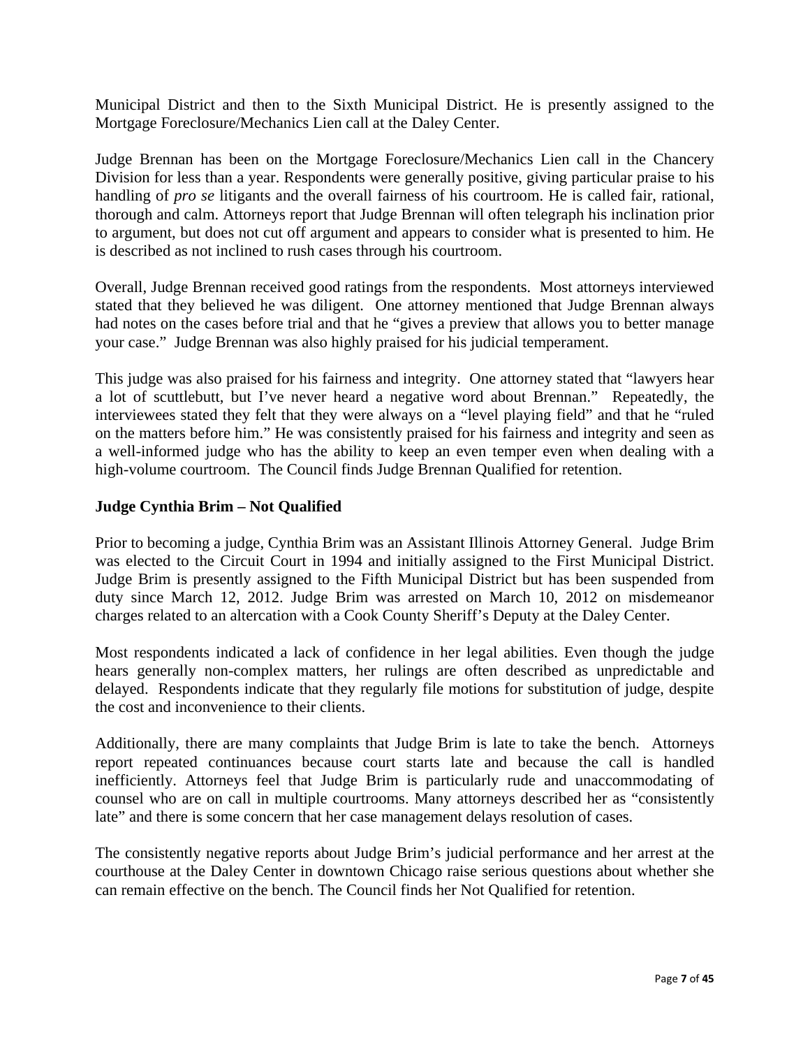Municipal District and then to the Sixth Municipal District. He is presently assigned to the Mortgage Foreclosure/Mechanics Lien call at the Daley Center.

Judge Brennan has been on the Mortgage Foreclosure/Mechanics Lien call in the Chancery Division for less than a year. Respondents were generally positive, giving particular praise to his handling of *pro se* litigants and the overall fairness of his courtroom. He is called fair, rational, thorough and calm. Attorneys report that Judge Brennan will often telegraph his inclination prior to argument, but does not cut off argument and appears to consider what is presented to him. He is described as not inclined to rush cases through his courtroom.

Overall, Judge Brennan received good ratings from the respondents. Most attorneys interviewed stated that they believed he was diligent. One attorney mentioned that Judge Brennan always had notes on the cases before trial and that he "gives a preview that allows you to better manage your case." Judge Brennan was also highly praised for his judicial temperament.

This judge was also praised for his fairness and integrity. One attorney stated that "lawyers hear a lot of scuttlebutt, but I've never heard a negative word about Brennan." Repeatedly, the interviewees stated they felt that they were always on a "level playing field" and that he "ruled on the matters before him." He was consistently praised for his fairness and integrity and seen as a well-informed judge who has the ability to keep an even temper even when dealing with a high-volume courtroom. The Council finds Judge Brennan Qualified for retention.

**Judge Cynthia Brim – Not Qualified**

Prior to becoming a judge, Cynthia Brim was an Assistant Illinois Attorney General. Judge Brim was elected to the Circuit Court in 1994 and initially assigned to the First Municipal District. Judge Brim is presently assigned to the Fifth Municipal District but has been suspended from duty since March 12, 2012. Judge Brim was arrested on March 10, 2012 on misdemeanor charges related to an altercation with a Cook County Sheriff's Deputy at the Daley Center.

Most respondents indicated a lack of confidence in her legal abilities. Even though the judge hears generally non-complex matters, her rulings are often described as unpredictable and delayed. Respondents indicate that they regularly file motions for substitution of judge, despite the cost and inconvenience to their clients.

Additionally, there are many complaints that Judge Brim is late to take the bench. Attorneys report repeated continuances because court starts late and because the call is handled inefficiently. Attorneys feel that Judge Brim is particularly rude and unaccommodating of counsel who are on call in multiple courtrooms. Many attorneys described her as "consistently late" and there is some concern that her case management delays resolution of cases.

The consistently negative reports about Judge Brim's judicial performance and her arrest at the courthouse at the Daley Center in downtown Chicago raise serious questions about whether she can remain effective on the bench. The Council finds her Not Qualified for retention.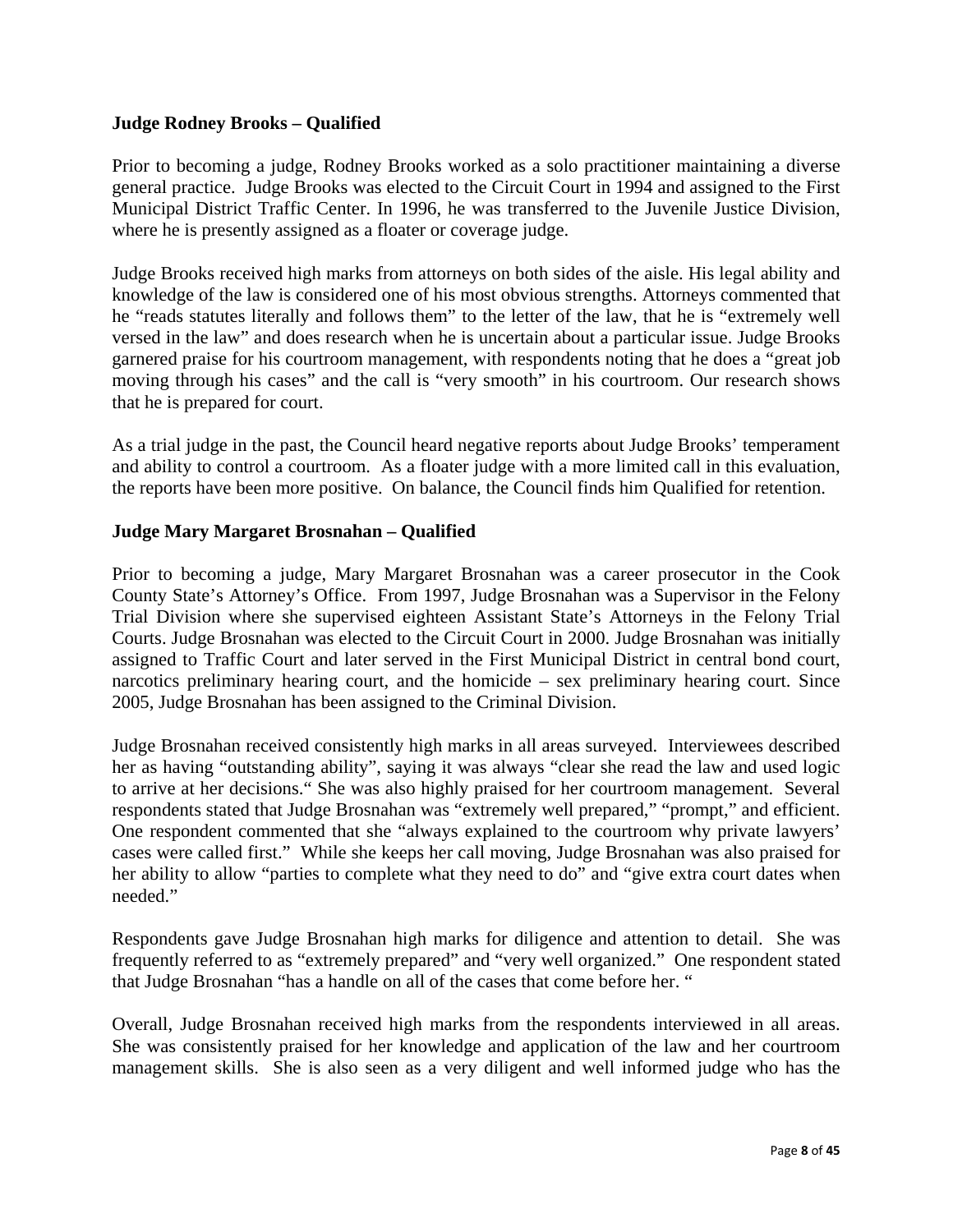**Judge Rodney Brooks – Qualified**

Prior to becoming a judge, Rodney Brooks worked as a solo practitioner maintaining a diverse general practice. Judge Brooks was elected to the Circuit Court in 1994 and assigned to the First Municipal District Traffic Center. In 1996, he was transferred to the Juvenile Justice Division, where he is presently assigned as a floater or coverage judge.

Judge Brooks received high marks from attorneys on both sides of the aisle. His legal ability and knowledge of the law is considered one of his most obvious strengths. Attorneys commented that he "reads statutes literally and follows them" to the letter of the law, that he is "extremely well versed in the law" and does research when he is uncertain about a particular issue. Judge Brooks garnered praise for his courtroom management, with respondents noting that he does a "great job moving through his cases" and the call is "very smooth" in his courtroom. Our research shows that he is prepared for court.

As a trial judge in the past, the Council heard negative reports about Judge Brooks' temperament and ability to control a courtroom. As a floater judge with a more limited call in this evaluation, the reports have been more positive. On balance, the Council finds him Qualified for retention.

**Judge Mary Margaret Brosnahan – Qualified**

Prior to becoming a judge, Mary Margaret Brosnahan was a career prosecutor in the Cook County State's Attorney's Office. From 1997, Judge Brosnahan was a Supervisor in the Felony Trial Division where she supervised eighteen Assistant State's Attorneys in the Felony Trial Courts. Judge Brosnahan was elected to the Circuit Court in 2000. Judge Brosnahan was initially assigned to Traffic Court and later served in the First Municipal District in central bond court, narcotics preliminary hearing court, and the homicide – sex preliminary hearing court. Since 2005, Judge Brosnahan has been assigned to the Criminal Division.

Judge Brosnahan received consistently high marks in all areas surveyed. Interviewees described her as having "outstanding ability", saying it was always "clear she read the law and used logic to arrive at her decisions." She was also highly praised for her courtroom management. Several respondents stated that Judge Brosnahan was "extremely well prepared," "prompt," and efficient. One respondent commented that she "always explained to the courtroom why private lawyers' cases were called first." While she keeps her call moving, Judge Brosnahan was also praised for her ability to allow "parties to complete what they need to do" and "give extra court dates when needed."

Respondents gave Judge Brosnahan high marks for diligence and attention to detail. She was frequently referred to as "extremely prepared" and "very well organized." One respondent stated that Judge Brosnahan "has a handle on all of the cases that come before her. "

Overall, Judge Brosnahan received high marks from the respondents interviewed in all areas. She was consistently praised for her knowledge and application of the law and her courtroom management skills. She is also seen as a very diligent and well informed judge who has the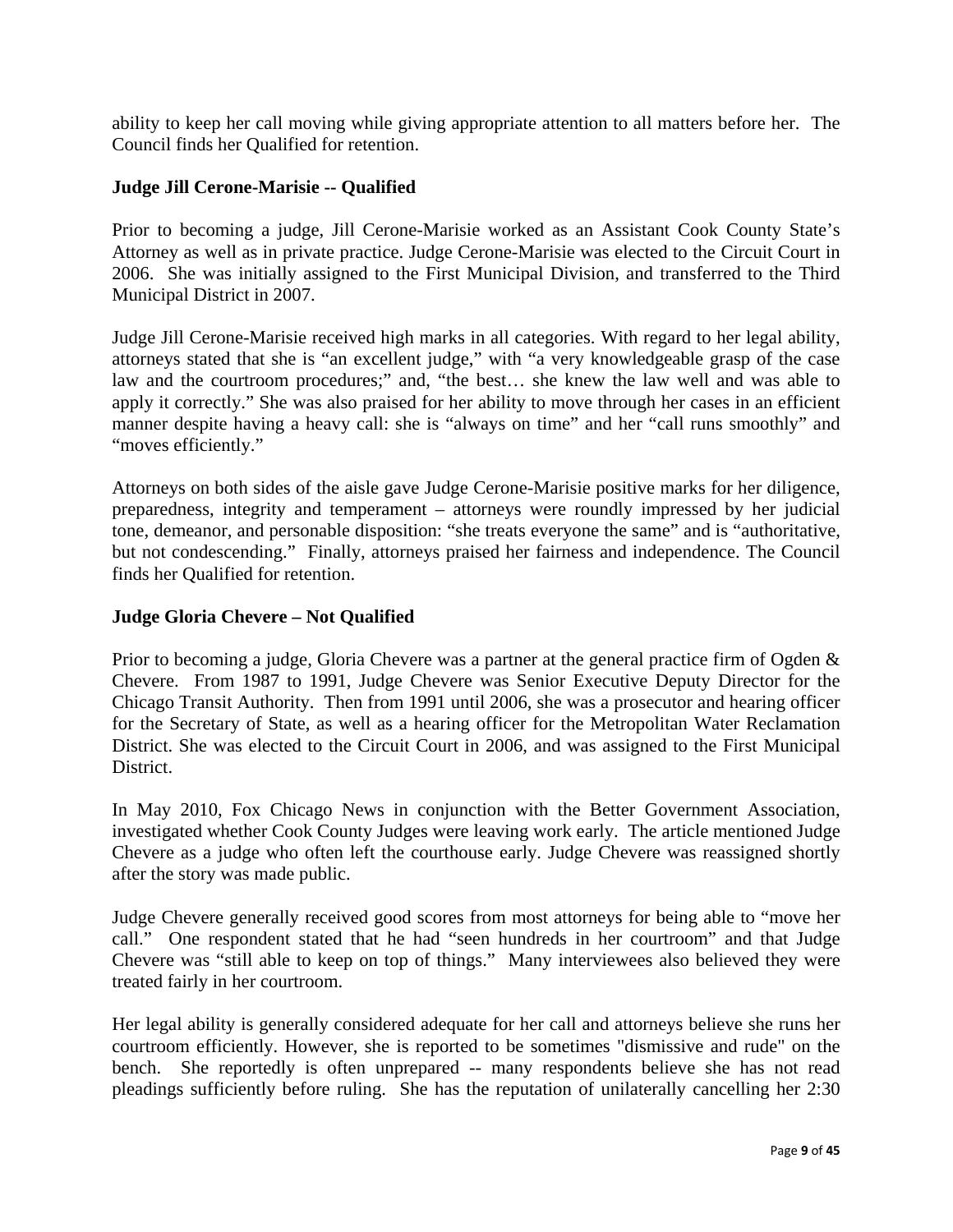ability to keep her call moving while giving appropriate attention to all matters before her. The Council finds her Qualified for retention.

**Judge Jill Cerone-Marisie -- Qualified**

Prior to becoming a judge, Jill Cerone-Marisie worked as an Assistant Cook County State's Attorney as well as in private practice. Judge Cerone-Marisie was elected to the Circuit Court in 2006. She was initially assigned to the First Municipal Division, and transferred to the Third Municipal District in 2007.

Judge Jill Cerone-Marisie received high marks in all categories. With regard to her legal ability, attorneys stated that she is "an excellent judge," with "a very knowledgeable grasp of the case law and the courtroom procedures;" and, "the best… she knew the law well and was able to apply it correctly." She was also praised for her ability to move through her cases in an efficient manner despite having a heavy call: she is "always on time" and her "call runs smoothly" and "moves efficiently."

Attorneys on both sides of the aisle gave Judge Cerone-Marisie positive marks for her diligence, preparedness, integrity and temperament – attorneys were roundly impressed by her judicial tone, demeanor, and personable disposition: "she treats everyone the same" and is "authoritative, but not condescending." Finally, attorneys praised her fairness and independence. The Council finds her Qualified for retention.

**Judge Gloria Chevere – Not Qualified**

Prior to becoming a judge, Gloria Chevere was a partner at the general practice firm of Ogden & Chevere. From 1987 to 1991, Judge Chevere was Senior Executive Deputy Director for the Chicago Transit Authority. Then from 1991 until 2006, she was a prosecutor and hearing officer for the Secretary of State, as well as a hearing officer for the Metropolitan Water Reclamation District. She was elected to the Circuit Court in 2006, and was assigned to the First Municipal District.

In May 2010, Fox Chicago News in conjunction with the Better Government Association, investigated whether Cook County Judges were leaving work early. The article mentioned Judge Chevere as a judge who often left the courthouse early. Judge Chevere was reassigned shortly after the story was made public.

Judge Chevere generally received good scores from most attorneys for being able to "move her call." One respondent stated that he had "seen hundreds in her courtroom" and that Judge Chevere was "still able to keep on top of things." Many interviewees also believed they were treated fairly in her courtroom.

Her legal ability is generally considered adequate for her call and attorneys believe she runs her courtroom efficiently. However, she is reported to be sometimes "dismissive and rude" on the bench. She reportedly is often unprepared -- many respondents believe she has not read pleadings sufficiently before ruling. She has the reputation of unilaterally cancelling her 2:30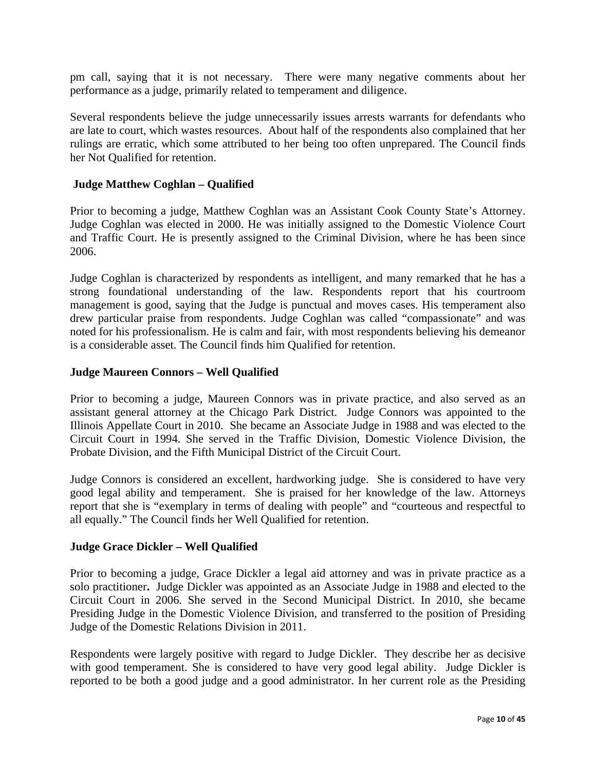pm call, saying that it is not necessary. There were many negative comments about her performance as a judge, primarily related to temperament and diligence.

Several respondents believe the judge unnecessarily issues arrests warrants for defendants who are late to court, which wastes resources. About half of the respondents also complained that her rulings are erratic, which some attributed to her being too often unprepared. The Council finds her Not Qualified for retention.

**Judge Matthew Coghlan – Qualified**

Prior to becoming a judge, Matthew Coghlan was an Assistant Cook County State's Attorney. Judge Coghlan was elected in 2000. He was initially assigned to the Domestic Violence Court and Traffic Court. He is presently assigned to the Criminal Division, where he has been since 2006.

Judge Coghlan is characterized by respondents as intelligent, and many remarked that he has a strong foundational understanding of the law. Respondents report that his courtroom management is good, saying that the Judge is punctual and moves cases. His temperament also drew particular praise from respondents. Judge Coghlan was called "compassionate" and was noted for his professionalism. He is calm and fair, with most respondents believing his demeanor is a considerable asset. The Council finds him Qualified for retention.

**Judge Maureen Connors – Well Qualified**

Prior to becoming a judge, Maureen Connors was in private practice, and also served as an assistant general attorney at the Chicago Park District. Judge Connors was appointed to the Illinois Appellate Court in 2010. She became an Associate Judge in 1988 and was elected to the Circuit Court in 1994. She served in the Traffic Division, Domestic Violence Division, the Probate Division, and the Fifth Municipal District of the Circuit Court.

Judge Connors is considered an excellent, hardworking judge. She is considered to have very good legal ability and temperament. She is praised for her knowledge of the law. Attorneys report that she is "exemplary in terms of dealing with people" and "courteous and respectful to all equally." The Council finds her Well Qualified for retention.

**Judge Grace Dickler – Well Qualified**

Prior to becoming a judge, Grace Dickler a legal aid attorney and was in private practice as a solo practitioner**.** Judge Dickler was appointed as an Associate Judge in 1988 and elected to the Circuit Court in 2006. She served in the Second Municipal District. In 2010, she became Presiding Judge in the Domestic Violence Division, and transferred to the position of Presiding Judge of the Domestic Relations Division in 2011.

Respondents were largely positive with regard to Judge Dickler. They describe her as decisive with good temperament. She is considered to have very good legal ability. Judge Dickler is reported to be both a good judge and a good administrator. In her current role as the Presiding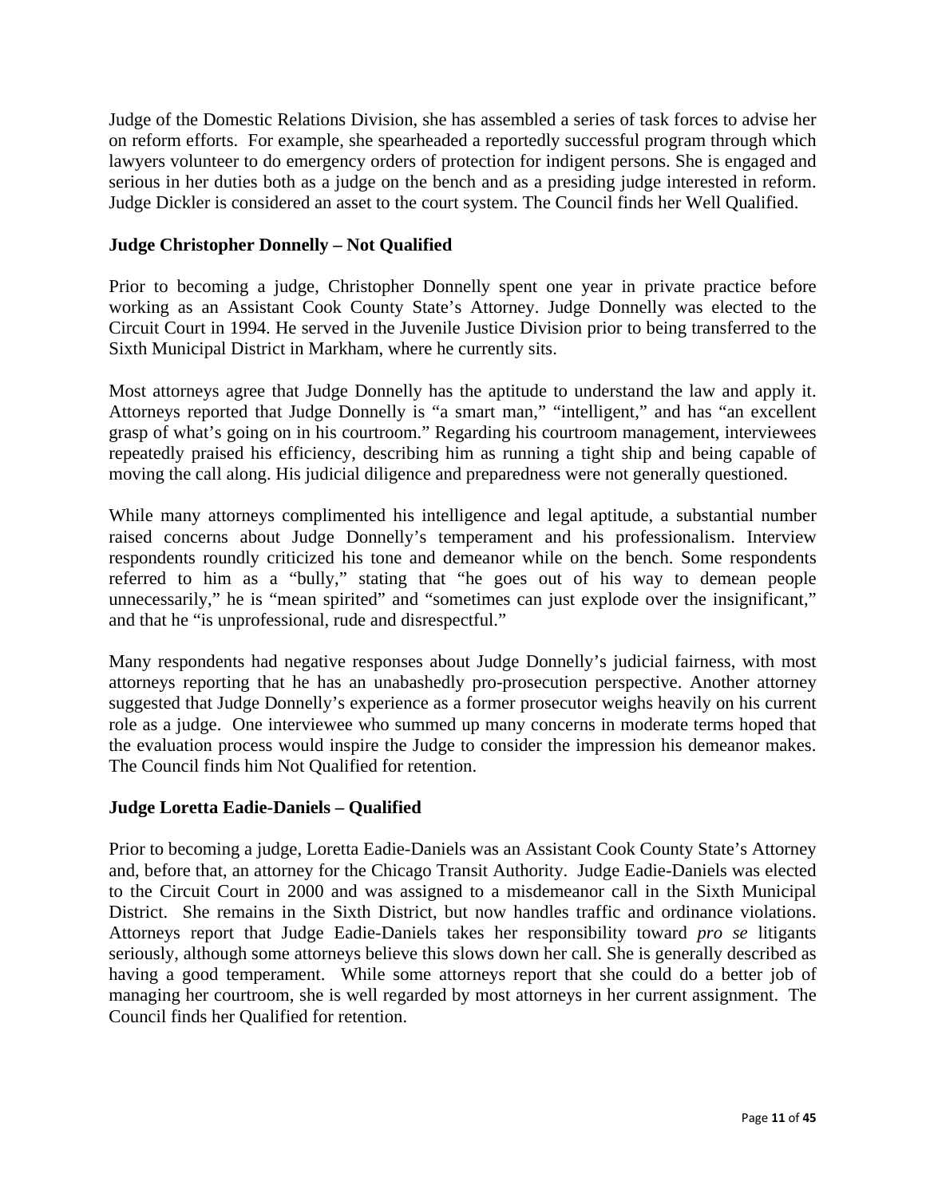Judge of the Domestic Relations Division, she has assembled a series of task forces to advise her on reform efforts. For example, she spearheaded a reportedly successful program through which lawyers volunteer to do emergency orders of protection for indigent persons. She is engaged and serious in her duties both as a judge on the bench and as a presiding judge interested in reform. Judge Dickler is considered an asset to the court system. The Council finds her Well Qualified.

**Judge Christopher Donnelly – Not Qualified**

Prior to becoming a judge, Christopher Donnelly spent one year in private practice before working as an Assistant Cook County State's Attorney. Judge Donnelly was elected to the Circuit Court in 1994. He served in the Juvenile Justice Division prior to being transferred to the Sixth Municipal District in Markham, where he currently sits.

Most attorneys agree that Judge Donnelly has the aptitude to understand the law and apply it. Attorneys reported that Judge Donnelly is "a smart man," "intelligent," and has "an excellent grasp of what's going on in his courtroom." Regarding his courtroom management, interviewees repeatedly praised his efficiency, describing him as running a tight ship and being capable of moving the call along. His judicial diligence and preparedness were not generally questioned.

While many attorneys complimented his intelligence and legal aptitude, a substantial number raised concerns about Judge Donnelly's temperament and his professionalism. Interview respondents roundly criticized his tone and demeanor while on the bench. Some respondents referred to him as a "bully," stating that "he goes out of his way to demean people unnecessarily," he is "mean spirited" and "sometimes can just explode over the insignificant," and that he "is unprofessional, rude and disrespectful."

Many respondents had negative responses about Judge Donnelly's judicial fairness, with most attorneys reporting that he has an unabashedly pro-prosecution perspective. Another attorney suggested that Judge Donnelly's experience as a former prosecutor weighs heavily on his current role as a judge. One interviewee who summed up many concerns in moderate terms hoped that the evaluation process would inspire the Judge to consider the impression his demeanor makes. The Council finds him Not Qualified for retention.

**Judge Loretta Eadie-Daniels – Qualified**

Prior to becoming a judge, Loretta Eadie-Daniels was an Assistant Cook County State's Attorney and, before that, an attorney for the Chicago Transit Authority. Judge Eadie-Daniels was elected to the Circuit Court in 2000 and was assigned to a misdemeanor call in the Sixth Municipal District. She remains in the Sixth District, but now handles traffic and ordinance violations. Attorneys report that Judge Eadie-Daniels takes her responsibility toward *pro se* litigants seriously, although some attorneys believe this slows down her call. She is generally described as having a good temperament. While some attorneys report that she could do a better job of managing her courtroom, she is well regarded by most attorneys in her current assignment. The Council finds her Qualified for retention.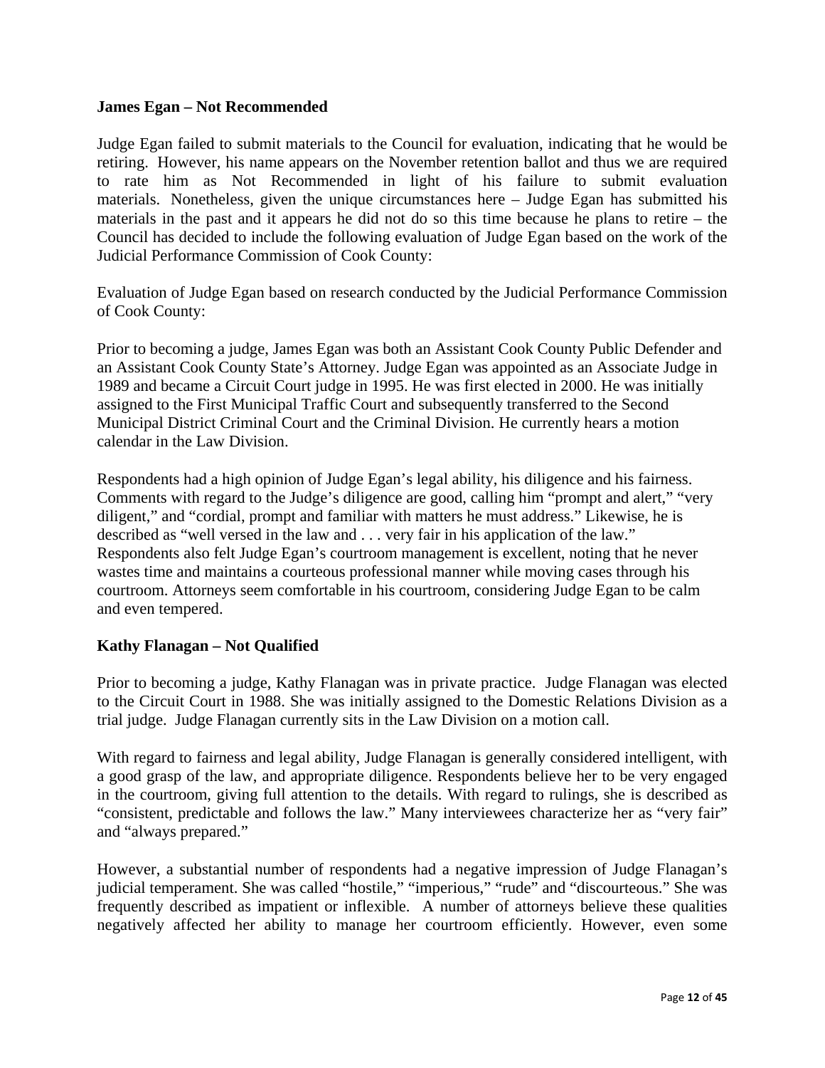**James Egan – Not Recommended**

Judge Egan failed to submit materials to the Council for evaluation, indicating that he would be retiring. However, his name appears on the November retention ballot and thus we are required to rate him as Not Recommended in light of his failure to submit evaluation materials. Nonetheless, given the unique circumstances here – Judge Egan has submitted his materials in the past and it appears he did not do so this time because he plans to retire – the Council has decided to include the following evaluation of Judge Egan based on the work of the Judicial Performance Commission of Cook County:

Evaluation of Judge Egan based on research conducted by the Judicial Performance Commission of Cook County:

Prior to becoming a judge, James Egan was both an Assistant Cook County Public Defender and an Assistant Cook County State's Attorney. Judge Egan was appointed as an Associate Judge in 1989 and became a Circuit Court judge in 1995. He was first elected in 2000. He was initially assigned to the First Municipal Traffic Court and subsequently transferred to the Second Municipal District Criminal Court and the Criminal Division. He currently hears a motion calendar in the Law Division.

Respondents had a high opinion of Judge Egan's legal ability, his diligence and his fairness. Comments with regard to the Judge's diligence are good, calling him "prompt and alert," "very diligent," and "cordial, prompt and familiar with matters he must address." Likewise, he is described as "well versed in the law and . . . very fair in his application of the law." Respondents also felt Judge Egan's courtroom management is excellent, noting that he never wastes time and maintains a courteous professional manner while moving cases through his courtroom. Attorneys seem comfortable in his courtroom, considering Judge Egan to be calm and even tempered.

**Kathy Flanagan – Not Qualified**

Prior to becoming a judge, Kathy Flanagan was in private practice. Judge Flanagan was elected to the Circuit Court in 1988. She was initially assigned to the Domestic Relations Division as a trial judge. Judge Flanagan currently sits in the Law Division on a motion call.

With regard to fairness and legal ability, Judge Flanagan is generally considered intelligent, with a good grasp of the law, and appropriate diligence. Respondents believe her to be very engaged in the courtroom, giving full attention to the details. With regard to rulings, she is described as "consistent, predictable and follows the law." Many interviewees characterize her as "very fair" and "always prepared."

However, a substantial number of respondents had a negative impression of Judge Flanagan's judicial temperament. She was called "hostile," "imperious," "rude" and "discourteous." She was frequently described as impatient or inflexible. A number of attorneys believe these qualities negatively affected her ability to manage her courtroom efficiently. However, even some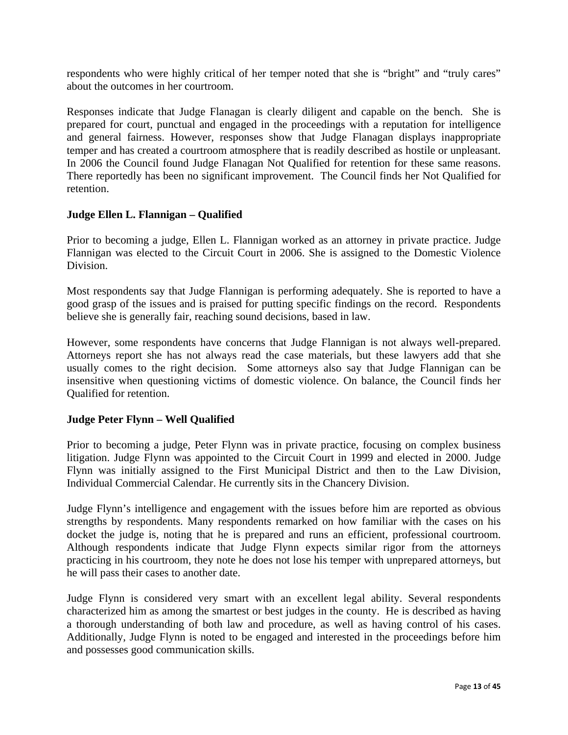respondents who were highly critical of her temper noted that she is "bright" and "truly cares" about the outcomes in her courtroom.

Responses indicate that Judge Flanagan is clearly diligent and capable on the bench. She is prepared for court, punctual and engaged in the proceedings with a reputation for intelligence and general fairness. However, responses show that Judge Flanagan displays inappropriate temper and has created a courtroom atmosphere that is readily described as hostile or unpleasant. In 2006 the Council found Judge Flanagan Not Qualified for retention for these same reasons. There reportedly has been no significant improvement. The Council finds her Not Qualified for retention.

**Judge Ellen L. Flannigan – Qualified**

Prior to becoming a judge, Ellen L. Flannigan worked as an attorney in private practice. Judge Flannigan was elected to the Circuit Court in 2006. She is assigned to the Domestic Violence Division.

Most respondents say that Judge Flannigan is performing adequately. She is reported to have a good grasp of the issues and is praised for putting specific findings on the record. Respondents believe she is generally fair, reaching sound decisions, based in law.

However, some respondents have concerns that Judge Flannigan is not always well-prepared. Attorneys report she has not always read the case materials, but these lawyers add that she usually comes to the right decision. Some attorneys also say that Judge Flannigan can be insensitive when questioning victims of domestic violence. On balance, the Council finds her Qualified for retention.

**Judge Peter Flynn – Well Qualified**

Prior to becoming a judge, Peter Flynn was in private practice, focusing on complex business litigation. Judge Flynn was appointed to the Circuit Court in 1999 and elected in 2000. Judge Flynn was initially assigned to the First Municipal District and then to the Law Division, Individual Commercial Calendar. He currently sits in the Chancery Division.

Judge Flynn's intelligence and engagement with the issues before him are reported as obvious strengths by respondents. Many respondents remarked on how familiar with the cases on his docket the judge is, noting that he is prepared and runs an efficient, professional courtroom. Although respondents indicate that Judge Flynn expects similar rigor from the attorneys practicing in his courtroom, they note he does not lose his temper with unprepared attorneys, but he will pass their cases to another date.

Judge Flynn is considered very smart with an excellent legal ability. Several respondents characterized him as among the smartest or best judges in the county. He is described as having a thorough understanding of both law and procedure, as well as having control of his cases. Additionally, Judge Flynn is noted to be engaged and interested in the proceedings before him and possesses good communication skills.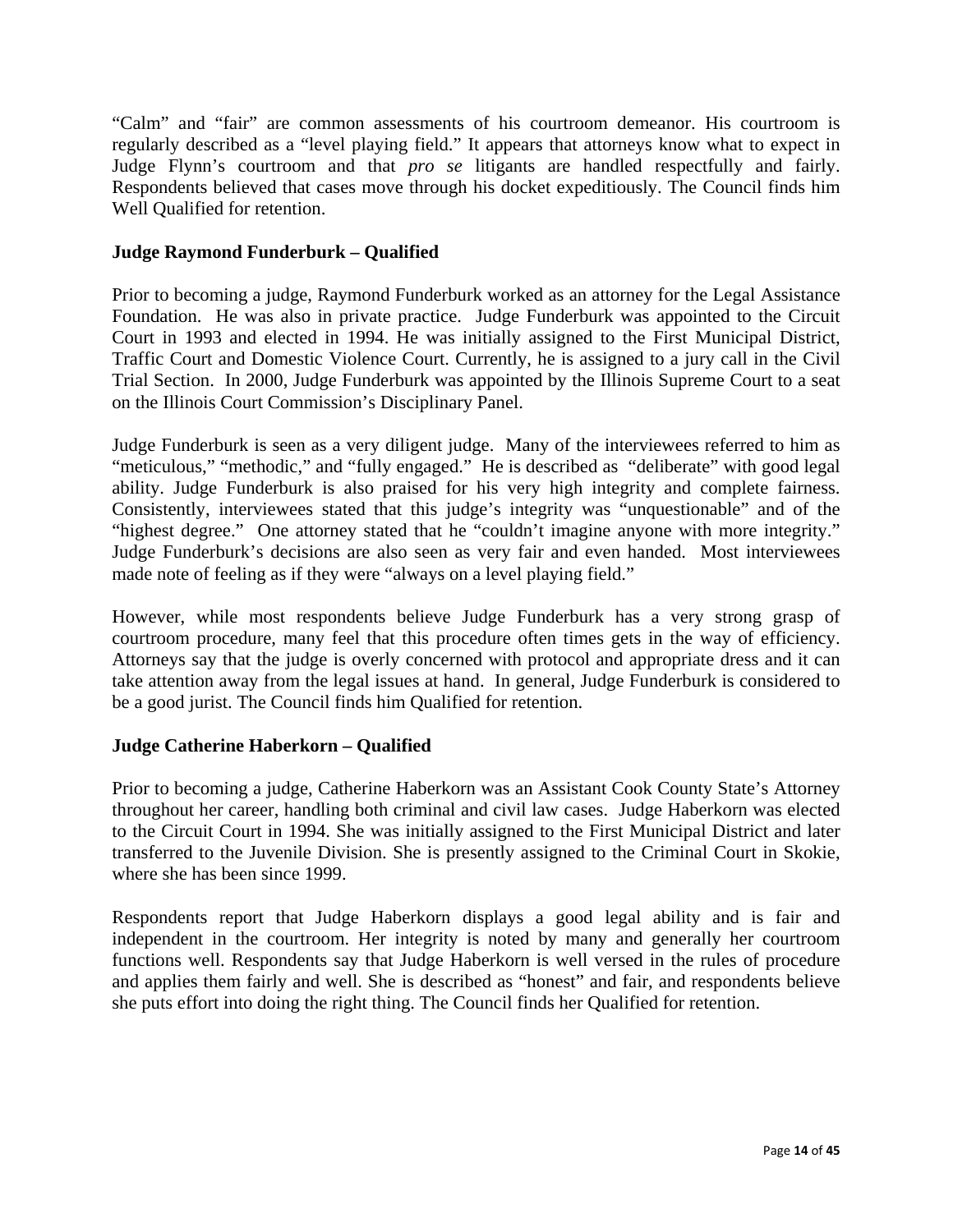"Calm" and "fair" are common assessments of his courtroom demeanor. His courtroom is regularly described as a "level playing field." It appears that attorneys know what to expect in Judge Flynn's courtroom and that *pro se* litigants are handled respectfully and fairly. Respondents believed that cases move through his docket expeditiously. The Council finds him Well Qualified for retention.

**Judge Raymond Funderburk – Qualified**

Prior to becoming a judge, Raymond Funderburk worked as an attorney for the Legal Assistance Foundation. He was also in private practice. Judge Funderburk was appointed to the Circuit Court in 1993 and elected in 1994. He was initially assigned to the First Municipal District, Traffic Court and Domestic Violence Court. Currently, he is assigned to a jury call in the Civil Trial Section. In 2000, Judge Funderburk was appointed by the Illinois Supreme Court to a seat on the Illinois Court Commission's Disciplinary Panel.

Judge Funderburk is seen as a very diligent judge. Many of the interviewees referred to him as "meticulous," "methodic," and "fully engaged." He is described as "deliberate" with good legal ability. Judge Funderburk is also praised for his very high integrity and complete fairness. Consistently, interviewees stated that this judge's integrity was "unquestionable" and of the "highest degree." One attorney stated that he "couldn't imagine anyone with more integrity." Judge Funderburk's decisions are also seen as very fair and even handed. Most interviewees made note of feeling as if they were "always on a level playing field."

However, while most respondents believe Judge Funderburk has a very strong grasp of courtroom procedure, many feel that this procedure often times gets in the way of efficiency. Attorneys say that the judge is overly concerned with protocol and appropriate dress and it can take attention away from the legal issues at hand. In general, Judge Funderburk is considered to be a good jurist. The Council finds him Qualified for retention.

**Judge Catherine Haberkorn – Qualified**

Prior to becoming a judge, Catherine Haberkorn was an Assistant Cook County State's Attorney throughout her career, handling both criminal and civil law cases. Judge Haberkorn was elected to the Circuit Court in 1994. She was initially assigned to the First Municipal District and later transferred to the Juvenile Division. She is presently assigned to the Criminal Court in Skokie, where she has been since 1999.

Respondents report that Judge Haberkorn displays a good legal ability and is fair and independent in the courtroom. Her integrity is noted by many and generally her courtroom functions well. Respondents say that Judge Haberkorn is well versed in the rules of procedure and applies them fairly and well. She is described as "honest" and fair, and respondents believe she puts effort into doing the right thing. The Council finds her Qualified for retention.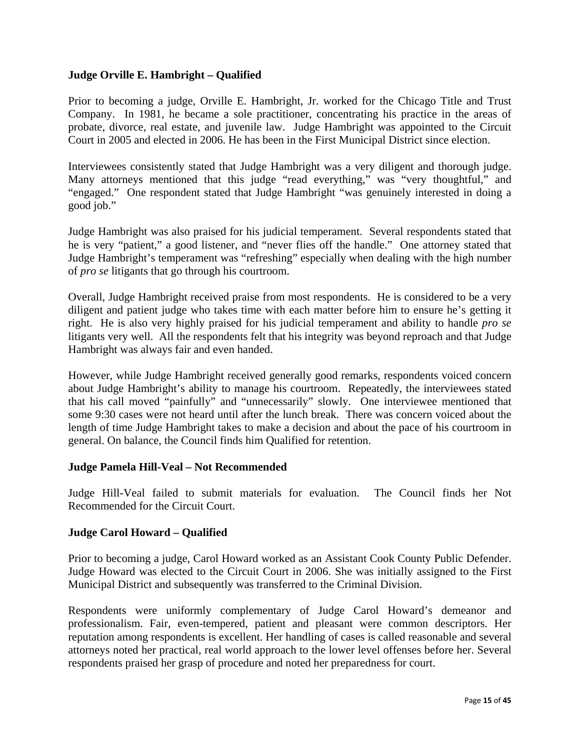**Judge Orville E. Hambright – Qualified**

Prior to becoming a judge, Orville E. Hambright, Jr. worked for the Chicago Title and Trust Company. In 1981, he became a sole practitioner, concentrating his practice in the areas of probate, divorce, real estate, and juvenile law. Judge Hambright was appointed to the Circuit Court in 2005 and elected in 2006. He has been in the First Municipal District since election.

Interviewees consistently stated that Judge Hambright was a very diligent and thorough judge. Many attorneys mentioned that this judge "read everything," was "very thoughtful," and "engaged." One respondent stated that Judge Hambright "was genuinely interested in doing a good job."

Judge Hambright was also praised for his judicial temperament. Several respondents stated that he is very "patient," a good listener, and "never flies off the handle." One attorney stated that Judge Hambright's temperament was "refreshing" especially when dealing with the high number of *pro se* litigants that go through his courtroom.

Overall, Judge Hambright received praise from most respondents. He is considered to be a very diligent and patient judge who takes time with each matter before him to ensure he's getting it right. He is also very highly praised for his judicial temperament and ability to handle *pro se* litigants very well. All the respondents felt that his integrity was beyond reproach and that Judge Hambright was always fair and even handed.

However, while Judge Hambright received generally good remarks, respondents voiced concern about Judge Hambright's ability to manage his courtroom. Repeatedly, the interviewees stated that his call moved "painfully" and "unnecessarily" slowly. One interviewee mentioned that some 9:30 cases were not heard until after the lunch break. There was concern voiced about the length of time Judge Hambright takes to make a decision and about the pace of his courtroom in general. On balance, the Council finds him Qualified for retention.

**Judge Pamela Hill-Veal – Not Recommended**

Judge Hill-Veal failed to submit materials for evaluation. The Council finds her Not Recommended for the Circuit Court.

**Judge Carol Howard – Qualified**

Prior to becoming a judge, Carol Howard worked as an Assistant Cook County Public Defender. Judge Howard was elected to the Circuit Court in 2006. She was initially assigned to the First Municipal District and subsequently was transferred to the Criminal Division.

Respondents were uniformly complementary of Judge Carol Howard's demeanor and professionalism. Fair, even-tempered, patient and pleasant were common descriptors. Her reputation among respondents is excellent. Her handling of cases is called reasonable and several attorneys noted her practical, real world approach to the lower level offenses before her. Several respondents praised her grasp of procedure and noted her preparedness for court.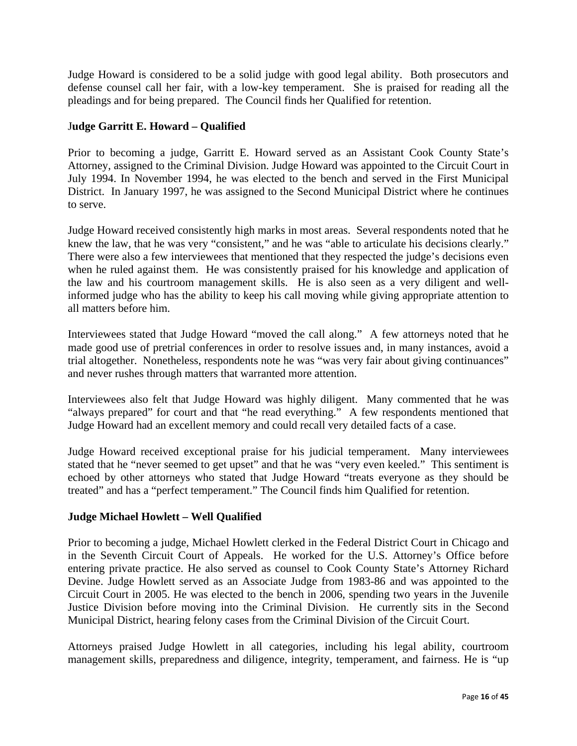Judge Howard is considered to be a solid judge with good legal ability. Both prosecutors and defense counsel call her fair, with a low-key temperament. She is praised for reading all the pleadings and for being prepared. The Council finds her Qualified for retention.

**Judge Garritt E. Howard – Qualified**

Prior to becoming a judge, Garritt E. Howard served as an Assistant Cook County State's Attorney, assigned to the Criminal Division. Judge Howard was appointed to the Circuit Court in July 1994. In November 1994, he was elected to the bench and served in the First Municipal District. In January 1997, he was assigned to the Second Municipal District where he continues to serve.

Judge Howard received consistently high marks in most areas. Several respondents noted that he knew the law, that he was very "consistent," and he was "able to articulate his decisions clearly." There were also a few interviewees that mentioned that they respected the judge's decisions even when he ruled against them. He was consistently praised for his knowledge and application of the law and his courtroom management skills. He is also seen as a very diligent and well-informed judge who has the ability to keep his call moving while giving appropriate attention to all matters before him.

Interviewees stated that Judge Howard "moved the call along." A few attorneys noted that he made good use of pretrial conferences in order to resolve issues and, in many instances, avoid a trial altogether. Nonetheless, respondents note he was "was very fair about giving continuances" and never rushes through matters that warranted more attention.

Interviewees also felt that Judge Howard was highly diligent. Many commented that he was "always prepared" for court and that "he read everything." A few respondents mentioned that Judge Howard had an excellent memory and could recall very detailed facts of a case.

Judge Howard received exceptional praise for his judicial temperament. Many interviewees stated that he "never seemed to get upset" and that he was "very even keeled." This sentiment is echoed by other attorneys who stated that Judge Howard "treats everyone as they should be treated" and has a "perfect temperament." The Council finds him Qualified for retention.

**Judge Michael Howlett – Well Qualified**

Prior to becoming a judge, Michael Howlett clerked in the Federal District Court in Chicago and in the Seventh Circuit Court of Appeals. He worked for the U.S. Attorney's Office before entering private practice. He also served as counsel to Cook County State's Attorney Richard Devine. Judge Howlett served as an Associate Judge from 1983-86 and was appointed to the Circuit Court in 2005. He was elected to the bench in 2006, spending two years in the Juvenile Justice Division before moving into the Criminal Division. He currently sits in the Second Municipal District, hearing felony cases from the Criminal Division of the Circuit Court.

Attorneys praised Judge Howlett in all categories, including his legal ability, courtroom management skills, preparedness and diligence, integrity, temperament, and fairness. He is "up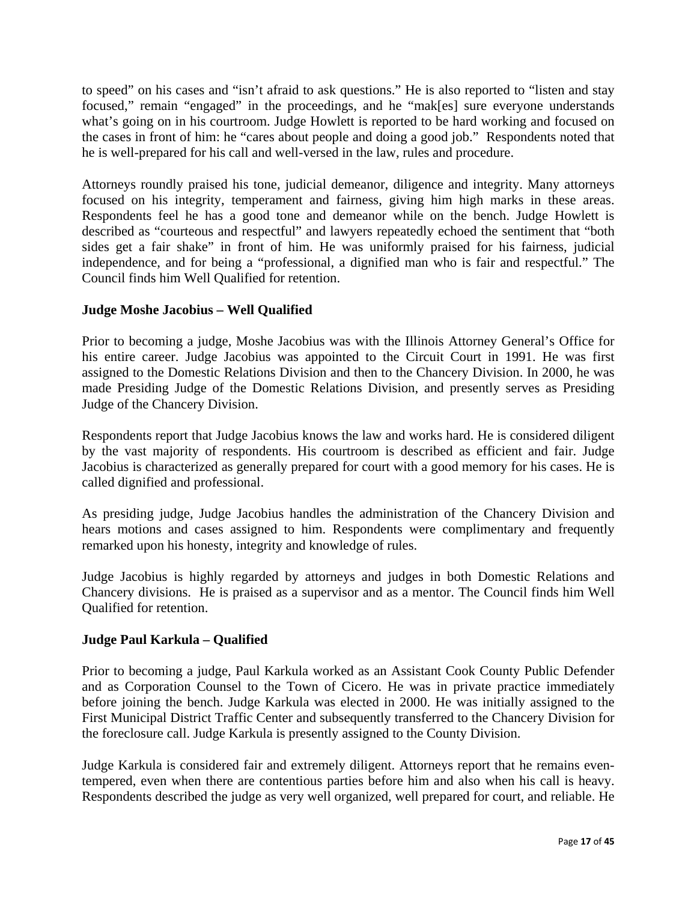to speed" on his cases and "isn't afraid to ask questions." He is also reported to "listen and stay focused," remain "engaged" in the proceedings, and he "mak[es] sure everyone understands what's going on in his courtroom. Judge Howlett is reported to be hard working and focused on the cases in front of him: he "cares about people and doing a good job." Respondents noted that he is well-prepared for his call and well-versed in the law, rules and procedure.

Attorneys roundly praised his tone, judicial demeanor, diligence and integrity. Many attorneys focused on his integrity, temperament and fairness, giving him high marks in these areas. Respondents feel he has a good tone and demeanor while on the bench. Judge Howlett is described as "courteous and respectful" and lawyers repeatedly echoed the sentiment that "both sides get a fair shake" in front of him. He was uniformly praised for his fairness, judicial independence, and for being a "professional, a dignified man who is fair and respectful." The Council finds him Well Qualified for retention.

**Judge Moshe Jacobius – Well Qualified**

Prior to becoming a judge, Moshe Jacobius was with the Illinois Attorney General's Office for his entire career. Judge Jacobius was appointed to the Circuit Court in 1991. He was first assigned to the Domestic Relations Division and then to the Chancery Division. In 2000, he was made Presiding Judge of the Domestic Relations Division, and presently serves as Presiding Judge of the Chancery Division.

Respondents report that Judge Jacobius knows the law and works hard. He is considered diligent by the vast majority of respondents. His courtroom is described as efficient and fair. Judge Jacobius is characterized as generally prepared for court with a good memory for his cases. He is called dignified and professional.

As presiding judge, Judge Jacobius handles the administration of the Chancery Division and hears motions and cases assigned to him. Respondents were complimentary and frequently remarked upon his honesty, integrity and knowledge of rules.

Judge Jacobius is highly regarded by attorneys and judges in both Domestic Relations and Chancery divisions. He is praised as a supervisor and as a mentor. The Council finds him Well Qualified for retention.

**Judge Paul Karkula – Qualified**

Prior to becoming a judge, Paul Karkula worked as an Assistant Cook County Public Defender and as Corporation Counsel to the Town of Cicero. He was in private practice immediately before joining the bench. Judge Karkula was elected in 2000. He was initially assigned to the First Municipal District Traffic Center and subsequently transferred to the Chancery Division for the foreclosure call. Judge Karkula is presently assigned to the County Division.

Judge Karkula is considered fair and extremely diligent. Attorneys report that he remains even-tempered, even when there are contentious parties before him and also when his call is heavy. Respondents described the judge as very well organized, well prepared for court, and reliable. He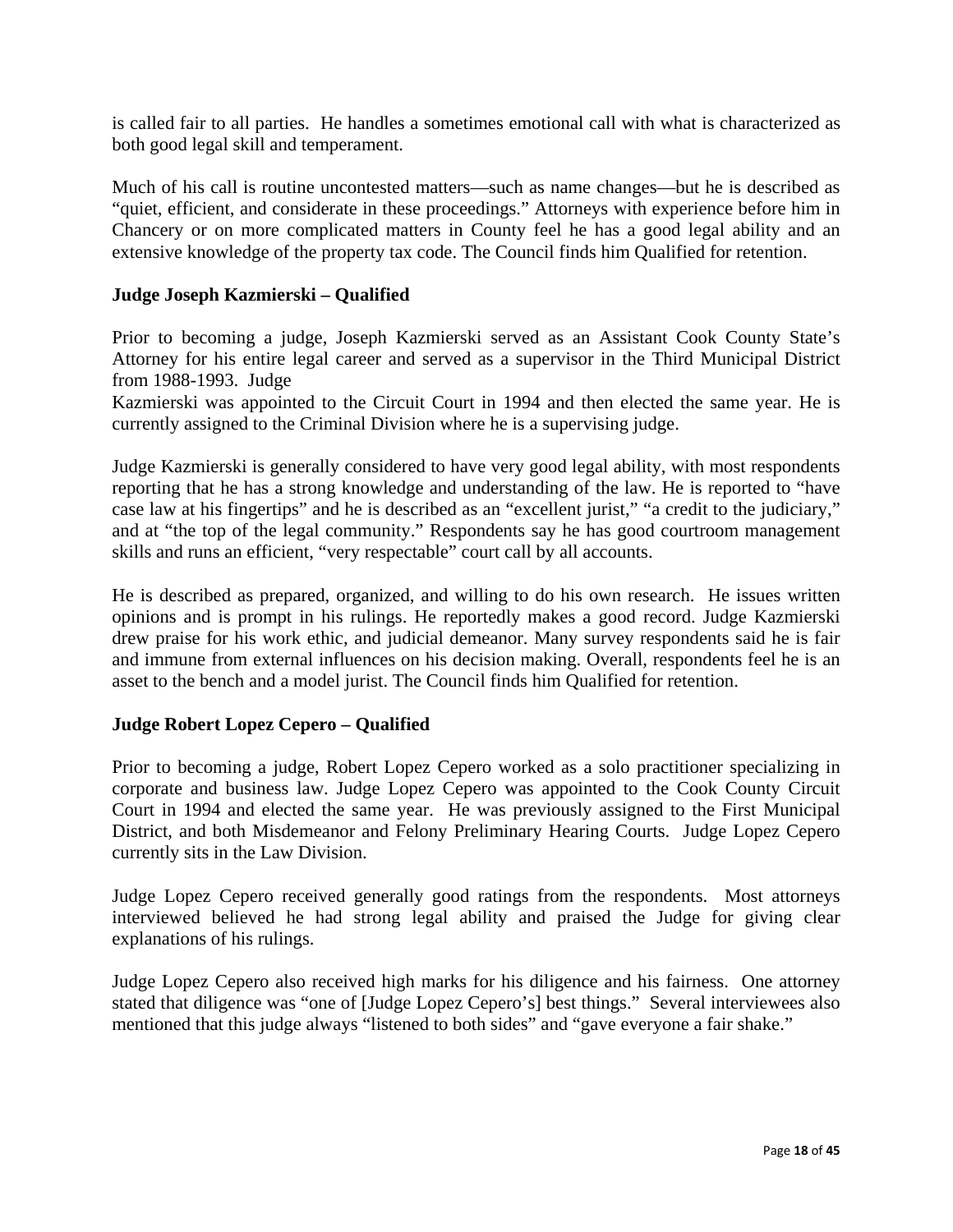is called fair to all parties. He handles a sometimes emotional call with what is characterized as both good legal skill and temperament.

Much of his call is routine uncontested matters—such as name changes—but he is described as "quiet, efficient, and considerate in these proceedings." Attorneys with experience before him in Chancery or on more complicated matters in County feel he has a good legal ability and an extensive knowledge of the property tax code. The Council finds him Qualified for retention.

**Judge Joseph Kazmierski – Qualified**

Prior to becoming a judge, Joseph Kazmierski served as an Assistant Cook County State's Attorney for his entire legal career and served as a supervisor in the Third Municipal District from 1988-1993. Judge Kazmierski was appointed to the Circuit Court in 1994 and then elected the same year. He is currently assigned to the Criminal Division where he is a supervising judge.

Judge Kazmierski is generally considered to have very good legal ability, with most respondents reporting that he has a strong knowledge and understanding of the law. He is reported to "have case law at his fingertips" and he is described as an "excellent jurist," "a credit to the judiciary," and at "the top of the legal community." Respondents say he has good courtroom management skills and runs an efficient, "very respectable" court call by all accounts.

He is described as prepared, organized, and willing to do his own research. He issues written opinions and is prompt in his rulings. He reportedly makes a good record. Judge Kazmierski drew praise for his work ethic, and judicial demeanor. Many survey respondents said he is fair and immune from external influences on his decision making. Overall, respondents feel he is an asset to the bench and a model jurist. The Council finds him Qualified for retention.

**Judge Robert Lopez Cepero – Qualified**

Prior to becoming a judge, Robert Lopez Cepero worked as a solo practitioner specializing in corporate and business law. Judge Lopez Cepero was appointed to the Cook County Circuit Court in 1994 and elected the same year. He was previously assigned to the First Municipal District, and both Misdemeanor and Felony Preliminary Hearing Courts. Judge Lopez Cepero currently sits in the Law Division.

Judge Lopez Cepero received generally good ratings from the respondents. Most attorneys interviewed believed he had strong legal ability and praised the Judge for giving clear explanations of his rulings.

Judge Lopez Cepero also received high marks for his diligence and his fairness. One attorney stated that diligence was "one of [Judge Lopez Cepero's] best things." Several interviewees also mentioned that this judge always "listened to both sides" and "gave everyone a fair shake."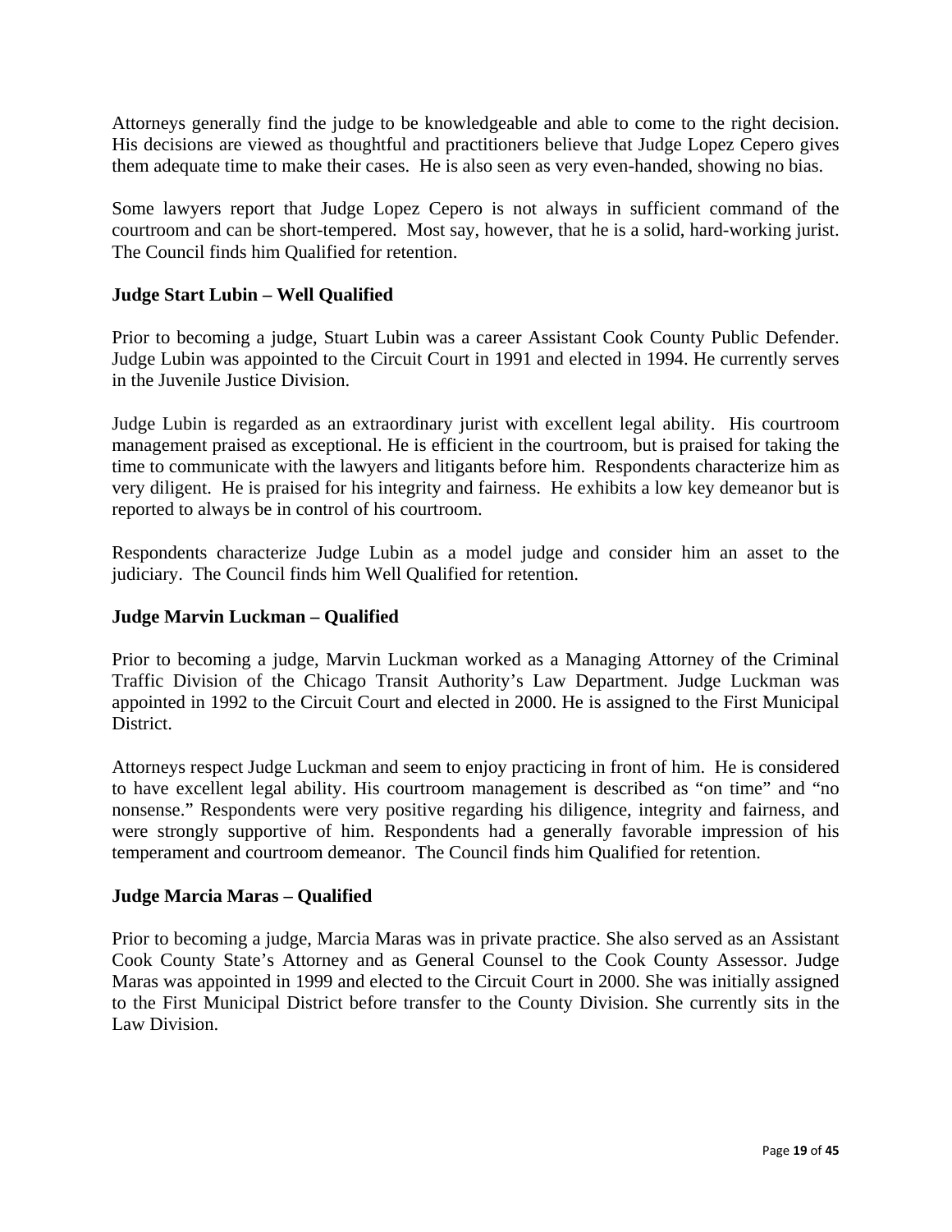Attorneys generally find the judge to be knowledgeable and able to come to the right decision. His decisions are viewed as thoughtful and practitioners believe that Judge Lopez Cepero gives them adequate time to make their cases. He is also seen as very even-handed, showing no bias.

Some lawyers report that Judge Lopez Cepero is not always in sufficient command of the courtroom and can be short-tempered. Most say, however, that he is a solid, hard-working jurist. The Council finds him Qualified for retention.

**Judge Start Lubin – Well Qualified**

Prior to becoming a judge, Stuart Lubin was a career Assistant Cook County Public Defender. Judge Lubin was appointed to the Circuit Court in 1991 and elected in 1994. He currently serves in the Juvenile Justice Division.

Judge Lubin is regarded as an extraordinary jurist with excellent legal ability. His courtroom management praised as exceptional. He is efficient in the courtroom, but is praised for taking the time to communicate with the lawyers and litigants before him. Respondents characterize him as very diligent. He is praised for his integrity and fairness. He exhibits a low key demeanor but is reported to always be in control of his courtroom.

Respondents characterize Judge Lubin as a model judge and consider him an asset to the judiciary. The Council finds him Well Qualified for retention.

**Judge Marvin Luckman – Qualified**

Prior to becoming a judge, Marvin Luckman worked as a Managing Attorney of the Criminal Traffic Division of the Chicago Transit Authority's Law Department. Judge Luckman was appointed in 1992 to the Circuit Court and elected in 2000. He is assigned to the First Municipal District.

Attorneys respect Judge Luckman and seem to enjoy practicing in front of him. He is considered to have excellent legal ability. His courtroom management is described as "on time" and "no nonsense." Respondents were very positive regarding his diligence, integrity and fairness, and were strongly supportive of him. Respondents had a generally favorable impression of his temperament and courtroom demeanor. The Council finds him Qualified for retention.

**Judge Marcia Maras – Qualified**

Prior to becoming a judge, Marcia Maras was in private practice. She also served as an Assistant Cook County State's Attorney and as General Counsel to the Cook County Assessor. Judge Maras was appointed in 1999 and elected to the Circuit Court in 2000. She was initially assigned to the First Municipal District before transfer to the County Division. She currently sits in the Law Division.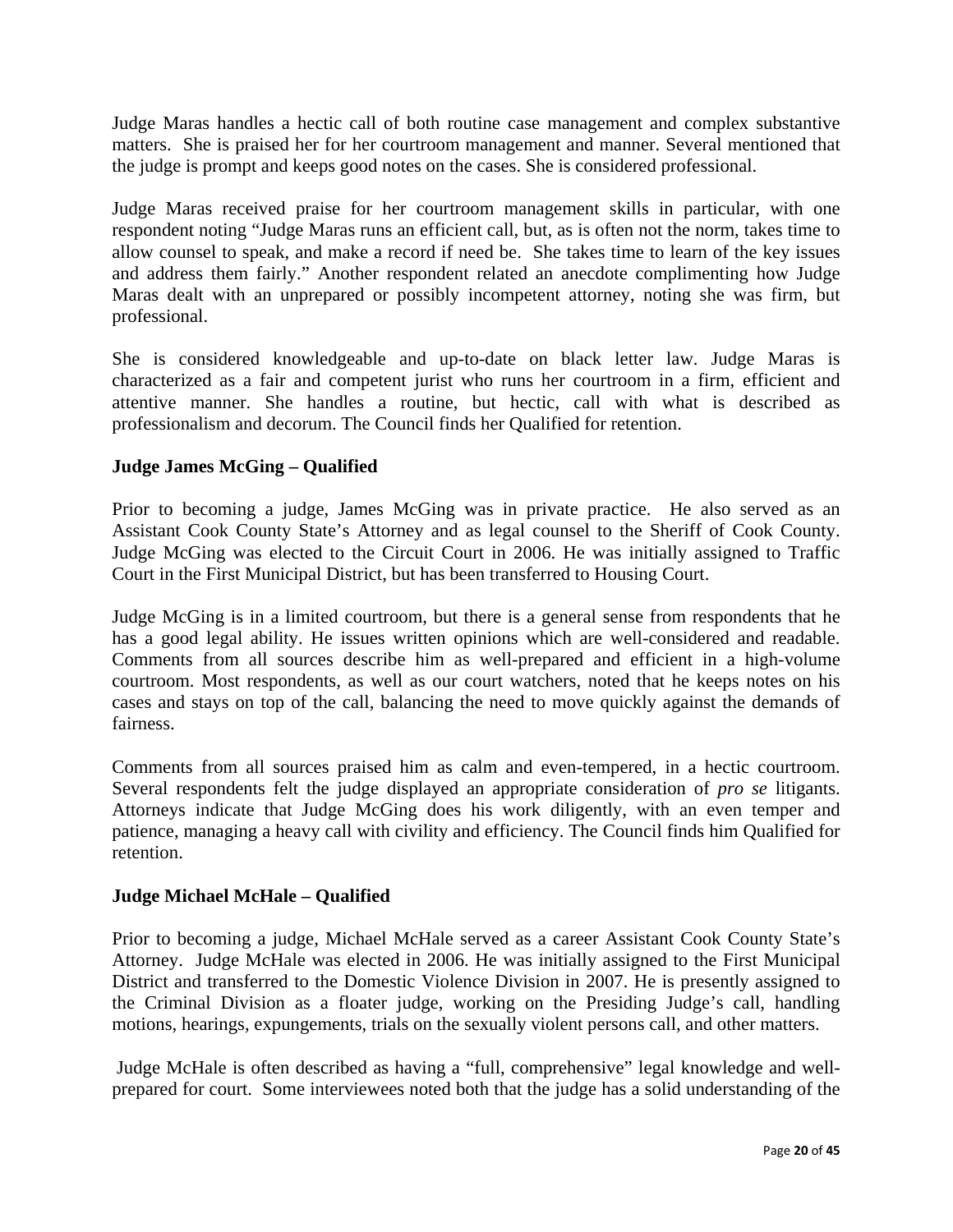Judge Maras handles a hectic call of both routine case management and complex substantive matters. She is praised her for her courtroom management and manner. Several mentioned that the judge is prompt and keeps good notes on the cases. She is considered professional.

Judge Maras received praise for her courtroom management skills in particular, with one respondent noting "Judge Maras runs an efficient call, but, as is often not the norm, takes time to allow counsel to speak, and make a record if need be. She takes time to learn of the key issues and address them fairly." Another respondent related an anecdote complimenting how Judge Maras dealt with an unprepared or possibly incompetent attorney, noting she was firm, but professional.

She is considered knowledgeable and up-to-date on black letter law. Judge Maras is characterized as a fair and competent jurist who runs her courtroom in a firm, efficient and attentive manner. She handles a routine, but hectic, call with what is described as professionalism and decorum. The Council finds her Qualified for retention.

**Judge James McGing – Qualified**

Prior to becoming a judge, James McGing was in private practice. He also served as an Assistant Cook County State's Attorney and as legal counsel to the Sheriff of Cook County. Judge McGing was elected to the Circuit Court in 2006. He was initially assigned to Traffic Court in the First Municipal District, but has been transferred to Housing Court.

Judge McGing is in a limited courtroom, but there is a general sense from respondents that he has a good legal ability. He issues written opinions which are well-considered and readable. Comments from all sources describe him as well-prepared and efficient in a high-volume courtroom. Most respondents, as well as our court watchers, noted that he keeps notes on his cases and stays on top of the call, balancing the need to move quickly against the demands of fairness.

Comments from all sources praised him as calm and even-tempered, in a hectic courtroom. Several respondents felt the judge displayed an appropriate consideration of *pro se* litigants. Attorneys indicate that Judge McGing does his work diligently, with an even temper and patience, managing a heavy call with civility and efficiency. The Council finds him Qualified for retention.

**Judge Michael McHale – Qualified**

Prior to becoming a judge, Michael McHale served as a career Assistant Cook County State's Attorney. Judge McHale was elected in 2006. He was initially assigned to the First Municipal District and transferred to the Domestic Violence Division in 2007. He is presently assigned to the Criminal Division as a floater judge, working on the Presiding Judge's call, handling motions, hearings, expungements, trials on the sexually violent persons call, and other matters.

Judge McHale is often described as having a "full, comprehensive" legal knowledge and well-prepared for court. Some interviewees noted both that the judge has a solid understanding of the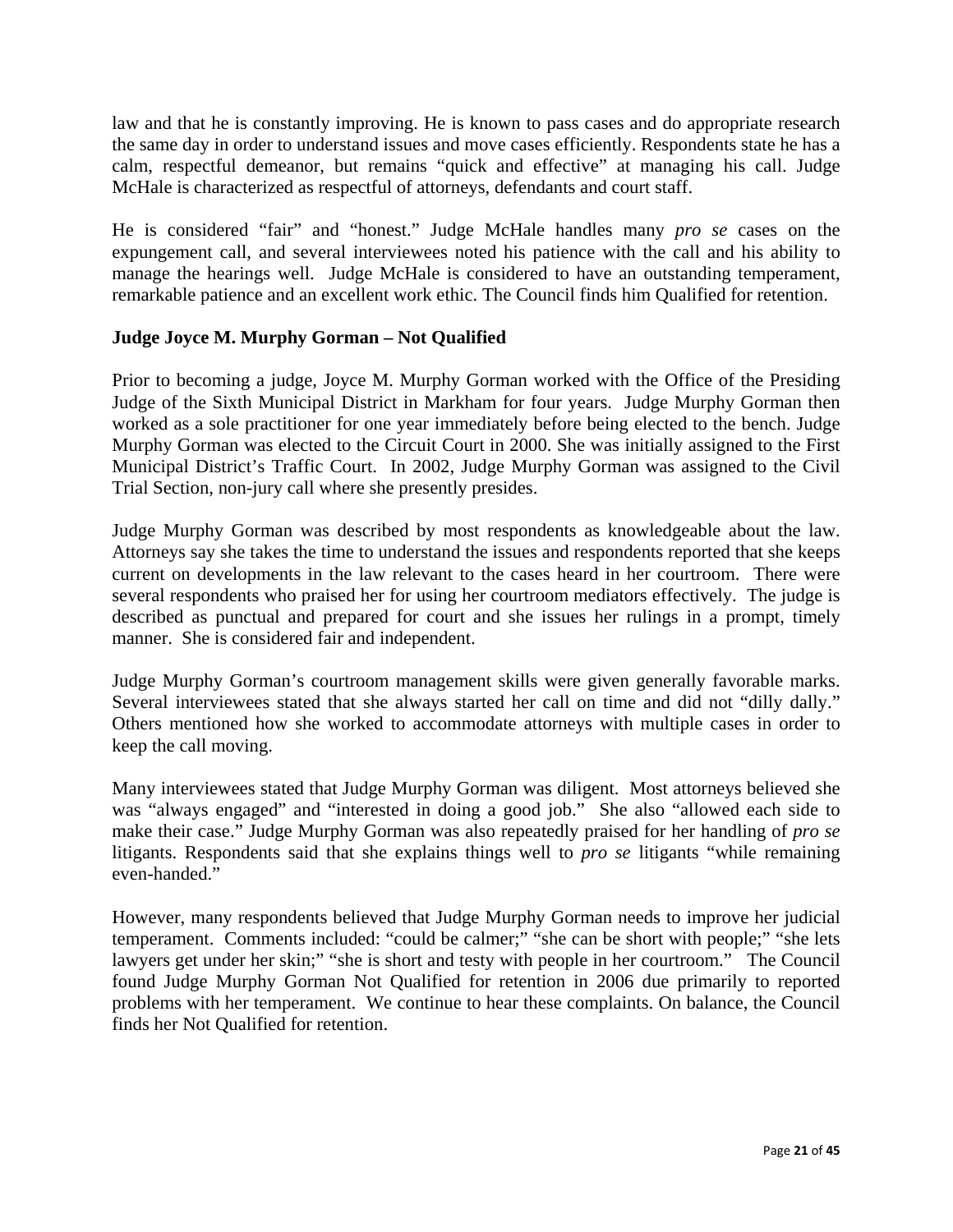law and that he is constantly improving. He is known to pass cases and do appropriate research the same day in order to understand issues and move cases efficiently. Respondents state he has a calm, respectful demeanor, but remains "quick and effective" at managing his call. Judge McHale is characterized as respectful of attorneys, defendants and court staff.

He is considered "fair" and "honest." Judge McHale handles many *pro se* cases on the expungement call, and several interviewees noted his patience with the call and his ability to manage the hearings well. Judge McHale is considered to have an outstanding temperament, remarkable patience and an excellent work ethic. The Council finds him Qualified for retention.

**Judge Joyce M. Murphy Gorman – Not Qualified**

Prior to becoming a judge, Joyce M. Murphy Gorman worked with the Office of the Presiding Judge of the Sixth Municipal District in Markham for four years. Judge Murphy Gorman then worked as a sole practitioner for one year immediately before being elected to the bench. Judge Murphy Gorman was elected to the Circuit Court in 2000. She was initially assigned to the First Municipal District's Traffic Court. In 2002, Judge Murphy Gorman was assigned to the Civil Trial Section, non-jury call where she presently presides.

Judge Murphy Gorman was described by most respondents as knowledgeable about the law. Attorneys say she takes the time to understand the issues and respondents reported that she keeps current on developments in the law relevant to the cases heard in her courtroom. There were several respondents who praised her for using her courtroom mediators effectively. The judge is described as punctual and prepared for court and she issues her rulings in a prompt, timely manner. She is considered fair and independent.

Judge Murphy Gorman's courtroom management skills were given generally favorable marks. Several interviewees stated that she always started her call on time and did not "dilly dally." Others mentioned how she worked to accommodate attorneys with multiple cases in order to keep the call moving.

Many interviewees stated that Judge Murphy Gorman was diligent. Most attorneys believed she was "always engaged" and "interested in doing a good job." She also "allowed each side to make their case." Judge Murphy Gorman was also repeatedly praised for her handling of *pro se* litigants. Respondents said that she explains things well to *pro se* litigants "while remaining even-handed."

However, many respondents believed that Judge Murphy Gorman needs to improve her judicial temperament. Comments included: "could be calmer;" "she can be short with people;" "she lets lawyers get under her skin;" "she is short and testy with people in her courtroom." The Council found Judge Murphy Gorman Not Qualified for retention in 2006 due primarily to reported problems with her temperament. We continue to hear these complaints. On balance, the Council finds her Not Qualified for retention.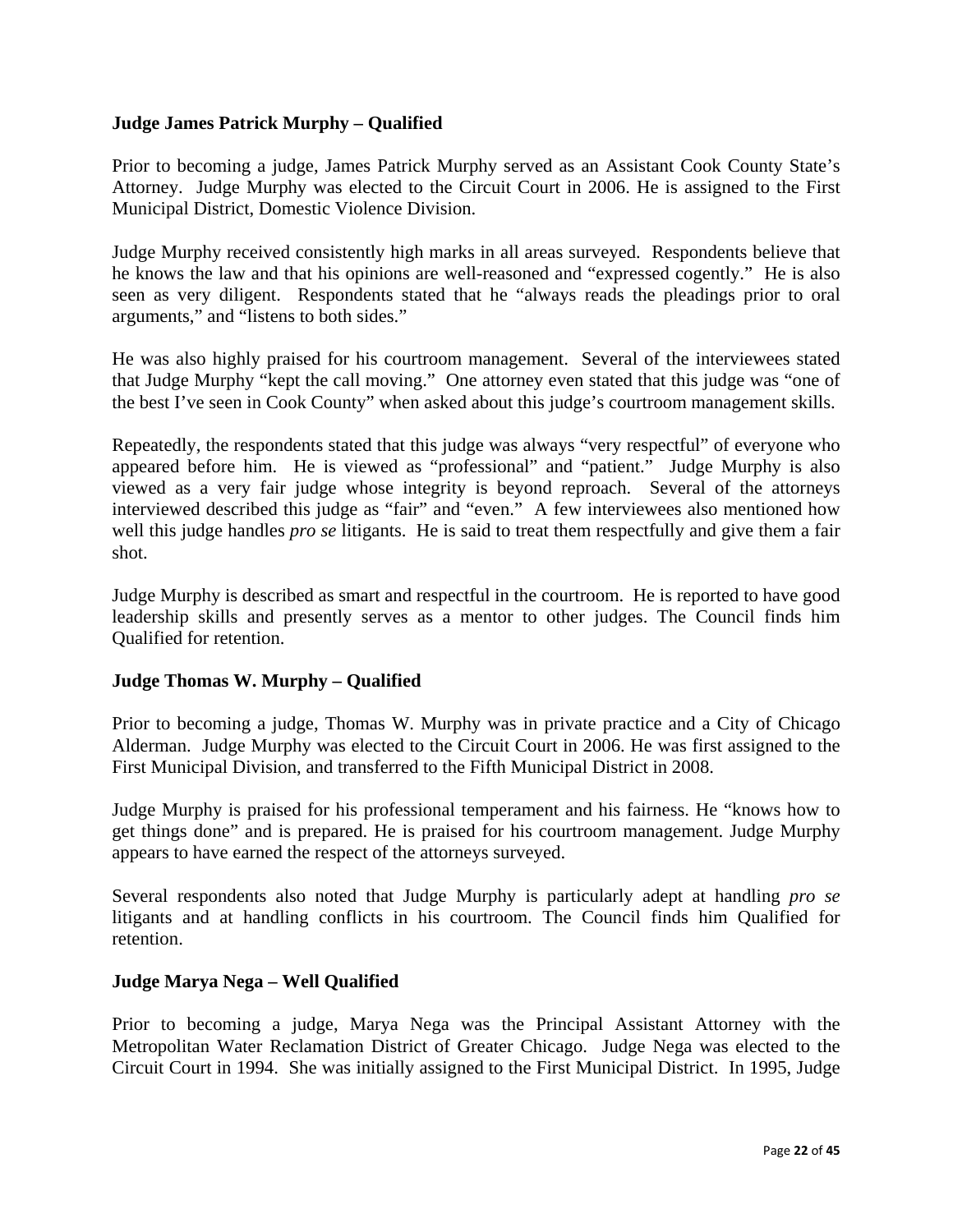**Judge James Patrick Murphy – Qualified**

Prior to becoming a judge, James Patrick Murphy served as an Assistant Cook County State's Attorney. Judge Murphy was elected to the Circuit Court in 2006. He is assigned to the First Municipal District, Domestic Violence Division.

Judge Murphy received consistently high marks in all areas surveyed. Respondents believe that he knows the law and that his opinions are well-reasoned and "expressed cogently." He is also seen as very diligent. Respondents stated that he "always reads the pleadings prior to oral arguments," and "listens to both sides."

He was also highly praised for his courtroom management. Several of the interviewees stated that Judge Murphy "kept the call moving." One attorney even stated that this judge was "one of the best I've seen in Cook County" when asked about this judge's courtroom management skills.

Repeatedly, the respondents stated that this judge was always "very respectful" of everyone who appeared before him. He is viewed as "professional" and "patient." Judge Murphy is also viewed as a very fair judge whose integrity is beyond reproach. Several of the attorneys interviewed described this judge as "fair" and "even." A few interviewees also mentioned how well this judge handles *pro se* litigants. He is said to treat them respectfully and give them a fair shot.

Judge Murphy is described as smart and respectful in the courtroom. He is reported to have good leadership skills and presently serves as a mentor to other judges. The Council finds him Qualified for retention.

**Judge Thomas W. Murphy – Qualified**

Prior to becoming a judge, Thomas W. Murphy was in private practice and a City of Chicago Alderman. Judge Murphy was elected to the Circuit Court in 2006. He was first assigned to the First Municipal Division, and transferred to the Fifth Municipal District in 2008.

Judge Murphy is praised for his professional temperament and his fairness. He "knows how to get things done" and is prepared. He is praised for his courtroom management. Judge Murphy appears to have earned the respect of the attorneys surveyed.

Several respondents also noted that Judge Murphy is particularly adept at handling *pro se* litigants and at handling conflicts in his courtroom. The Council finds him Qualified for retention.

**Judge Marya Nega – Well Qualified**

Prior to becoming a judge, Marya Nega was the Principal Assistant Attorney with the Metropolitan Water Reclamation District of Greater Chicago. Judge Nega was elected to the Circuit Court in 1994. She was initially assigned to the First Municipal District. In 1995, Judge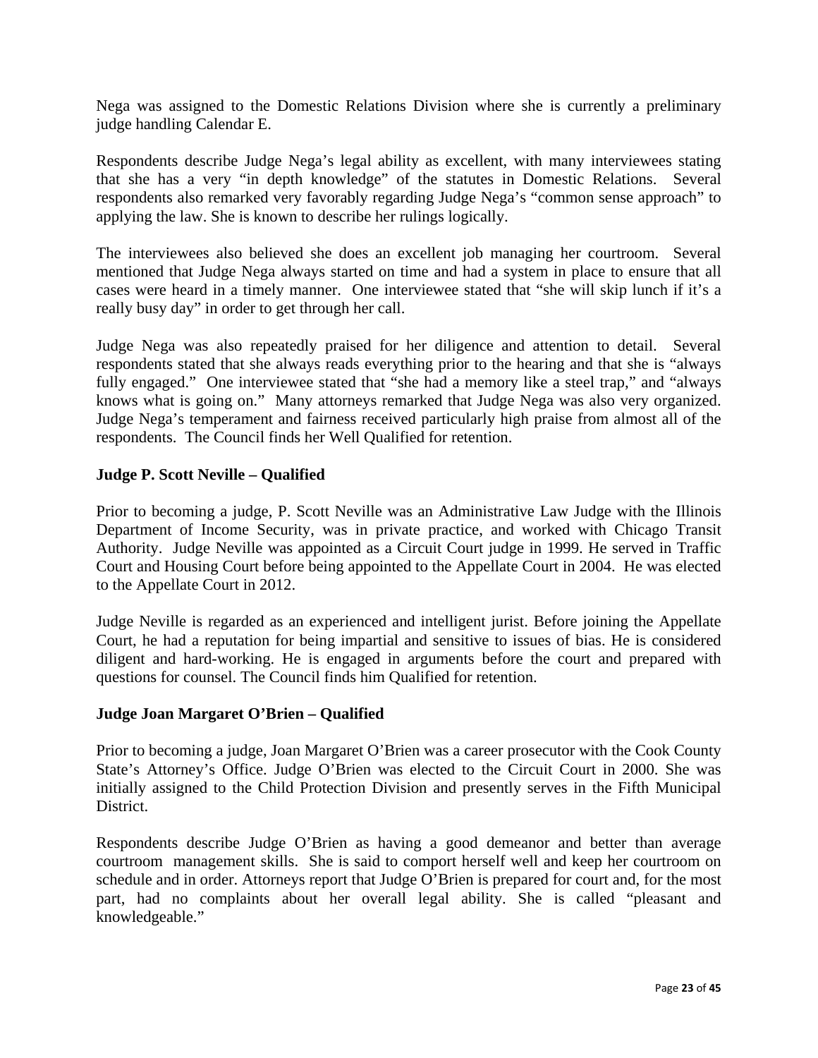Nega was assigned to the Domestic Relations Division where she is currently a preliminary judge handling Calendar E.

Respondents describe Judge Nega's legal ability as excellent, with many interviewees stating that she has a very "in depth knowledge" of the statutes in Domestic Relations. Several respondents also remarked very favorably regarding Judge Nega's "common sense approach" to applying the law. She is known to describe her rulings logically.

The interviewees also believed she does an excellent job managing her courtroom. Several mentioned that Judge Nega always started on time and had a system in place to ensure that all cases were heard in a timely manner. One interviewee stated that "she will skip lunch if it's a really busy day" in order to get through her call.

Judge Nega was also repeatedly praised for her diligence and attention to detail. Several respondents stated that she always reads everything prior to the hearing and that she is "always fully engaged." One interviewee stated that "she had a memory like a steel trap," and "always knows what is going on." Many attorneys remarked that Judge Nega was also very organized. Judge Nega's temperament and fairness received particularly high praise from almost all of the respondents. The Council finds her Well Qualified for retention.

**Judge P. Scott Neville – Qualified**

Prior to becoming a judge, P. Scott Neville was an Administrative Law Judge with the Illinois Department of Income Security, was in private practice, and worked with Chicago Transit Authority. Judge Neville was appointed as a Circuit Court judge in 1999. He served in Traffic Court and Housing Court before being appointed to the Appellate Court in 2004. He was elected to the Appellate Court in 2012.

Judge Neville is regarded as an experienced and intelligent jurist. Before joining the Appellate Court, he had a reputation for being impartial and sensitive to issues of bias. He is considered diligent and hard-working. He is engaged in arguments before the court and prepared with questions for counsel. The Council finds him Qualified for retention.

**Judge Joan Margaret O'Brien – Qualified**

Prior to becoming a judge, Joan Margaret O'Brien was a career prosecutor with the Cook County State's Attorney's Office. Judge O'Brien was elected to the Circuit Court in 2000. She was initially assigned to the Child Protection Division and presently serves in the Fifth Municipal District.

Respondents describe Judge O'Brien as having a good demeanor and better than average courtroom management skills. She is said to comport herself well and keep her courtroom on schedule and in order. Attorneys report that Judge O'Brien is prepared for court and, for the most part, had no complaints about her overall legal ability. She is called "pleasant and knowledgeable."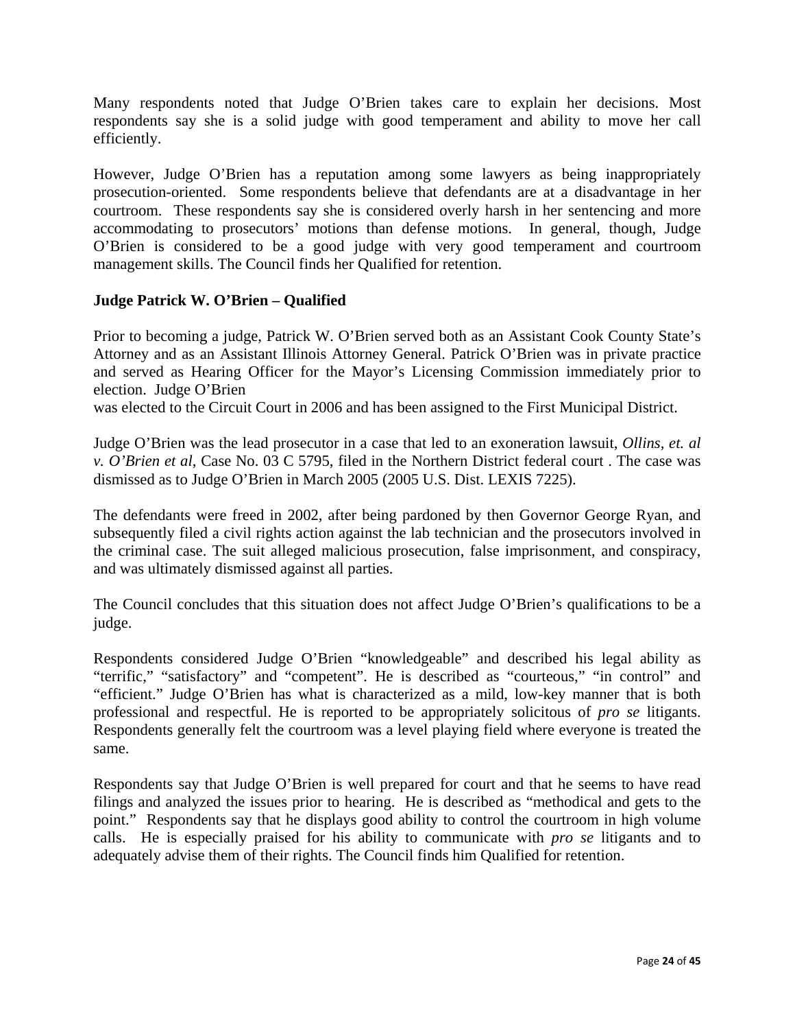Many respondents noted that Judge O'Brien takes care to explain her decisions. Most respondents say she is a solid judge with good temperament and ability to move her call efficiently.

However, Judge O'Brien has a reputation among some lawyers as being inappropriately prosecution-oriented. Some respondents believe that defendants are at a disadvantage in her courtroom. These respondents say she is considered overly harsh in her sentencing and more accommodating to prosecutors' motions than defense motions. In general, though, Judge O'Brien is considered to be a good judge with very good temperament and courtroom management skills. The Council finds her Qualified for retention.

**Judge Patrick W. O'Brien – Qualified**

Prior to becoming a judge, Patrick W. O'Brien served both as an Assistant Cook County State's Attorney and as an Assistant Illinois Attorney General. Patrick O'Brien was in private practice and served as Hearing Officer for the Mayor's Licensing Commission immediately prior to election. Judge O'Brien
was elected to the Circuit Court in 2006 and has been assigned to the First Municipal District.

Judge O'Brien was the lead prosecutor in a case that led to an exoneration lawsuit, *Ollins, et. al v. O'Brien et al*, Case No. 03 C 5795, filed in the Northern District federal court . The case was dismissed as to Judge O'Brien in March 2005 (2005 U.S. Dist. LEXIS 7225).

The defendants were freed in 2002, after being pardoned by then Governor George Ryan, and subsequently filed a civil rights action against the lab technician and the prosecutors involved in the criminal case. The suit alleged malicious prosecution, false imprisonment, and conspiracy, and was ultimately dismissed against all parties.

The Council concludes that this situation does not affect Judge O'Brien's qualifications to be a judge.

Respondents considered Judge O'Brien "knowledgeable" and described his legal ability as "terrific," "satisfactory" and "competent". He is described as "courteous," "in control" and "efficient." Judge O'Brien has what is characterized as a mild, low-key manner that is both professional and respectful. He is reported to be appropriately solicitous of *pro se* litigants. Respondents generally felt the courtroom was a level playing field where everyone is treated the same.

Respondents say that Judge O'Brien is well prepared for court and that he seems to have read filings and analyzed the issues prior to hearing. He is described as "methodical and gets to the point." Respondents say that he displays good ability to control the courtroom in high volume calls. He is especially praised for his ability to communicate with *pro se* litigants and to adequately advise them of their rights. The Council finds him Qualified for retention.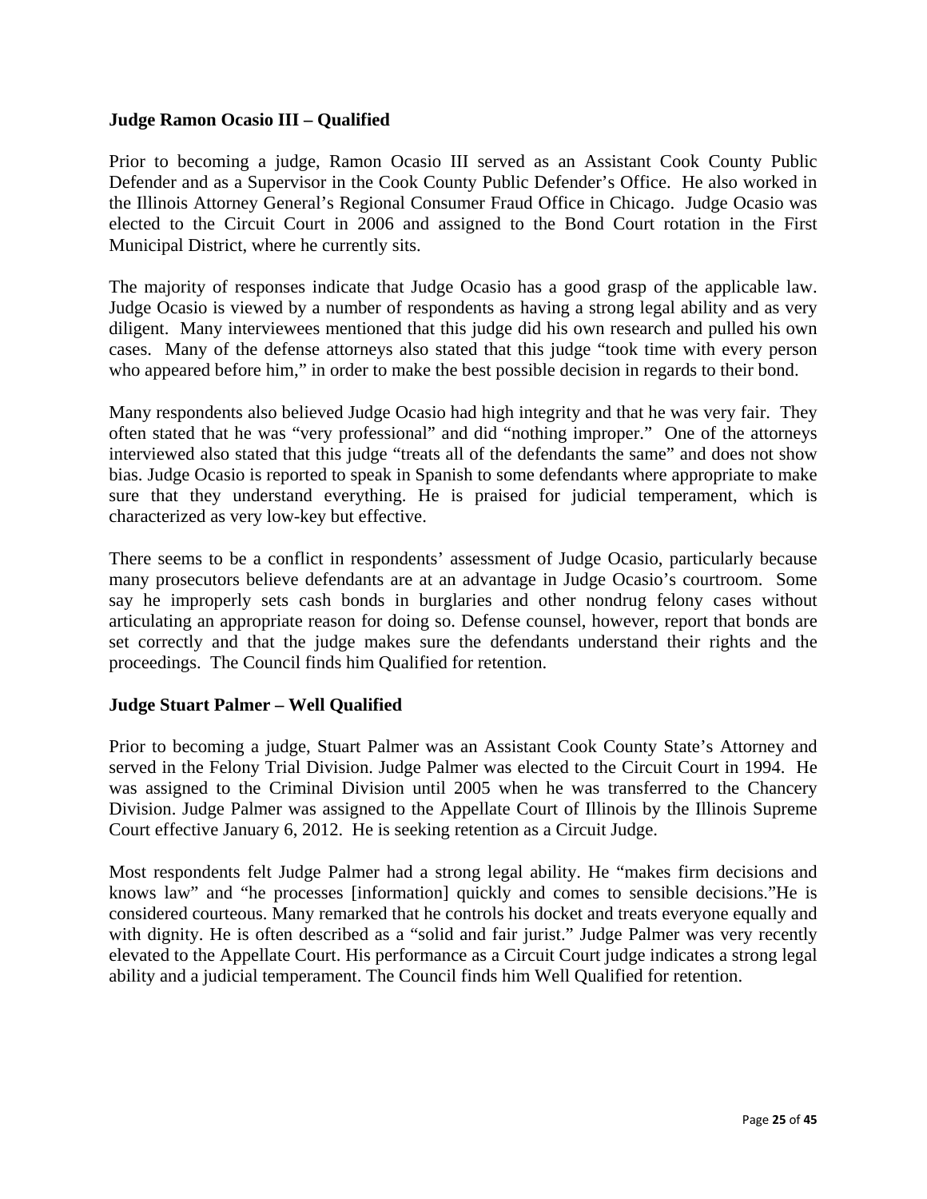**Judge Ramon Ocasio III – Qualified**

Prior to becoming a judge, Ramon Ocasio III served as an Assistant Cook County Public Defender and as a Supervisor in the Cook County Public Defender's Office. He also worked in the Illinois Attorney General's Regional Consumer Fraud Office in Chicago. Judge Ocasio was elected to the Circuit Court in 2006 and assigned to the Bond Court rotation in the First Municipal District, where he currently sits.

The majority of responses indicate that Judge Ocasio has a good grasp of the applicable law. Judge Ocasio is viewed by a number of respondents as having a strong legal ability and as very diligent. Many interviewees mentioned that this judge did his own research and pulled his own cases. Many of the defense attorneys also stated that this judge "took time with every person who appeared before him," in order to make the best possible decision in regards to their bond.

Many respondents also believed Judge Ocasio had high integrity and that he was very fair. They often stated that he was "very professional" and did "nothing improper." One of the attorneys interviewed also stated that this judge "treats all of the defendants the same" and does not show bias. Judge Ocasio is reported to speak in Spanish to some defendants where appropriate to make sure that they understand everything. He is praised for judicial temperament, which is characterized as very low-key but effective.

There seems to be a conflict in respondents' assessment of Judge Ocasio, particularly because many prosecutors believe defendants are at an advantage in Judge Ocasio's courtroom. Some say he improperly sets cash bonds in burglaries and other nondrug felony cases without articulating an appropriate reason for doing so. Defense counsel, however, report that bonds are set correctly and that the judge makes sure the defendants understand their rights and the proceedings. The Council finds him Qualified for retention.

**Judge Stuart Palmer – Well Qualified**

Prior to becoming a judge, Stuart Palmer was an Assistant Cook County State's Attorney and served in the Felony Trial Division. Judge Palmer was elected to the Circuit Court in 1994. He was assigned to the Criminal Division until 2005 when he was transferred to the Chancery Division. Judge Palmer was assigned to the Appellate Court of Illinois by the Illinois Supreme Court effective January 6, 2012. He is seeking retention as a Circuit Judge.

Most respondents felt Judge Palmer had a strong legal ability. He "makes firm decisions and knows law" and "he processes [information] quickly and comes to sensible decisions."He is considered courteous. Many remarked that he controls his docket and treats everyone equally and with dignity. He is often described as a "solid and fair jurist." Judge Palmer was very recently elevated to the Appellate Court. His performance as a Circuit Court judge indicates a strong legal ability and a judicial temperament. The Council finds him Well Qualified for retention.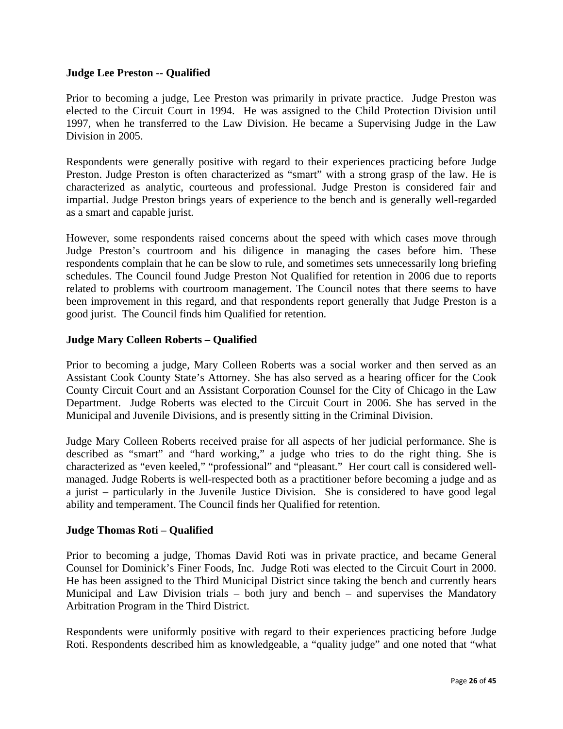**Judge Lee Preston -- Qualified**

Prior to becoming a judge, Lee Preston was primarily in private practice. Judge Preston was elected to the Circuit Court in 1994. He was assigned to the Child Protection Division until 1997, when he transferred to the Law Division. He became a Supervising Judge in the Law Division in 2005.

Respondents were generally positive with regard to their experiences practicing before Judge Preston. Judge Preston is often characterized as "smart" with a strong grasp of the law. He is characterized as analytic, courteous and professional. Judge Preston is considered fair and impartial. Judge Preston brings years of experience to the bench and is generally well-regarded as a smart and capable jurist.

However, some respondents raised concerns about the speed with which cases move through Judge Preston's courtroom and his diligence in managing the cases before him. These respondents complain that he can be slow to rule, and sometimes sets unnecessarily long briefing schedules. The Council found Judge Preston Not Qualified for retention in 2006 due to reports related to problems with courtroom management. The Council notes that there seems to have been improvement in this regard, and that respondents report generally that Judge Preston is a good jurist. The Council finds him Qualified for retention.

**Judge Mary Colleen Roberts – Qualified**

Prior to becoming a judge, Mary Colleen Roberts was a social worker and then served as an Assistant Cook County State's Attorney. She has also served as a hearing officer for the Cook County Circuit Court and an Assistant Corporation Counsel for the City of Chicago in the Law Department. Judge Roberts was elected to the Circuit Court in 2006. She has served in the Municipal and Juvenile Divisions, and is presently sitting in the Criminal Division.

Judge Mary Colleen Roberts received praise for all aspects of her judicial performance. She is described as "smart" and "hard working," a judge who tries to do the right thing. She is characterized as "even keeled," "professional" and "pleasant." Her court call is considered well-managed. Judge Roberts is well-respected both as a practitioner before becoming a judge and as a jurist – particularly in the Juvenile Justice Division. She is considered to have good legal ability and temperament. The Council finds her Qualified for retention.

**Judge Thomas Roti – Qualified**

Prior to becoming a judge, Thomas David Roti was in private practice, and became General Counsel for Dominick's Finer Foods, Inc. Judge Roti was elected to the Circuit Court in 2000. He has been assigned to the Third Municipal District since taking the bench and currently hears Municipal and Law Division trials – both jury and bench – and supervises the Mandatory Arbitration Program in the Third District.

Respondents were uniformly positive with regard to their experiences practicing before Judge Roti. Respondents described him as knowledgeable, a "quality judge" and one noted that "what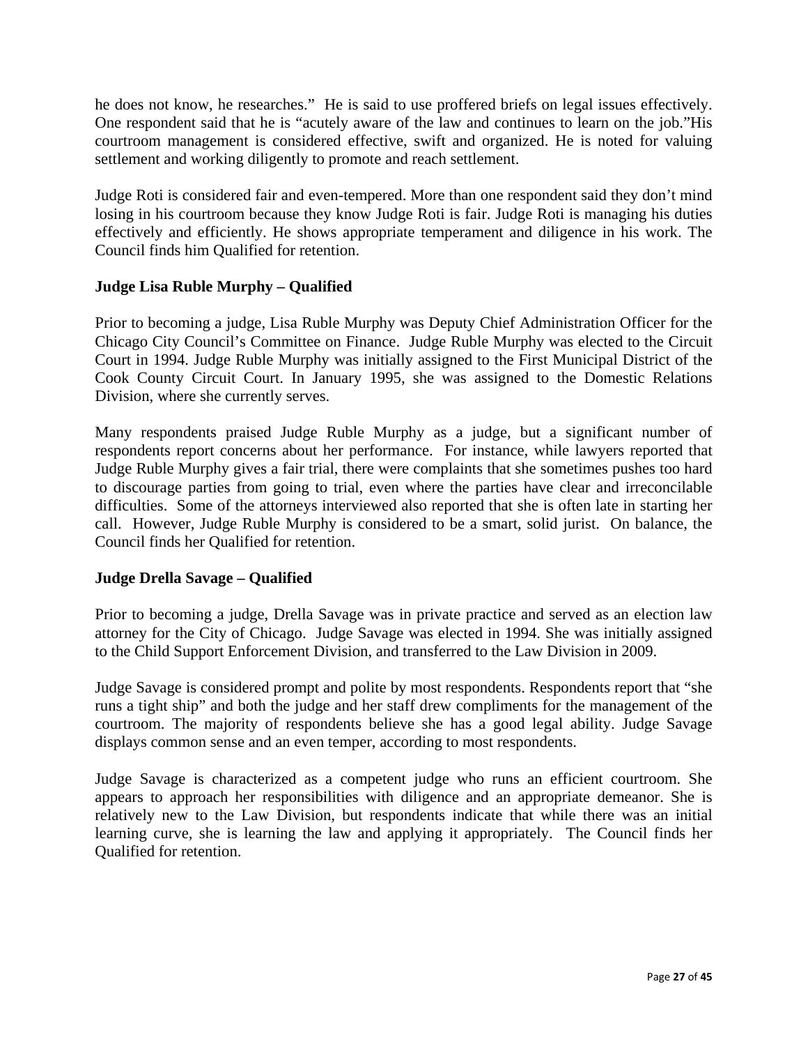he does not know, he researches." He is said to use proffered briefs on legal issues effectively. One respondent said that he is "acutely aware of the law and continues to learn on the job."His courtroom management is considered effective, swift and organized. He is noted for valuing settlement and working diligently to promote and reach settlement.

Judge Roti is considered fair and even-tempered. More than one respondent said they don't mind losing in his courtroom because they know Judge Roti is fair. Judge Roti is managing his duties effectively and efficiently. He shows appropriate temperament and diligence in his work. The Council finds him Qualified for retention.

**Judge Lisa Ruble Murphy – Qualified**

Prior to becoming a judge, Lisa Ruble Murphy was Deputy Chief Administration Officer for the Chicago City Council's Committee on Finance. Judge Ruble Murphy was elected to the Circuit Court in 1994. Judge Ruble Murphy was initially assigned to the First Municipal District of the Cook County Circuit Court. In January 1995, she was assigned to the Domestic Relations Division, where she currently serves.

Many respondents praised Judge Ruble Murphy as a judge, but a significant number of respondents report concerns about her performance. For instance, while lawyers reported that Judge Ruble Murphy gives a fair trial, there were complaints that she sometimes pushes too hard to discourage parties from going to trial, even where the parties have clear and irreconcilable difficulties. Some of the attorneys interviewed also reported that she is often late in starting her call. However, Judge Ruble Murphy is considered to be a smart, solid jurist. On balance, the Council finds her Qualified for retention.

**Judge Drella Savage – Qualified**

Prior to becoming a judge, Drella Savage was in private practice and served as an election law attorney for the City of Chicago. Judge Savage was elected in 1994. She was initially assigned to the Child Support Enforcement Division, and transferred to the Law Division in 2009.

Judge Savage is considered prompt and polite by most respondents. Respondents report that "she runs a tight ship" and both the judge and her staff drew compliments for the management of the courtroom. The majority of respondents believe she has a good legal ability. Judge Savage displays common sense and an even temper, according to most respondents.

Judge Savage is characterized as a competent judge who runs an efficient courtroom. She appears to approach her responsibilities with diligence and an appropriate demeanor. She is relatively new to the Law Division, but respondents indicate that while there was an initial learning curve, she is learning the law and applying it appropriately. The Council finds her Qualified for retention.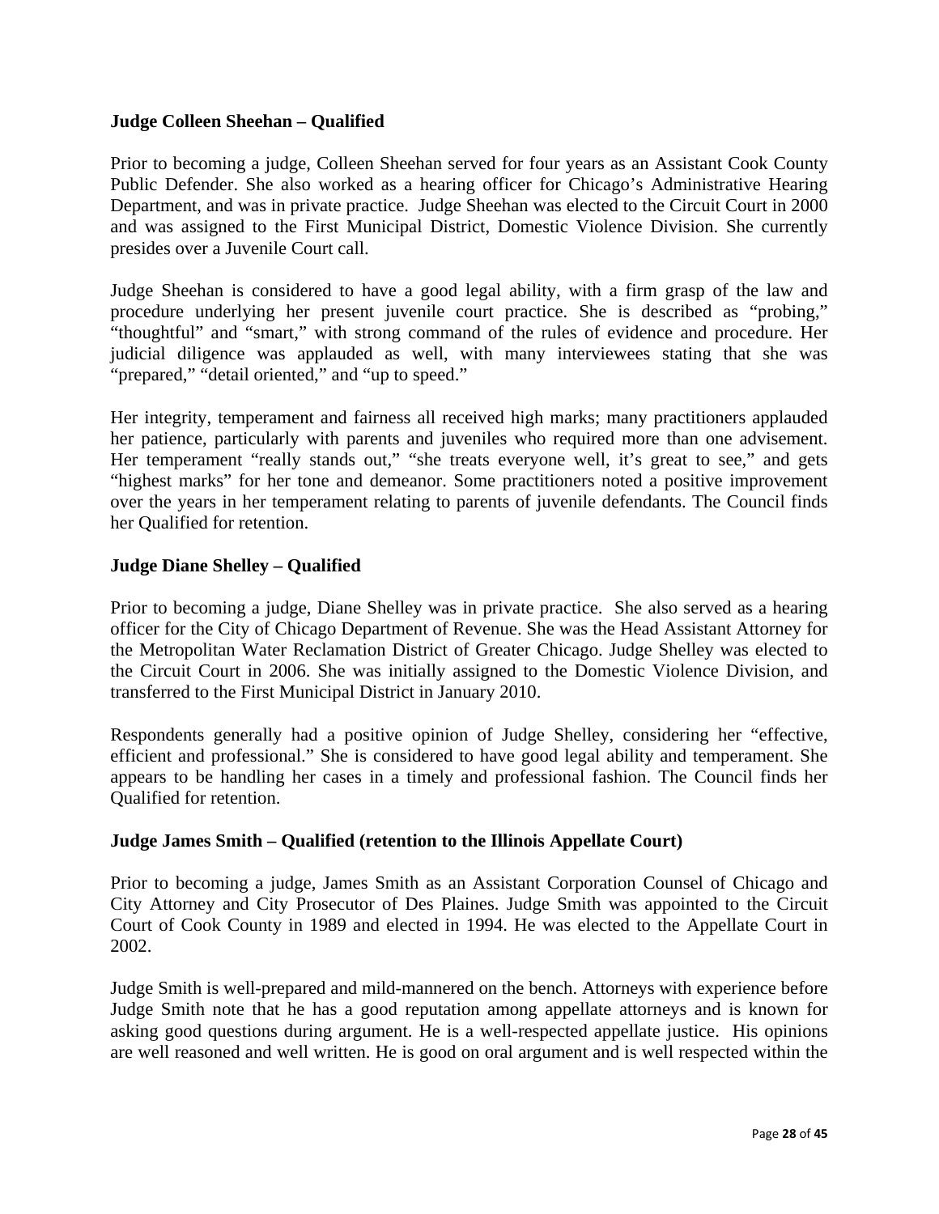**Judge Colleen Sheehan – Qualified**

Prior to becoming a judge, Colleen Sheehan served for four years as an Assistant Cook County Public Defender. She also worked as a hearing officer for Chicago's Administrative Hearing Department, and was in private practice. Judge Sheehan was elected to the Circuit Court in 2000 and was assigned to the First Municipal District, Domestic Violence Division. She currently presides over a Juvenile Court call.

Judge Sheehan is considered to have a good legal ability, with a firm grasp of the law and procedure underlying her present juvenile court practice. She is described as "probing," "thoughtful" and "smart," with strong command of the rules of evidence and procedure. Her judicial diligence was applauded as well, with many interviewees stating that she was "prepared," "detail oriented," and "up to speed."

Her integrity, temperament and fairness all received high marks; many practitioners applauded her patience, particularly with parents and juveniles who required more than one advisement. Her temperament "really stands out," "she treats everyone well, it's great to see," and gets "highest marks" for her tone and demeanor. Some practitioners noted a positive improvement over the years in her temperament relating to parents of juvenile defendants. The Council finds her Qualified for retention.

**Judge Diane Shelley – Qualified**

Prior to becoming a judge, Diane Shelley was in private practice. She also served as a hearing officer for the City of Chicago Department of Revenue. She was the Head Assistant Attorney for the Metropolitan Water Reclamation District of Greater Chicago. Judge Shelley was elected to the Circuit Court in 2006. She was initially assigned to the Domestic Violence Division, and transferred to the First Municipal District in January 2010.

Respondents generally had a positive opinion of Judge Shelley, considering her "effective, efficient and professional." She is considered to have good legal ability and temperament. She appears to be handling her cases in a timely and professional fashion. The Council finds her Qualified for retention.

**Judge James Smith – Qualified (retention to the Illinois Appellate Court)**

Prior to becoming a judge, James Smith as an Assistant Corporation Counsel of Chicago and City Attorney and City Prosecutor of Des Plaines. Judge Smith was appointed to the Circuit Court of Cook County in 1989 and elected in 1994. He was elected to the Appellate Court in 2002.

Judge Smith is well-prepared and mild-mannered on the bench. Attorneys with experience before Judge Smith note that he has a good reputation among appellate attorneys and is known for asking good questions during argument. He is a well-respected appellate justice. His opinions are well reasoned and well written. He is good on oral argument and is well respected within the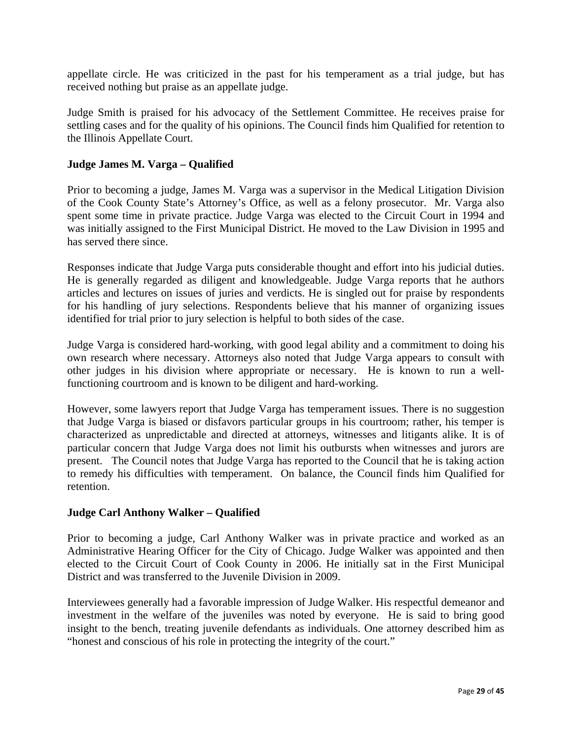appellate circle. He was criticized in the past for his temperament as a trial judge, but has received nothing but praise as an appellate judge.

Judge Smith is praised for his advocacy of the Settlement Committee. He receives praise for settling cases and for the quality of his opinions. The Council finds him Qualified for retention to the Illinois Appellate Court.

**Judge James M. Varga – Qualified**

Prior to becoming a judge, James M. Varga was a supervisor in the Medical Litigation Division of the Cook County State's Attorney's Office, as well as a felony prosecutor. Mr. Varga also spent some time in private practice. Judge Varga was elected to the Circuit Court in 1994 and was initially assigned to the First Municipal District. He moved to the Law Division in 1995 and has served there since.

Responses indicate that Judge Varga puts considerable thought and effort into his judicial duties. He is generally regarded as diligent and knowledgeable. Judge Varga reports that he authors articles and lectures on issues of juries and verdicts. He is singled out for praise by respondents for his handling of jury selections. Respondents believe that his manner of organizing issues identified for trial prior to jury selection is helpful to both sides of the case.

Judge Varga is considered hard-working, with good legal ability and a commitment to doing his own research where necessary. Attorneys also noted that Judge Varga appears to consult with other judges in his division where appropriate or necessary. He is known to run a well-functioning courtroom and is known to be diligent and hard-working.

However, some lawyers report that Judge Varga has temperament issues. There is no suggestion that Judge Varga is biased or disfavors particular groups in his courtroom; rather, his temper is characterized as unpredictable and directed at attorneys, witnesses and litigants alike. It is of particular concern that Judge Varga does not limit his outbursts when witnesses and jurors are present. The Council notes that Judge Varga has reported to the Council that he is taking action to remedy his difficulties with temperament. On balance, the Council finds him Qualified for retention.

**Judge Carl Anthony Walker – Qualified**

Prior to becoming a judge, Carl Anthony Walker was in private practice and worked as an Administrative Hearing Officer for the City of Chicago. Judge Walker was appointed and then elected to the Circuit Court of Cook County in 2006. He initially sat in the First Municipal District and was transferred to the Juvenile Division in 2009.

Interviewees generally had a favorable impression of Judge Walker. His respectful demeanor and investment in the welfare of the juveniles was noted by everyone. He is said to bring good insight to the bench, treating juvenile defendants as individuals. One attorney described him as "honest and conscious of his role in protecting the integrity of the court."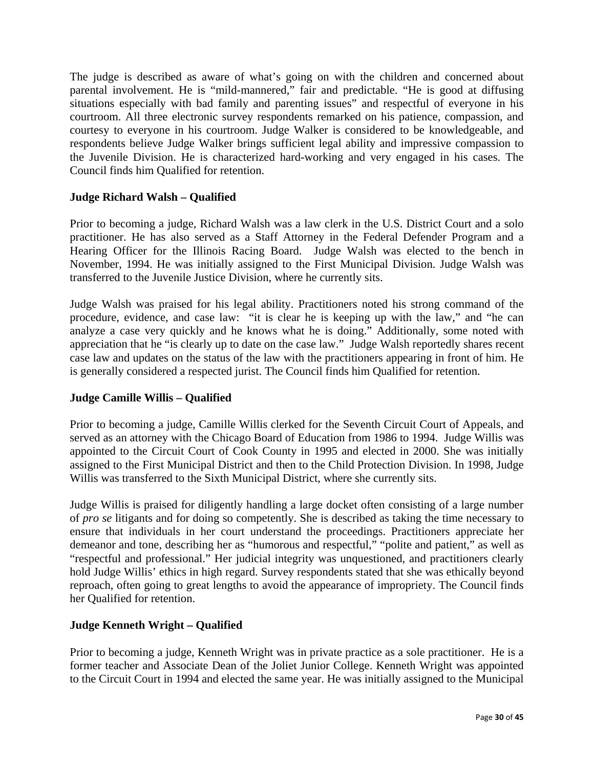The judge is described as aware of what's going on with the children and concerned about parental involvement. He is "mild-mannered," fair and predictable. "He is good at diffusing situations especially with bad family and parenting issues" and respectful of everyone in his courtroom. All three electronic survey respondents remarked on his patience, compassion, and courtesy to everyone in his courtroom. Judge Walker is considered to be knowledgeable, and respondents believe Judge Walker brings sufficient legal ability and impressive compassion to the Juvenile Division. He is characterized hard-working and very engaged in his cases. The Council finds him Qualified for retention.

### Judge Richard Walsh – Qualified

Prior to becoming a judge, Richard Walsh was a law clerk in the U.S. District Court and a solo practitioner. He has also served as a Staff Attorney in the Federal Defender Program and a Hearing Officer for the Illinois Racing Board. Judge Walsh was elected to the bench in November, 1994. He was initially assigned to the First Municipal Division. Judge Walsh was transferred to the Juvenile Justice Division, where he currently sits.

Judge Walsh was praised for his legal ability. Practitioners noted his strong command of the procedure, evidence, and case law: "it is clear he is keeping up with the law," and "he can analyze a case very quickly and he knows what he is doing." Additionally, some noted with appreciation that he "is clearly up to date on the case law." Judge Walsh reportedly shares recent case law and updates on the status of the law with the practitioners appearing in front of him. He is generally considered a respected jurist. The Council finds him Qualified for retention.

### Judge Camille Willis – Qualified

Prior to becoming a judge, Camille Willis clerked for the Seventh Circuit Court of Appeals, and served as an attorney with the Chicago Board of Education from 1986 to 1994. Judge Willis was appointed to the Circuit Court of Cook County in 1995 and elected in 2000. She was initially assigned to the First Municipal District and then to the Child Protection Division. In 1998, Judge Willis was transferred to the Sixth Municipal District, where she currently sits.

Judge Willis is praised for diligently handling a large docket often consisting of a large number of *pro se* litigants and for doing so competently. She is described as taking the time necessary to ensure that individuals in her court understand the proceedings. Practitioners appreciate her demeanor and tone, describing her as "humorous and respectful," "polite and patient," as well as "respectful and professional." Her judicial integrity was unquestioned, and practitioners clearly hold Judge Willis' ethics in high regard. Survey respondents stated that she was ethically beyond reproach, often going to great lengths to avoid the appearance of impropriety. The Council finds her Qualified for retention.

### Judge Kenneth Wright – Qualified

Prior to becoming a judge, Kenneth Wright was in private practice as a sole practitioner. He is a former teacher and Associate Dean of the Joliet Junior College. Kenneth Wright was appointed to the Circuit Court in 1994 and elected the same year. He was initially assigned to the Municipal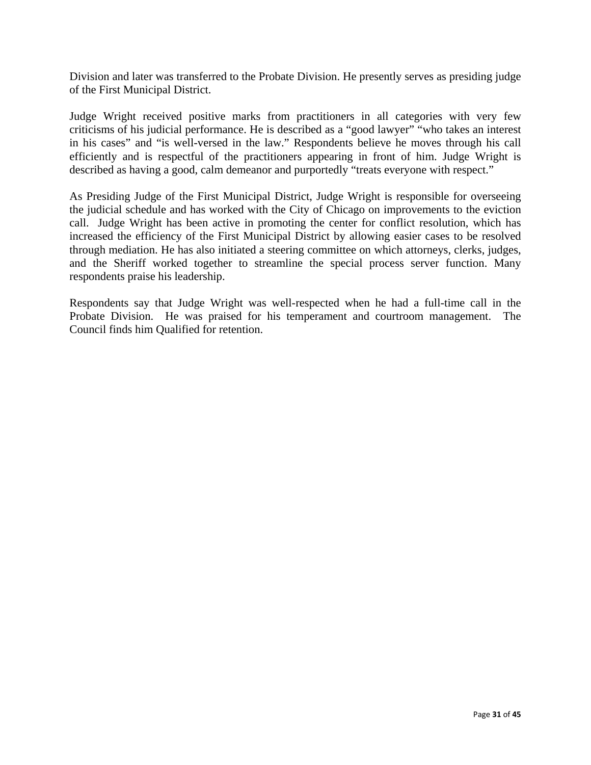Division and later was transferred to the Probate Division. He presently serves as presiding judge of the First Municipal District.

Judge Wright received positive marks from practitioners in all categories with very few criticisms of his judicial performance. He is described as a "good lawyer" "who takes an interest in his cases" and "is well-versed in the law." Respondents believe he moves through his call efficiently and is respectful of the practitioners appearing in front of him. Judge Wright is described as having a good, calm demeanor and purportedly "treats everyone with respect."

As Presiding Judge of the First Municipal District, Judge Wright is responsible for overseeing the judicial schedule and has worked with the City of Chicago on improvements to the eviction call. Judge Wright has been active in promoting the center for conflict resolution, which has increased the efficiency of the First Municipal District by allowing easier cases to be resolved through mediation. He has also initiated a steering committee on which attorneys, clerks, judges, and the Sheriff worked together to streamline the special process server function. Many respondents praise his leadership.

Respondents say that Judge Wright was well-respected when he had a full-time call in the Probate Division. He was praised for his temperament and courtroom management. The Council finds him Qualified for retention.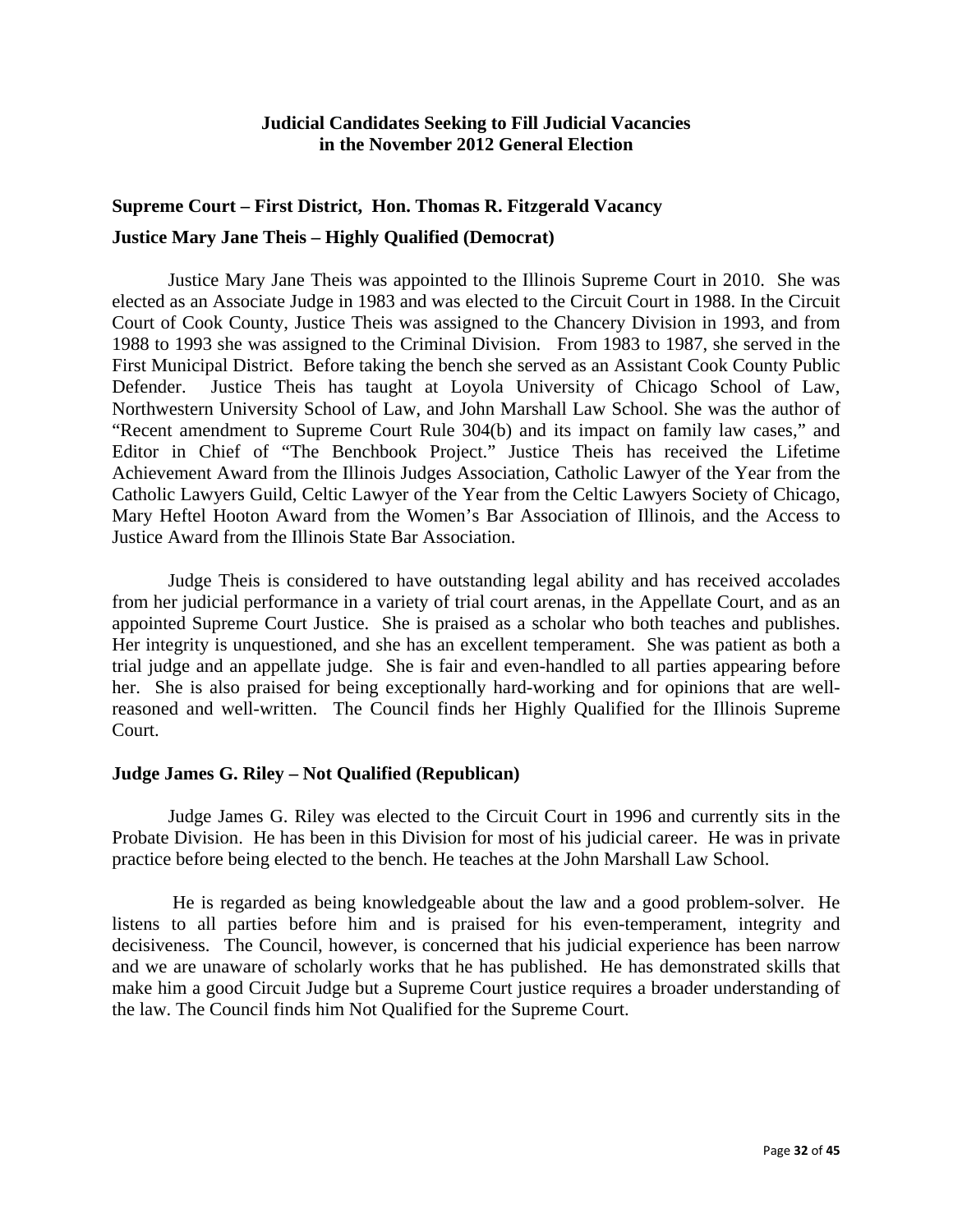**Judicial Candidates Seeking to Fill Judicial Vacancies in the November 2012 General Election**

## Supreme Court – First District, Hon. Thomas R. Fitzgerald Vacancy

### Justice Mary Jane Theis – Highly Qualified (Democrat)

Justice Mary Jane Theis was appointed to the Illinois Supreme Court in 2010. She was elected as an Associate Judge in 1983 and was elected to the Circuit Court in 1988. In the Circuit Court of Cook County, Justice Theis was assigned to the Chancery Division in 1993, and from 1988 to 1993 she was assigned to the Criminal Division. From 1983 to 1987, she served in the First Municipal District. Before taking the bench she served as an Assistant Cook County Public Defender. Justice Theis has taught at Loyola University of Chicago School of Law, Northwestern University School of Law, and John Marshall Law School. She was the author of "Recent amendment to Supreme Court Rule 304(b) and its impact on family law cases," and Editor in Chief of "The Benchbook Project." Justice Theis has received the Lifetime Achievement Award from the Illinois Judges Association, Catholic Lawyer of the Year from the Catholic Lawyers Guild, Celtic Lawyer of the Year from the Celtic Lawyers Society of Chicago, Mary Heftel Hooton Award from the Women's Bar Association of Illinois, and the Access to Justice Award from the Illinois State Bar Association.

Judge Theis is considered to have outstanding legal ability and has received accolades from her judicial performance in a variety of trial court arenas, in the Appellate Court, and as an appointed Supreme Court Justice. She is praised as a scholar who both teaches and publishes. Her integrity is unquestioned, and she has an excellent temperament. She was patient as both a trial judge and an appellate judge. She is fair and even-handled to all parties appearing before her. She is also praised for being exceptionally hard-working and for opinions that are well-reasoned and well-written. The Council finds her Highly Qualified for the Illinois Supreme Court.

### Judge James G. Riley – Not Qualified (Republican)

Judge James G. Riley was elected to the Circuit Court in 1996 and currently sits in the Probate Division. He has been in this Division for most of his judicial career. He was in private practice before being elected to the bench. He teaches at the John Marshall Law School.

He is regarded as being knowledgeable about the law and a good problem-solver. He listens to all parties before him and is praised for his even-temperament, integrity and decisiveness. The Council, however, is concerned that his judicial experience has been narrow and we are unaware of scholarly works that he has published. He has demonstrated skills that make him a good Circuit Judge but a Supreme Court justice requires a broader understanding of the law. The Council finds him Not Qualified for the Supreme Court.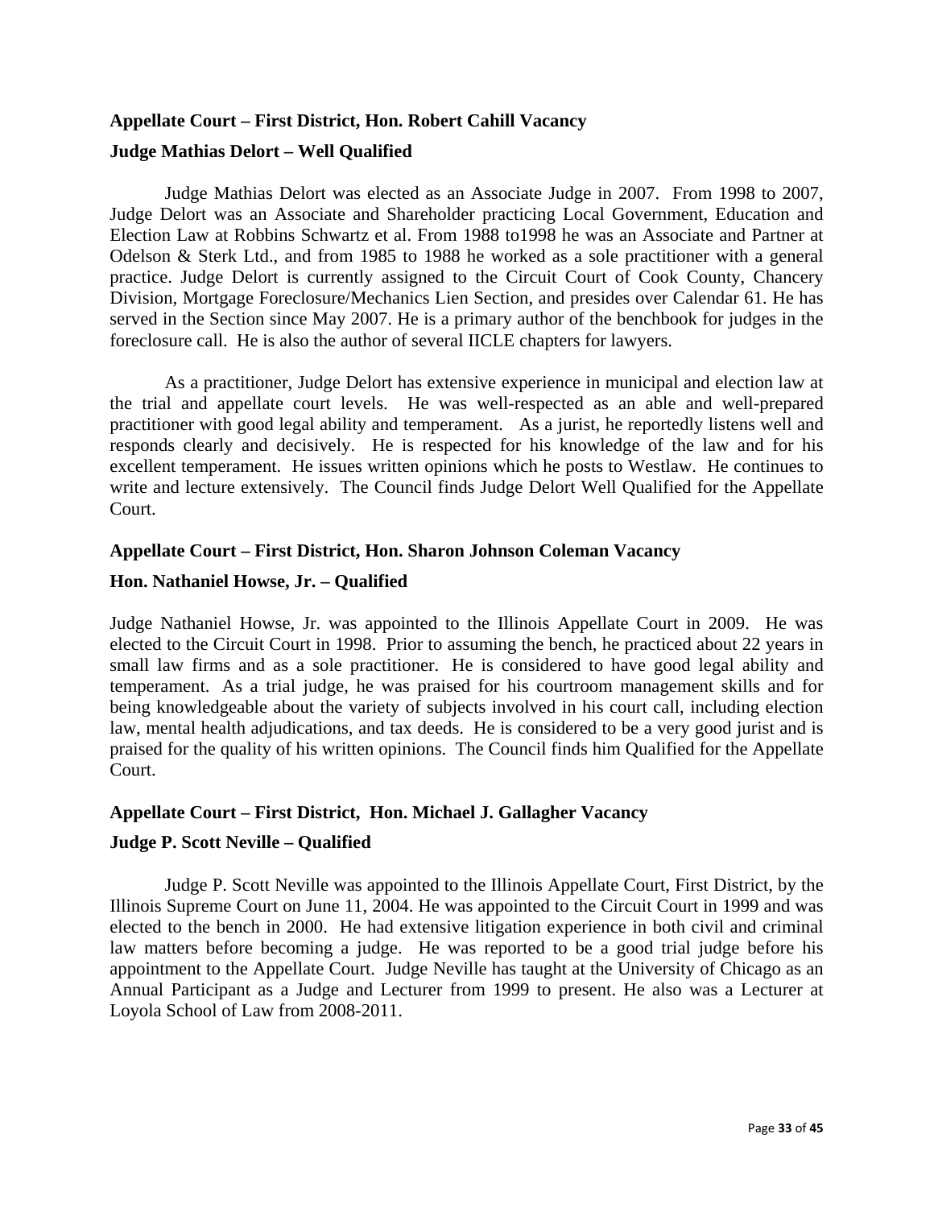**Appellate Court – First District, Hon. Robert Cahill Vacancy**

**Judge Mathias Delort – Well Qualified**

Judge Mathias Delort was elected as an Associate Judge in 2007. From 1998 to 2007, Judge Delort was an Associate and Shareholder practicing Local Government, Education and Election Law at Robbins Schwartz et al. From 1988 to1998 he was an Associate and Partner at Odelson & Sterk Ltd., and from 1985 to 1988 he worked as a sole practitioner with a general practice. Judge Delort is currently assigned to the Circuit Court of Cook County, Chancery Division, Mortgage Foreclosure/Mechanics Lien Section, and presides over Calendar 61. He has served in the Section since May 2007. He is a primary author of the benchbook for judges in the foreclosure call. He is also the author of several IICLE chapters for lawyers.

As a practitioner, Judge Delort has extensive experience in municipal and election law at the trial and appellate court levels. He was well-respected as an able and well-prepared practitioner with good legal ability and temperament. As a jurist, he reportedly listens well and responds clearly and decisively. He is respected for his knowledge of the law and for his excellent temperament. He issues written opinions which he posts to Westlaw. He continues to write and lecture extensively. The Council finds Judge Delort Well Qualified for the Appellate Court.

**Appellate Court – First District, Hon. Sharon Johnson Coleman Vacancy**

**Hon. Nathaniel Howse, Jr. – Qualified**

Judge Nathaniel Howse, Jr. was appointed to the Illinois Appellate Court in 2009. He was elected to the Circuit Court in 1998. Prior to assuming the bench, he practiced about 22 years in small law firms and as a sole practitioner. He is considered to have good legal ability and temperament. As a trial judge, he was praised for his courtroom management skills and for being knowledgeable about the variety of subjects involved in his court call, including election law, mental health adjudications, and tax deeds. He is considered to be a very good jurist and is praised for the quality of his written opinions. The Council finds him Qualified for the Appellate Court.

**Appellate Court – First District, Hon. Michael J. Gallagher Vacancy**

**Judge P. Scott Neville – Qualified**

Judge P. Scott Neville was appointed to the Illinois Appellate Court, First District, by the Illinois Supreme Court on June 11, 2004. He was appointed to the Circuit Court in 1999 and was elected to the bench in 2000. He had extensive litigation experience in both civil and criminal law matters before becoming a judge. He was reported to be a good trial judge before his appointment to the Appellate Court. Judge Neville has taught at the University of Chicago as an Annual Participant as a Judge and Lecturer from 1999 to present. He also was a Lecturer at Loyola School of Law from 2008-2011.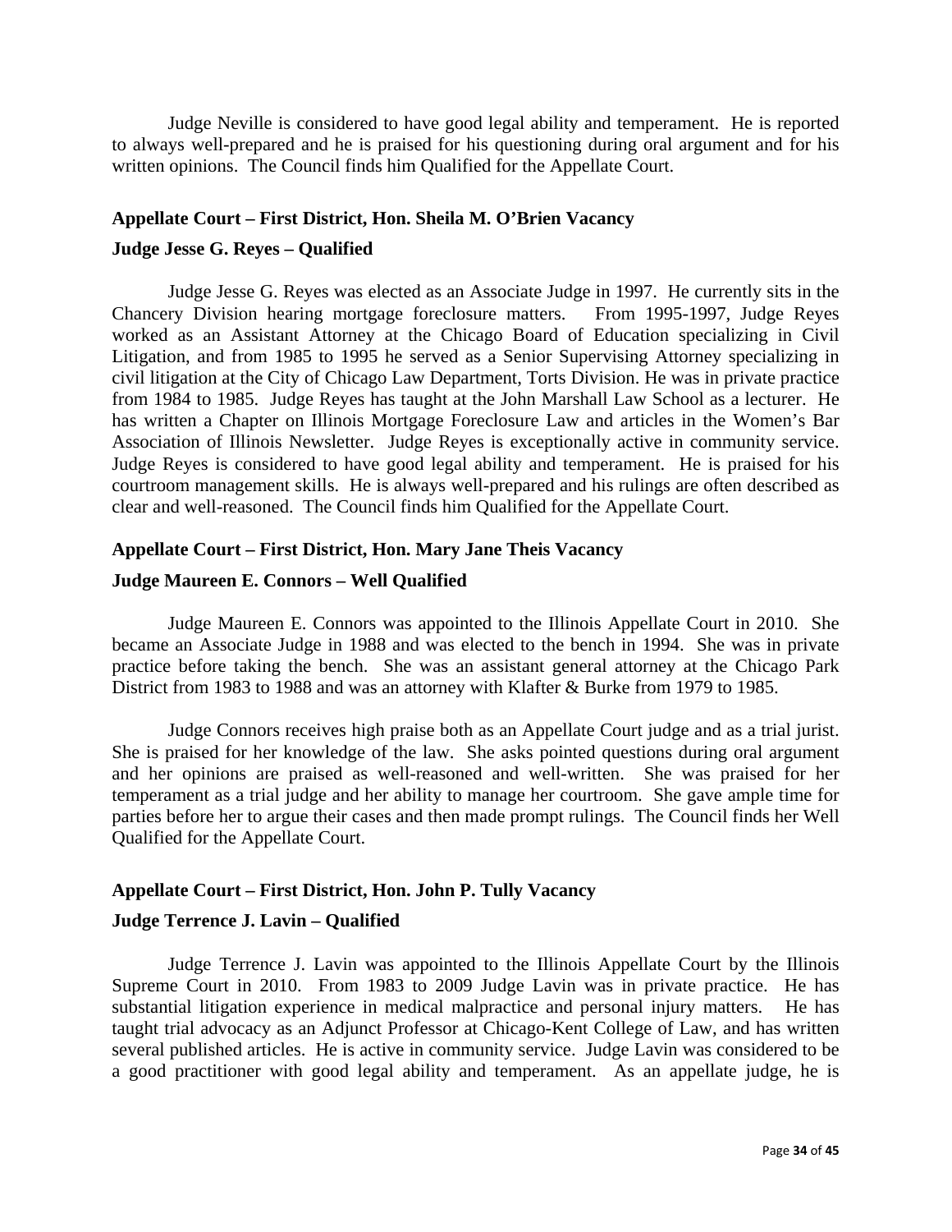Judge Neville is considered to have good legal ability and temperament. He is reported to always well-prepared and he is praised for his questioning during oral argument and for his written opinions. The Council finds him Qualified for the Appellate Court.

**Appellate Court – First District, Hon. Sheila M. O'Brien Vacancy**

**Judge Jesse G. Reyes – Qualified**

Judge Jesse G. Reyes was elected as an Associate Judge in 1997. He currently sits in the Chancery Division hearing mortgage foreclosure matters. From 1995-1997, Judge Reyes worked as an Assistant Attorney at the Chicago Board of Education specializing in Civil Litigation, and from 1985 to 1995 he served as a Senior Supervising Attorney specializing in civil litigation at the City of Chicago Law Department, Torts Division. He was in private practice from 1984 to 1985. Judge Reyes has taught at the John Marshall Law School as a lecturer. He has written a Chapter on Illinois Mortgage Foreclosure Law and articles in the Women's Bar Association of Illinois Newsletter. Judge Reyes is exceptionally active in community service. Judge Reyes is considered to have good legal ability and temperament. He is praised for his courtroom management skills. He is always well-prepared and his rulings are often described as clear and well-reasoned. The Council finds him Qualified for the Appellate Court.

**Appellate Court – First District, Hon. Mary Jane Theis Vacancy**

**Judge Maureen E. Connors – Well Qualified**

Judge Maureen E. Connors was appointed to the Illinois Appellate Court in 2010. She became an Associate Judge in 1988 and was elected to the bench in 1994. She was in private practice before taking the bench. She was an assistant general attorney at the Chicago Park District from 1983 to 1988 and was an attorney with Klafter & Burke from 1979 to 1985.

Judge Connors receives high praise both as an Appellate Court judge and as a trial jurist. She is praised for her knowledge of the law. She asks pointed questions during oral argument and her opinions are praised as well-reasoned and well-written. She was praised for her temperament as a trial judge and her ability to manage her courtroom. She gave ample time for parties before her to argue their cases and then made prompt rulings. The Council finds her Well Qualified for the Appellate Court.

**Appellate Court – First District, Hon. John P. Tully Vacancy**

**Judge Terrence J. Lavin – Qualified**

Judge Terrence J. Lavin was appointed to the Illinois Appellate Court by the Illinois Supreme Court in 2010. From 1983 to 2009 Judge Lavin was in private practice. He has substantial litigation experience in medical malpractice and personal injury matters. He has taught trial advocacy as an Adjunct Professor at Chicago-Kent College of Law, and has written several published articles. He is active in community service. Judge Lavin was considered to be a good practitioner with good legal ability and temperament. As an appellate judge, he is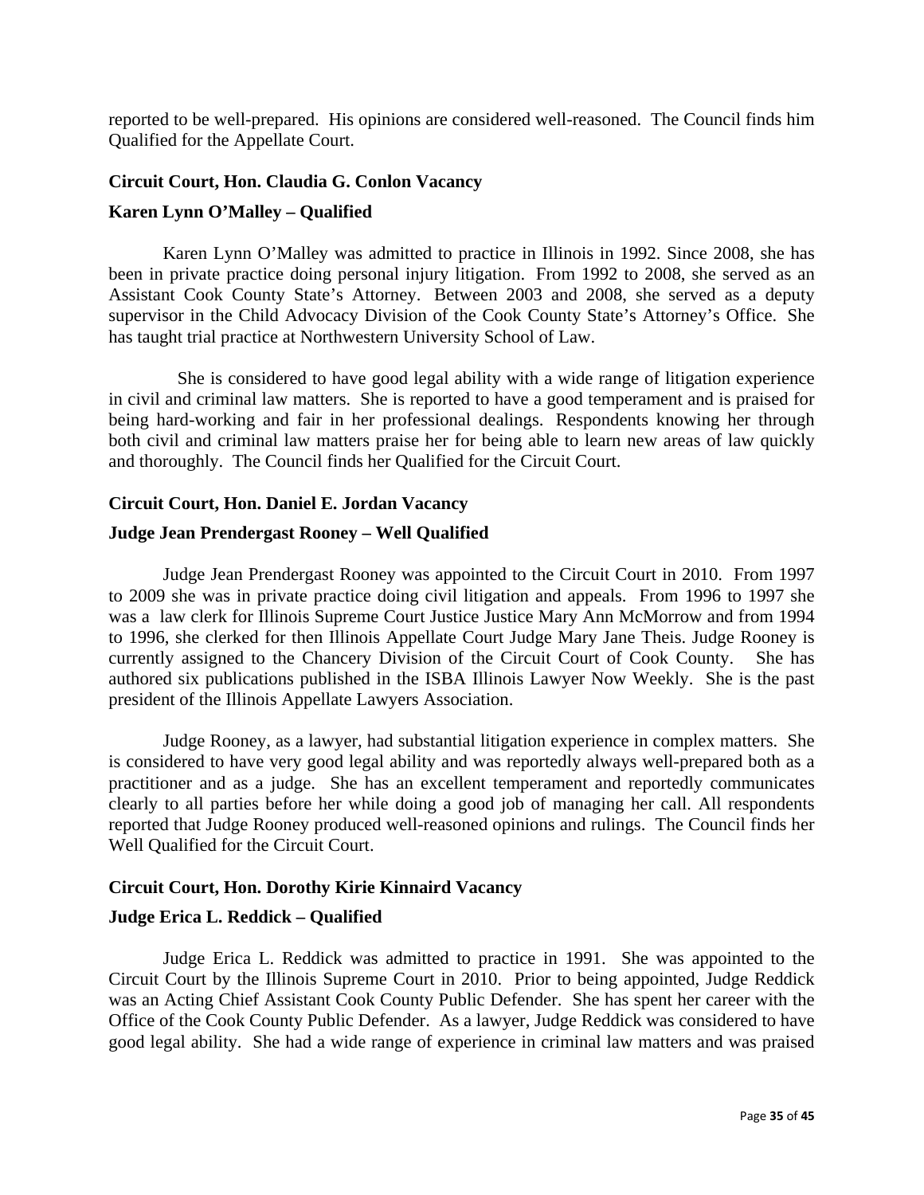reported to be well-prepared. His opinions are considered well-reasoned. The Council finds him Qualified for the Appellate Court.

**Circuit Court, Hon. Claudia G. Conlon Vacancy**

**Karen Lynn O'Malley – Qualified**

Karen Lynn O'Malley was admitted to practice in Illinois in 1992. Since 2008, she has been in private practice doing personal injury litigation. From 1992 to 2008, she served as an Assistant Cook County State's Attorney. Between 2003 and 2008, she served as a deputy supervisor in the Child Advocacy Division of the Cook County State's Attorney's Office. She has taught trial practice at Northwestern University School of Law.

She is considered to have good legal ability with a wide range of litigation experience in civil and criminal law matters. She is reported to have a good temperament and is praised for being hard-working and fair in her professional dealings. Respondents knowing her through both civil and criminal law matters praise her for being able to learn new areas of law quickly and thoroughly. The Council finds her Qualified for the Circuit Court.

**Circuit Court, Hon. Daniel E. Jordan Vacancy**

**Judge Jean Prendergast Rooney – Well Qualified**

Judge Jean Prendergast Rooney was appointed to the Circuit Court in 2010. From 1997 to 2009 she was in private practice doing civil litigation and appeals. From 1996 to 1997 she was a law clerk for Illinois Supreme Court Justice Justice Mary Ann McMorrow and from 1994 to 1996, she clerked for then Illinois Appellate Court Judge Mary Jane Theis. Judge Rooney is currently assigned to the Chancery Division of the Circuit Court of Cook County. She has authored six publications published in the ISBA Illinois Lawyer Now Weekly. She is the past president of the Illinois Appellate Lawyers Association.

Judge Rooney, as a lawyer, had substantial litigation experience in complex matters. She is considered to have very good legal ability and was reportedly always well-prepared both as a practitioner and as a judge. She has an excellent temperament and reportedly communicates clearly to all parties before her while doing a good job of managing her call. All respondents reported that Judge Rooney produced well-reasoned opinions and rulings. The Council finds her Well Qualified for the Circuit Court.

**Circuit Court, Hon. Dorothy Kirie Kinnaird Vacancy**

**Judge Erica L. Reddick – Qualified**

Judge Erica L. Reddick was admitted to practice in 1991. She was appointed to the Circuit Court by the Illinois Supreme Court in 2010. Prior to being appointed, Judge Reddick was an Acting Chief Assistant Cook County Public Defender. She has spent her career with the Office of the Cook County Public Defender. As a lawyer, Judge Reddick was considered to have good legal ability. She had a wide range of experience in criminal law matters and was praised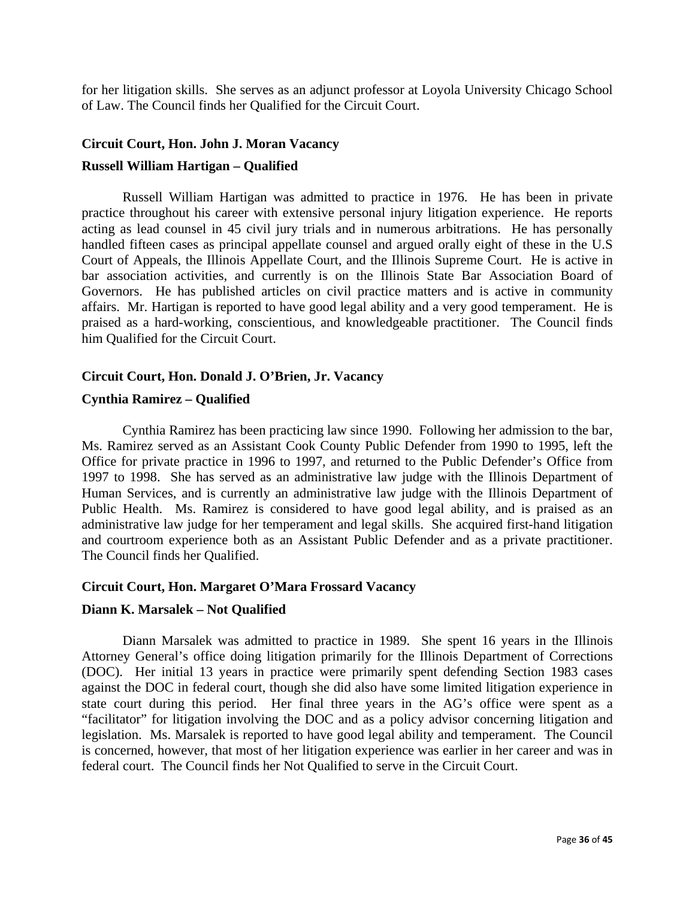for her litigation skills. She serves as an adjunct professor at Loyola University Chicago School of Law. The Council finds her Qualified for the Circuit Court.

**Circuit Court, Hon. John J. Moran Vacancy**

**Russell William Hartigan – Qualified**

Russell William Hartigan was admitted to practice in 1976. He has been in private practice throughout his career with extensive personal injury litigation experience. He reports acting as lead counsel in 45 civil jury trials and in numerous arbitrations. He has personally handled fifteen cases as principal appellate counsel and argued orally eight of these in the U.S Court of Appeals, the Illinois Appellate Court, and the Illinois Supreme Court. He is active in bar association activities, and currently is on the Illinois State Bar Association Board of Governors. He has published articles on civil practice matters and is active in community affairs. Mr. Hartigan is reported to have good legal ability and a very good temperament. He is praised as a hard-working, conscientious, and knowledgeable practitioner. The Council finds him Qualified for the Circuit Court.

**Circuit Court, Hon. Donald J. O'Brien, Jr. Vacancy**

**Cynthia Ramirez – Qualified**

Cynthia Ramirez has been practicing law since 1990. Following her admission to the bar, Ms. Ramirez served as an Assistant Cook County Public Defender from 1990 to 1995, left the Office for private practice in 1996 to 1997, and returned to the Public Defender's Office from 1997 to 1998. She has served as an administrative law judge with the Illinois Department of Human Services, and is currently an administrative law judge with the Illinois Department of Public Health. Ms. Ramirez is considered to have good legal ability, and is praised as an administrative law judge for her temperament and legal skills. She acquired first-hand litigation and courtroom experience both as an Assistant Public Defender and as a private practitioner. The Council finds her Qualified.

**Circuit Court, Hon. Margaret O'Mara Frossard Vacancy**

**Diann K. Marsalek – Not Qualified**

Diann Marsalek was admitted to practice in 1989. She spent 16 years in the Illinois Attorney General's office doing litigation primarily for the Illinois Department of Corrections (DOC). Her initial 13 years in practice were primarily spent defending Section 1983 cases against the DOC in federal court, though she did also have some limited litigation experience in state court during this period. Her final three years in the AG's office were spent as a "facilitator" for litigation involving the DOC and as a policy advisor concerning litigation and legislation. Ms. Marsalek is reported to have good legal ability and temperament. The Council is concerned, however, that most of her litigation experience was earlier in her career and was in federal court. The Council finds her Not Qualified to serve in the Circuit Court.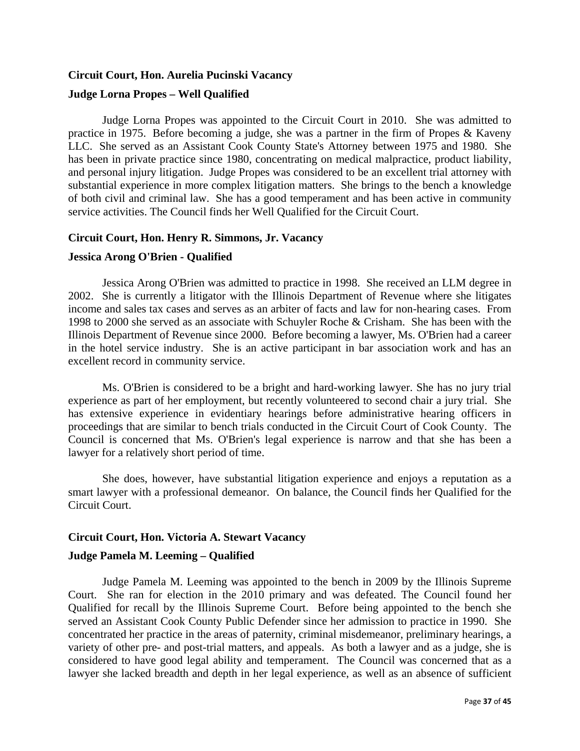**Circuit Court, Hon. Aurelia Pucinski Vacancy**

**Judge Lorna Propes – Well Qualified**

Judge Lorna Propes was appointed to the Circuit Court in 2010. She was admitted to practice in 1975. Before becoming a judge, she was a partner in the firm of Propes & Kaveny LLC. She served as an Assistant Cook County State's Attorney between 1975 and 1980. She has been in private practice since 1980, concentrating on medical malpractice, product liability, and personal injury litigation. Judge Propes was considered to be an excellent trial attorney with substantial experience in more complex litigation matters. She brings to the bench a knowledge of both civil and criminal law. She has a good temperament and has been active in community service activities. The Council finds her Well Qualified for the Circuit Court.

**Circuit Court, Hon. Henry R. Simmons, Jr. Vacancy**

**Jessica Arong O'Brien - Qualified**

Jessica Arong O'Brien was admitted to practice in 1998. She received an LLM degree in 2002. She is currently a litigator with the Illinois Department of Revenue where she litigates income and sales tax cases and serves as an arbiter of facts and law for non-hearing cases. From 1998 to 2000 she served as an associate with Schuyler Roche & Crisham. She has been with the Illinois Department of Revenue since 2000. Before becoming a lawyer, Ms. O'Brien had a career in the hotel service industry. She is an active participant in bar association work and has an excellent record in community service.

Ms. O'Brien is considered to be a bright and hard-working lawyer. She has no jury trial experience as part of her employment, but recently volunteered to second chair a jury trial. She has extensive experience in evidentiary hearings before administrative hearing officers in proceedings that are similar to bench trials conducted in the Circuit Court of Cook County. The Council is concerned that Ms. O'Brien's legal experience is narrow and that she has been a lawyer for a relatively short period of time.

She does, however, have substantial litigation experience and enjoys a reputation as a smart lawyer with a professional demeanor. On balance, the Council finds her Qualified for the Circuit Court.

**Circuit Court, Hon. Victoria A. Stewart Vacancy**

**Judge Pamela M. Leeming – Qualified**

Judge Pamela M. Leeming was appointed to the bench in 2009 by the Illinois Supreme Court. She ran for election in the 2010 primary and was defeated. The Council found her Qualified for recall by the Illinois Supreme Court. Before being appointed to the bench she served an Assistant Cook County Public Defender since her admission to practice in 1990. She concentrated her practice in the areas of paternity, criminal misdemeanor, preliminary hearings, a variety of other pre- and post-trial matters, and appeals. As both a lawyer and as a judge, she is considered to have good legal ability and temperament. The Council was concerned that as a lawyer she lacked breadth and depth in her legal experience, as well as an absence of sufficient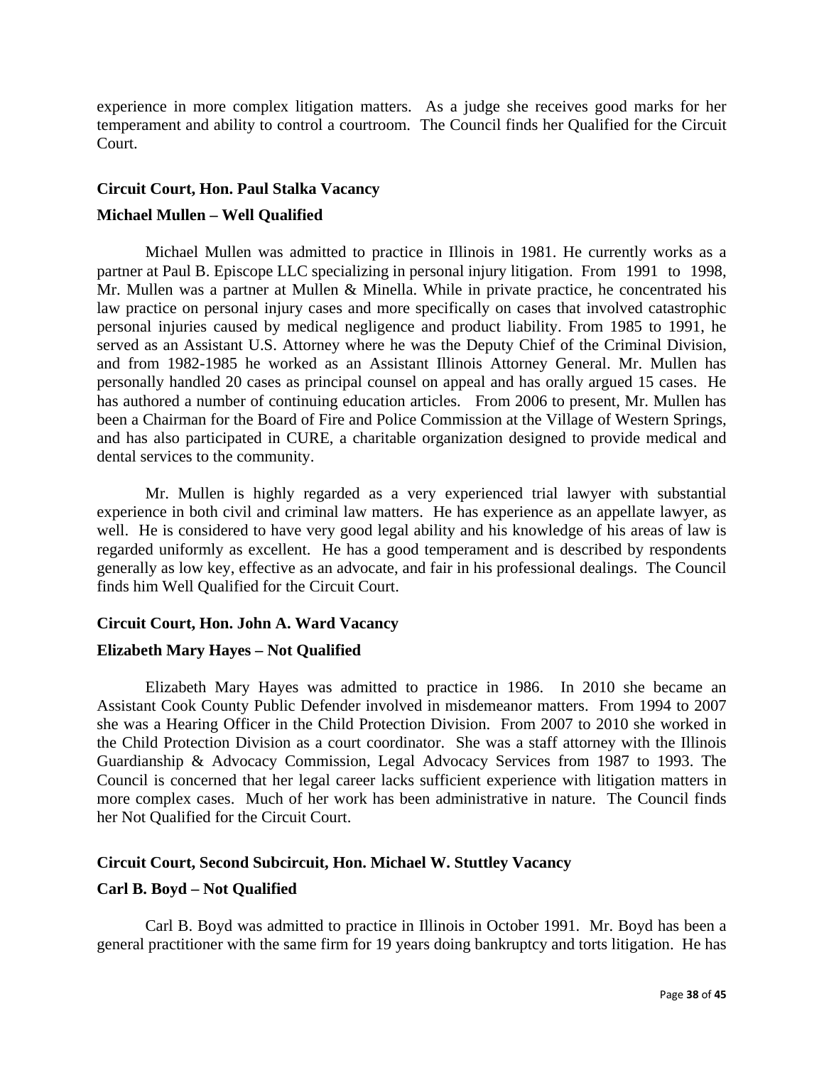experience in more complex litigation matters. As a judge she receives good marks for her temperament and ability to control a courtroom. The Council finds her Qualified for the Circuit Court.

**Circuit Court, Hon. Paul Stalka Vacancy**

**Michael Mullen – Well Qualified**

Michael Mullen was admitted to practice in Illinois in 1981. He currently works as a partner at Paul B. Episcope LLC specializing in personal injury litigation. From 1991 to 1998, Mr. Mullen was a partner at Mullen & Minella. While in private practice, he concentrated his law practice on personal injury cases and more specifically on cases that involved catastrophic personal injuries caused by medical negligence and product liability. From 1985 to 1991, he served as an Assistant U.S. Attorney where he was the Deputy Chief of the Criminal Division, and from 1982-1985 he worked as an Assistant Illinois Attorney General. Mr. Mullen has personally handled 20 cases as principal counsel on appeal and has orally argued 15 cases. He has authored a number of continuing education articles. From 2006 to present, Mr. Mullen has been a Chairman for the Board of Fire and Police Commission at the Village of Western Springs, and has also participated in CURE, a charitable organization designed to provide medical and dental services to the community.

Mr. Mullen is highly regarded as a very experienced trial lawyer with substantial experience in both civil and criminal law matters. He has experience as an appellate lawyer, as well. He is considered to have very good legal ability and his knowledge of his areas of law is regarded uniformly as excellent. He has a good temperament and is described by respondents generally as low key, effective as an advocate, and fair in his professional dealings. The Council finds him Well Qualified for the Circuit Court.

**Circuit Court, Hon. John A. Ward Vacancy**

**Elizabeth Mary Hayes – Not Qualified**

Elizabeth Mary Hayes was admitted to practice in 1986. In 2010 she became an Assistant Cook County Public Defender involved in misdemeanor matters. From 1994 to 2007 she was a Hearing Officer in the Child Protection Division. From 2007 to 2010 she worked in the Child Protection Division as a court coordinator. She was a staff attorney with the Illinois Guardianship & Advocacy Commission, Legal Advocacy Services from 1987 to 1993. The Council is concerned that her legal career lacks sufficient experience with litigation matters in more complex cases. Much of her work has been administrative in nature. The Council finds her Not Qualified for the Circuit Court.

**Circuit Court, Second Subcircuit, Hon. Michael W. Stuttley Vacancy**

**Carl B. Boyd – Not Qualified**

Carl B. Boyd was admitted to practice in Illinois in October 1991. Mr. Boyd has been a general practitioner with the same firm for 19 years doing bankruptcy and torts litigation. He has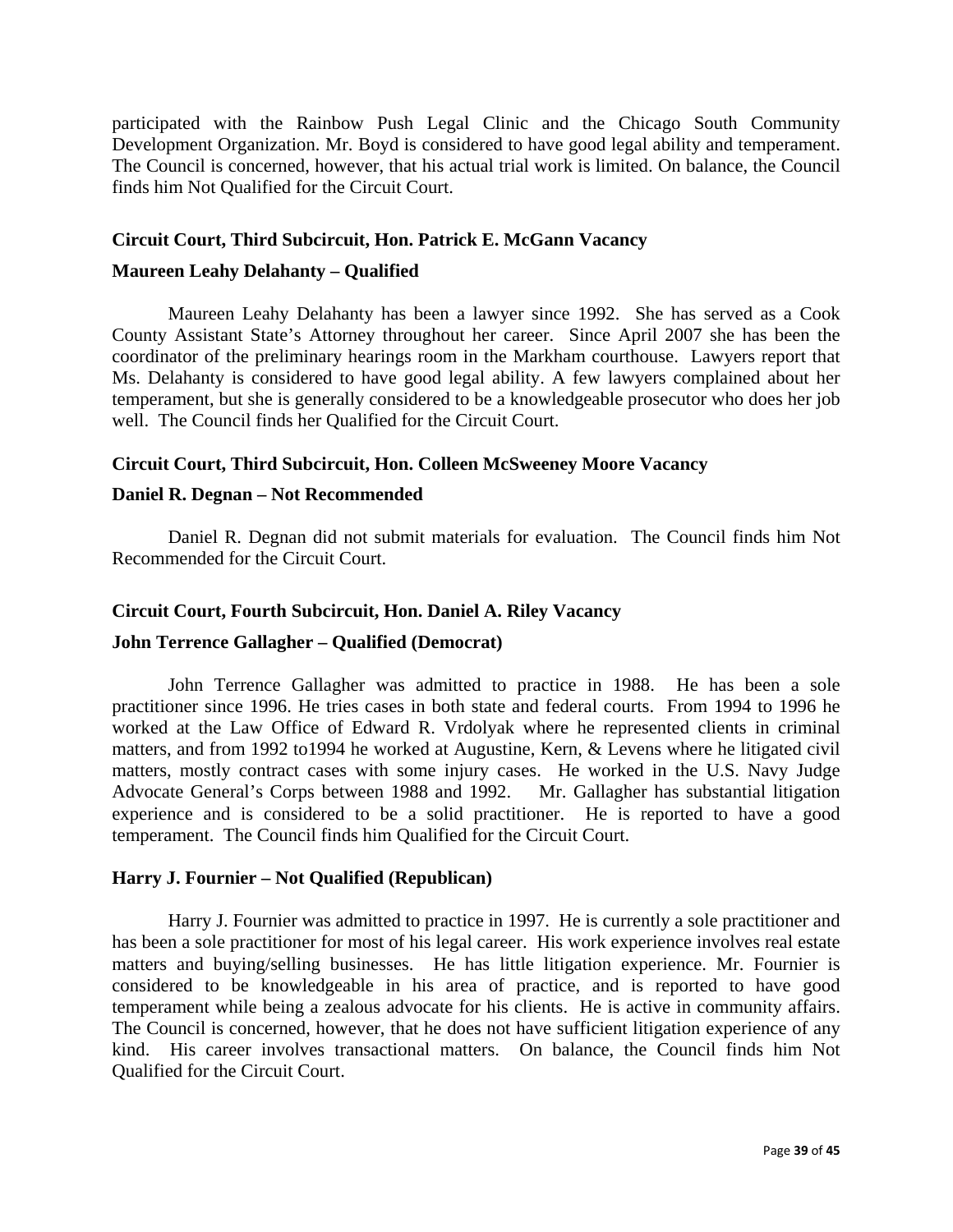participated with the Rainbow Push Legal Clinic and the Chicago South Community Development Organization. Mr. Boyd is considered to have good legal ability and temperament. The Council is concerned, however, that his actual trial work is limited. On balance, the Council finds him Not Qualified for the Circuit Court.

**Circuit Court, Third Subcircuit, Hon. Patrick E. McGann Vacancy**

**Maureen Leahy Delahanty – Qualified**

Maureen Leahy Delahanty has been a lawyer since 1992. She has served as a Cook County Assistant State's Attorney throughout her career. Since April 2007 she has been the coordinator of the preliminary hearings room in the Markham courthouse. Lawyers report that Ms. Delahanty is considered to have good legal ability. A few lawyers complained about her temperament, but she is generally considered to be a knowledgeable prosecutor who does her job well. The Council finds her Qualified for the Circuit Court.

**Circuit Court, Third Subcircuit, Hon. Colleen McSweeney Moore Vacancy**

**Daniel R. Degnan – Not Recommended**

Daniel R. Degnan did not submit materials for evaluation. The Council finds him Not Recommended for the Circuit Court.

**Circuit Court, Fourth Subcircuit, Hon. Daniel A. Riley Vacancy**

**John Terrence Gallagher – Qualified (Democrat)**

John Terrence Gallagher was admitted to practice in 1988. He has been a sole practitioner since 1996. He tries cases in both state and federal courts. From 1994 to 1996 he worked at the Law Office of Edward R. Vrdolyak where he represented clients in criminal matters, and from 1992 to1994 he worked at Augustine, Kern, & Levens where he litigated civil matters, mostly contract cases with some injury cases. He worked in the U.S. Navy Judge Advocate General's Corps between 1988 and 1992. Mr. Gallagher has substantial litigation experience and is considered to be a solid practitioner. He is reported to have a good temperament. The Council finds him Qualified for the Circuit Court.

**Harry J. Fournier – Not Qualified (Republican)**

Harry J. Fournier was admitted to practice in 1997. He is currently a sole practitioner and has been a sole practitioner for most of his legal career. His work experience involves real estate matters and buying/selling businesses. He has little litigation experience. Mr. Fournier is considered to be knowledgeable in his area of practice, and is reported to have good temperament while being a zealous advocate for his clients. He is active in community affairs. The Council is concerned, however, that he does not have sufficient litigation experience of any kind. His career involves transactional matters. On balance, the Council finds him Not Qualified for the Circuit Court.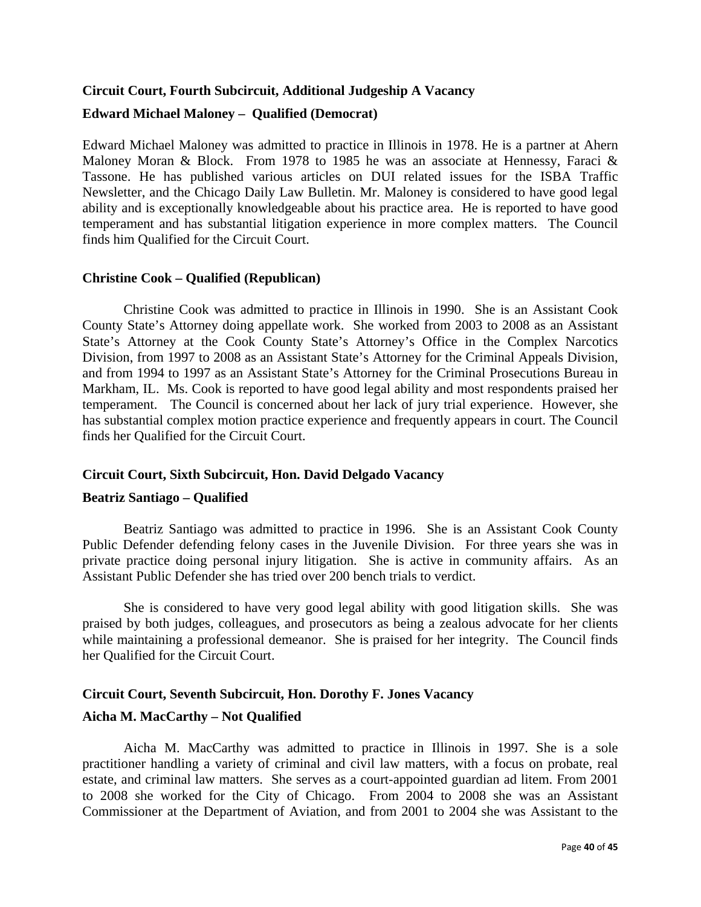**Circuit Court, Fourth Subcircuit, Additional Judgeship A Vacancy**

**Edward Michael Maloney – Qualified (Democrat)**

Edward Michael Maloney was admitted to practice in Illinois in 1978. He is a partner at Ahern Maloney Moran & Block. From 1978 to 1985 he was an associate at Hennessy, Faraci & Tassone. He has published various articles on DUI related issues for the ISBA Traffic Newsletter, and the Chicago Daily Law Bulletin. Mr. Maloney is considered to have good legal ability and is exceptionally knowledgeable about his practice area. He is reported to have good temperament and has substantial litigation experience in more complex matters. The Council finds him Qualified for the Circuit Court.

**Christine Cook – Qualified (Republican)**

Christine Cook was admitted to practice in Illinois in 1990. She is an Assistant Cook County State's Attorney doing appellate work. She worked from 2003 to 2008 as an Assistant State's Attorney at the Cook County State's Attorney's Office in the Complex Narcotics Division, from 1997 to 2008 as an Assistant State's Attorney for the Criminal Appeals Division, and from 1994 to 1997 as an Assistant State's Attorney for the Criminal Prosecutions Bureau in Markham, IL. Ms. Cook is reported to have good legal ability and most respondents praised her temperament. The Council is concerned about her lack of jury trial experience. However, she has substantial complex motion practice experience and frequently appears in court. The Council finds her Qualified for the Circuit Court.

**Circuit Court, Sixth Subcircuit, Hon. David Delgado Vacancy**

**Beatriz Santiago – Qualified**

Beatriz Santiago was admitted to practice in 1996. She is an Assistant Cook County Public Defender defending felony cases in the Juvenile Division. For three years she was in private practice doing personal injury litigation. She is active in community affairs. As an Assistant Public Defender she has tried over 200 bench trials to verdict.

She is considered to have very good legal ability with good litigation skills. She was praised by both judges, colleagues, and prosecutors as being a zealous advocate for her clients while maintaining a professional demeanor. She is praised for her integrity. The Council finds her Qualified for the Circuit Court.

**Circuit Court, Seventh Subcircuit, Hon. Dorothy F. Jones Vacancy**

**Aicha M. MacCarthy – Not Qualified**

Aicha M. MacCarthy was admitted to practice in Illinois in 1997. She is a sole practitioner handling a variety of criminal and civil law matters, with a focus on probate, real estate, and criminal law matters. She serves as a court-appointed guardian ad litem. From 2001 to 2008 she worked for the City of Chicago. From 2004 to 2008 she was an Assistant Commissioner at the Department of Aviation, and from 2001 to 2004 she was Assistant to the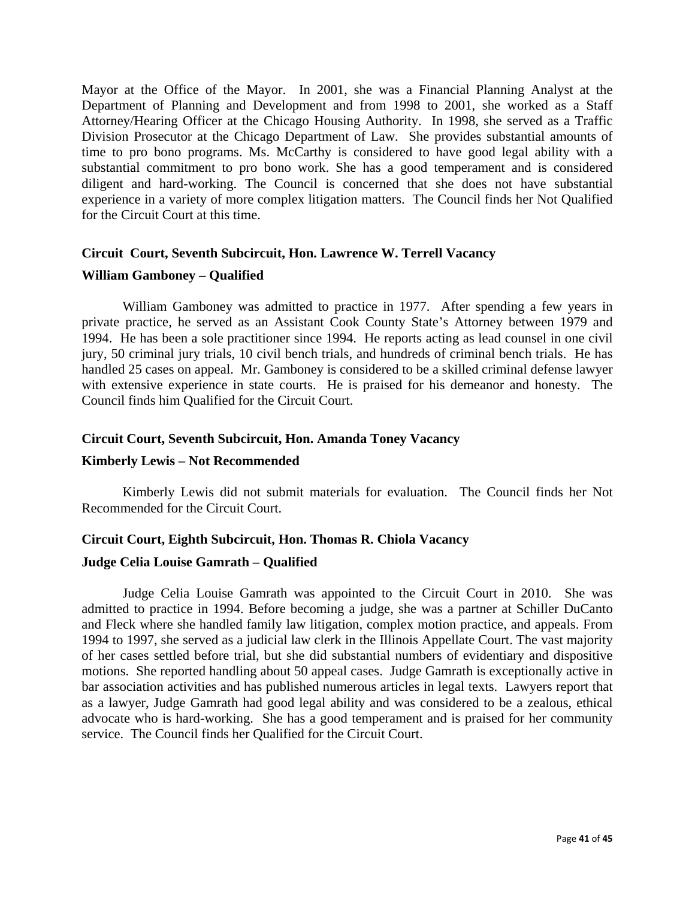Mayor at the Office of the Mayor. In 2001, she was a Financial Planning Analyst at the Department of Planning and Development and from 1998 to 2001, she worked as a Staff Attorney/Hearing Officer at the Chicago Housing Authority. In 1998, she served as a Traffic Division Prosecutor at the Chicago Department of Law. She provides substantial amounts of time to pro bono programs. Ms. McCarthy is considered to have good legal ability with a substantial commitment to pro bono work. She has a good temperament and is considered diligent and hard-working. The Council is concerned that she does not have substantial experience in a variety of more complex litigation matters. The Council finds her Not Qualified for the Circuit Court at this time.

**Circuit Court, Seventh Subcircuit, Hon. Lawrence W. Terrell Vacancy**

**William Gamboney – Qualified**

William Gamboney was admitted to practice in 1977. After spending a few years in private practice, he served as an Assistant Cook County State's Attorney between 1979 and 1994. He has been a sole practitioner since 1994. He reports acting as lead counsel in one civil jury, 50 criminal jury trials, 10 civil bench trials, and hundreds of criminal bench trials. He has handled 25 cases on appeal. Mr. Gamboney is considered to be a skilled criminal defense lawyer with extensive experience in state courts. He is praised for his demeanor and honesty. The Council finds him Qualified for the Circuit Court.

**Circuit Court, Seventh Subcircuit, Hon. Amanda Toney Vacancy**

**Kimberly Lewis – Not Recommended**

Kimberly Lewis did not submit materials for evaluation. The Council finds her Not Recommended for the Circuit Court.

**Circuit Court, Eighth Subcircuit, Hon. Thomas R. Chiola Vacancy**

**Judge Celia Louise Gamrath – Qualified**

Judge Celia Louise Gamrath was appointed to the Circuit Court in 2010. She was admitted to practice in 1994. Before becoming a judge, she was a partner at Schiller DuCanto and Fleck where she handled family law litigation, complex motion practice, and appeals. From 1994 to 1997, she served as a judicial law clerk in the Illinois Appellate Court. The vast majority of her cases settled before trial, but she did substantial numbers of evidentiary and dispositive motions. She reported handling about 50 appeal cases. Judge Gamrath is exceptionally active in bar association activities and has published numerous articles in legal texts. Lawyers report that as a lawyer, Judge Gamrath had good legal ability and was considered to be a zealous, ethical advocate who is hard-working. She has a good temperament and is praised for her community service. The Council finds her Qualified for the Circuit Court.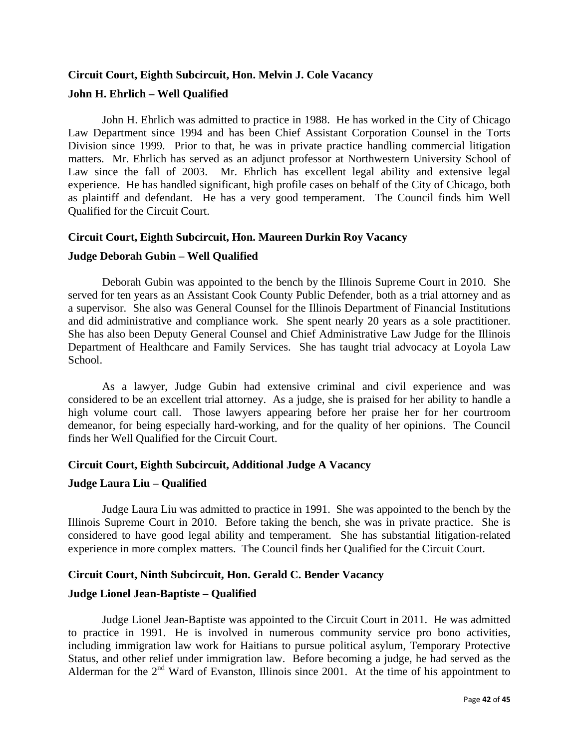**Circuit Court, Eighth Subcircuit, Hon. Melvin J. Cole Vacancy**

**John H. Ehrlich – Well Qualified**

John H. Ehrlich was admitted to practice in 1988. He has worked in the City of Chicago Law Department since 1994 and has been Chief Assistant Corporation Counsel in the Torts Division since 1999. Prior to that, he was in private practice handling commercial litigation matters. Mr. Ehrlich has served as an adjunct professor at Northwestern University School of Law since the fall of 2003. Mr. Ehrlich has excellent legal ability and extensive legal experience. He has handled significant, high profile cases on behalf of the City of Chicago, both as plaintiff and defendant. He has a very good temperament. The Council finds him Well Qualified for the Circuit Court.

**Circuit Court, Eighth Subcircuit, Hon. Maureen Durkin Roy Vacancy**

**Judge Deborah Gubin – Well Qualified**

Deborah Gubin was appointed to the bench by the Illinois Supreme Court in 2010. She served for ten years as an Assistant Cook County Public Defender, both as a trial attorney and as a supervisor. She also was General Counsel for the Illinois Department of Financial Institutions and did administrative and compliance work. She spent nearly 20 years as a sole practitioner. She has also been Deputy General Counsel and Chief Administrative Law Judge for the Illinois Department of Healthcare and Family Services. She has taught trial advocacy at Loyola Law School.

As a lawyer, Judge Gubin had extensive criminal and civil experience and was considered to be an excellent trial attorney. As a judge, she is praised for her ability to handle a high volume court call. Those lawyers appearing before her praise her for her courtroom demeanor, for being especially hard-working, and for the quality of her opinions. The Council finds her Well Qualified for the Circuit Court.

**Circuit Court, Eighth Subcircuit, Additional Judge A Vacancy**

**Judge Laura Liu – Qualified**

Judge Laura Liu was admitted to practice in 1991. She was appointed to the bench by the Illinois Supreme Court in 2010. Before taking the bench, she was in private practice. She is considered to have good legal ability and temperament. She has substantial litigation-related experience in more complex matters. The Council finds her Qualified for the Circuit Court.

**Circuit Court, Ninth Subcircuit, Hon. Gerald C. Bender Vacancy**

**Judge Lionel Jean-Baptiste – Qualified**

Judge Lionel Jean-Baptiste was appointed to the Circuit Court in 2011. He was admitted to practice in 1991. He is involved in numerous community service pro bono activities, including immigration law work for Haitians to pursue political asylum, Temporary Protective Status, and other relief under immigration law. Before becoming a judge, he had served as the Alderman for the 2nd Ward of Evanston, Illinois since 2001. At the time of his appointment to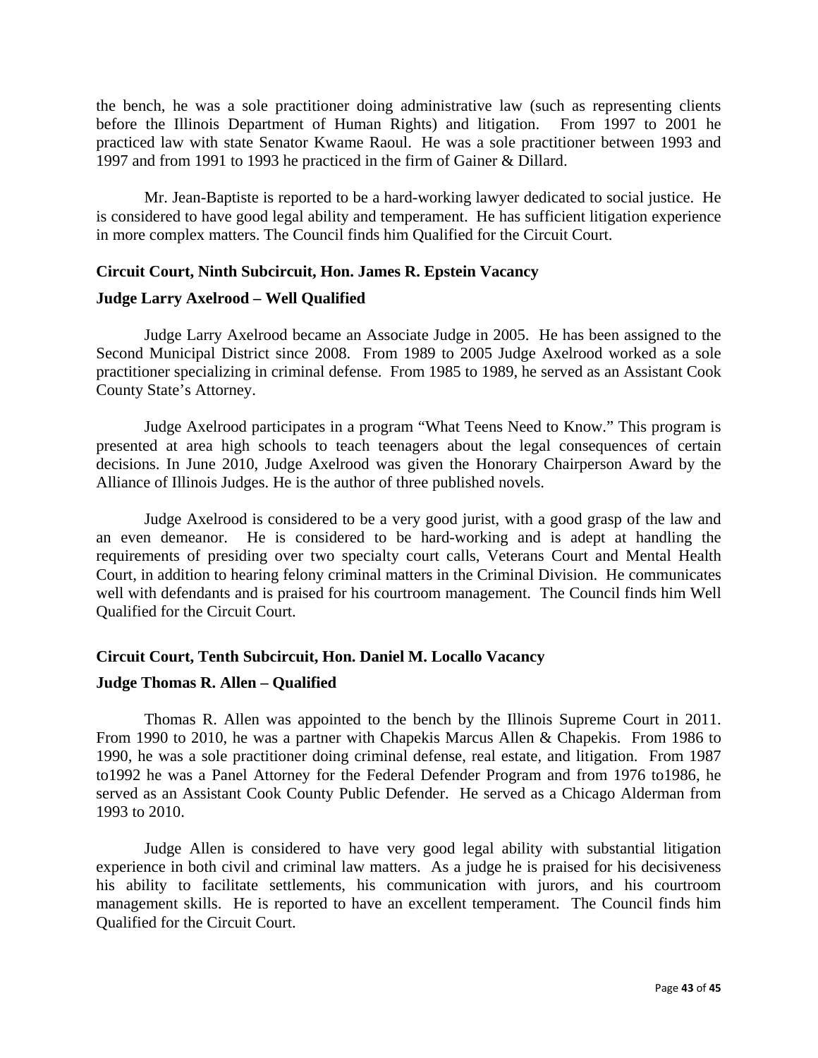the bench, he was a sole practitioner doing administrative law (such as representing clients before the Illinois Department of Human Rights) and litigation. From 1997 to 2001 he practiced law with state Senator Kwame Raoul. He was a sole practitioner between 1993 and 1997 and from 1991 to 1993 he practiced in the firm of Gainer & Dillard.

Mr. Jean-Baptiste is reported to be a hard-working lawyer dedicated to social justice. He is considered to have good legal ability and temperament. He has sufficient litigation experience in more complex matters. The Council finds him Qualified for the Circuit Court.

**Circuit Court, Ninth Subcircuit, Hon. James R. Epstein Vacancy**

**Judge Larry Axelrood – Well Qualified**

Judge Larry Axelrood became an Associate Judge in 2005. He has been assigned to the Second Municipal District since 2008. From 1989 to 2005 Judge Axelrood worked as a sole practitioner specializing in criminal defense. From 1985 to 1989, he served as an Assistant Cook County State's Attorney.

Judge Axelrood participates in a program "What Teens Need to Know." This program is presented at area high schools to teach teenagers about the legal consequences of certain decisions. In June 2010, Judge Axelrood was given the Honorary Chairperson Award by the Alliance of Illinois Judges. He is the author of three published novels.

Judge Axelrood is considered to be a very good jurist, with a good grasp of the law and an even demeanor. He is considered to be hard-working and is adept at handling the requirements of presiding over two specialty court calls, Veterans Court and Mental Health Court, in addition to hearing felony criminal matters in the Criminal Division. He communicates well with defendants and is praised for his courtroom management. The Council finds him Well Qualified for the Circuit Court.

**Circuit Court, Tenth Subcircuit, Hon. Daniel M. Locallo Vacancy**

**Judge Thomas R. Allen – Qualified**

Thomas R. Allen was appointed to the bench by the Illinois Supreme Court in 2011. From 1990 to 2010, he was a partner with Chapekis Marcus Allen & Chapekis. From 1986 to 1990, he was a sole practitioner doing criminal defense, real estate, and litigation. From 1987 to1992 he was a Panel Attorney for the Federal Defender Program and from 1976 to1986, he served as an Assistant Cook County Public Defender. He served as a Chicago Alderman from 1993 to 2010.

Judge Allen is considered to have very good legal ability with substantial litigation experience in both civil and criminal law matters. As a judge he is praised for his decisiveness his ability to facilitate settlements, his communication with jurors, and his courtroom management skills. He is reported to have an excellent temperament. The Council finds him Qualified for the Circuit Court.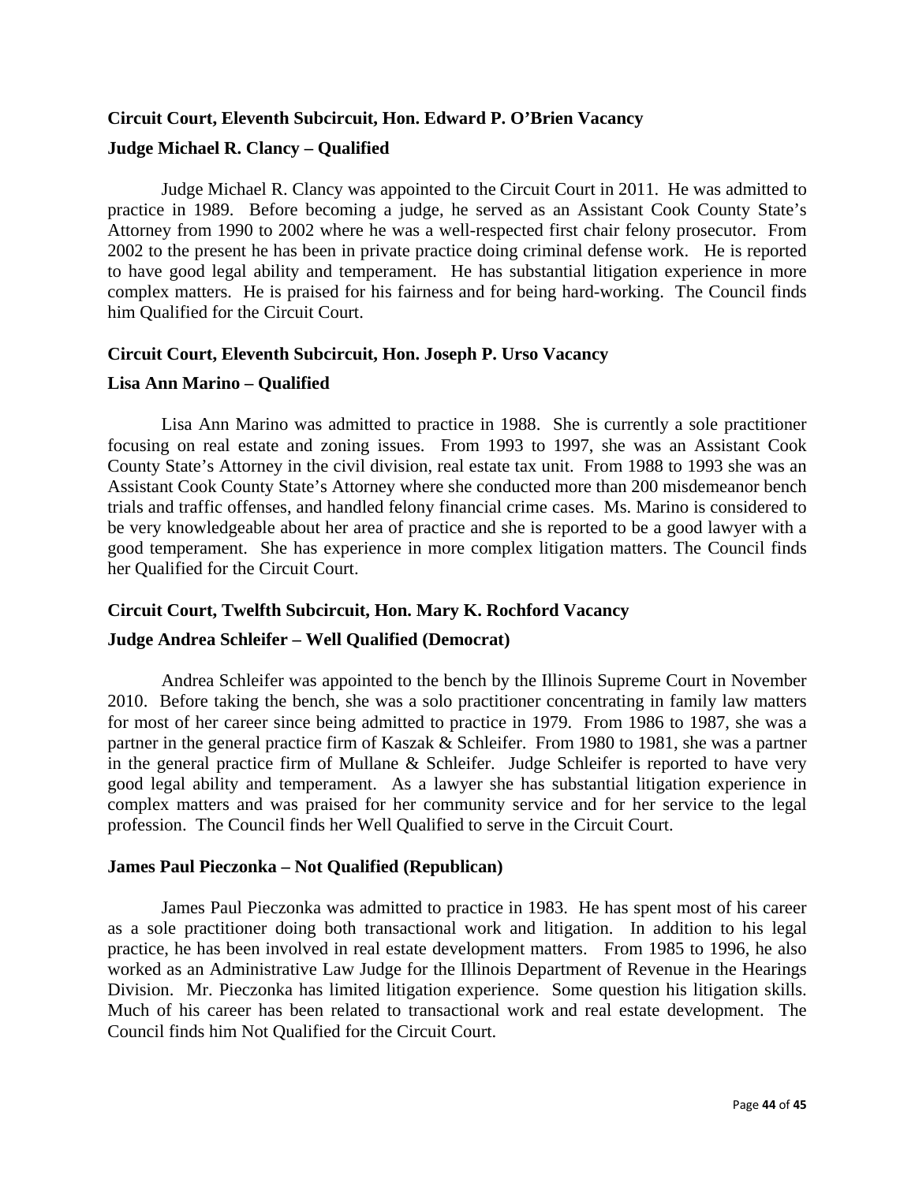**Circuit Court, Eleventh Subcircuit, Hon. Edward P. O'Brien Vacancy**

**Judge Michael R. Clancy – Qualified**

Judge Michael R. Clancy was appointed to the Circuit Court in 2011. He was admitted to practice in 1989. Before becoming a judge, he served as an Assistant Cook County State's Attorney from 1990 to 2002 where he was a well-respected first chair felony prosecutor. From 2002 to the present he has been in private practice doing criminal defense work. He is reported to have good legal ability and temperament. He has substantial litigation experience in more complex matters. He is praised for his fairness and for being hard-working. The Council finds him Qualified for the Circuit Court.

**Circuit Court, Eleventh Subcircuit, Hon. Joseph P. Urso Vacancy**

**Lisa Ann Marino – Qualified**

Lisa Ann Marino was admitted to practice in 1988. She is currently a sole practitioner focusing on real estate and zoning issues. From 1993 to 1997, she was an Assistant Cook County State's Attorney in the civil division, real estate tax unit. From 1988 to 1993 she was an Assistant Cook County State's Attorney where she conducted more than 200 misdemeanor bench trials and traffic offenses, and handled felony financial crime cases. Ms. Marino is considered to be very knowledgeable about her area of practice and she is reported to be a good lawyer with a good temperament. She has experience in more complex litigation matters. The Council finds her Qualified for the Circuit Court.

**Circuit Court, Twelfth Subcircuit, Hon. Mary K. Rochford Vacancy**

**Judge Andrea Schleifer – Well Qualified (Democrat)**

Andrea Schleifer was appointed to the bench by the Illinois Supreme Court in November 2010. Before taking the bench, she was a solo practitioner concentrating in family law matters for most of her career since being admitted to practice in 1979. From 1986 to 1987, she was a partner in the general practice firm of Kaszak & Schleifer. From 1980 to 1981, she was a partner in the general practice firm of Mullane & Schleifer. Judge Schleifer is reported to have very good legal ability and temperament. As a lawyer she has substantial litigation experience in complex matters and was praised for her community service and for her service to the legal profession. The Council finds her Well Qualified to serve in the Circuit Court.

**James Paul Pieczonka – Not Qualified (Republican)**

James Paul Pieczonka was admitted to practice in 1983. He has spent most of his career as a sole practitioner doing both transactional work and litigation. In addition to his legal practice, he has been involved in real estate development matters. From 1985 to 1996, he also worked as an Administrative Law Judge for the Illinois Department of Revenue in the Hearings Division. Mr. Pieczonka has limited litigation experience. Some question his litigation skills. Much of his career has been related to transactional work and real estate development. The Council finds him Not Qualified for the Circuit Court.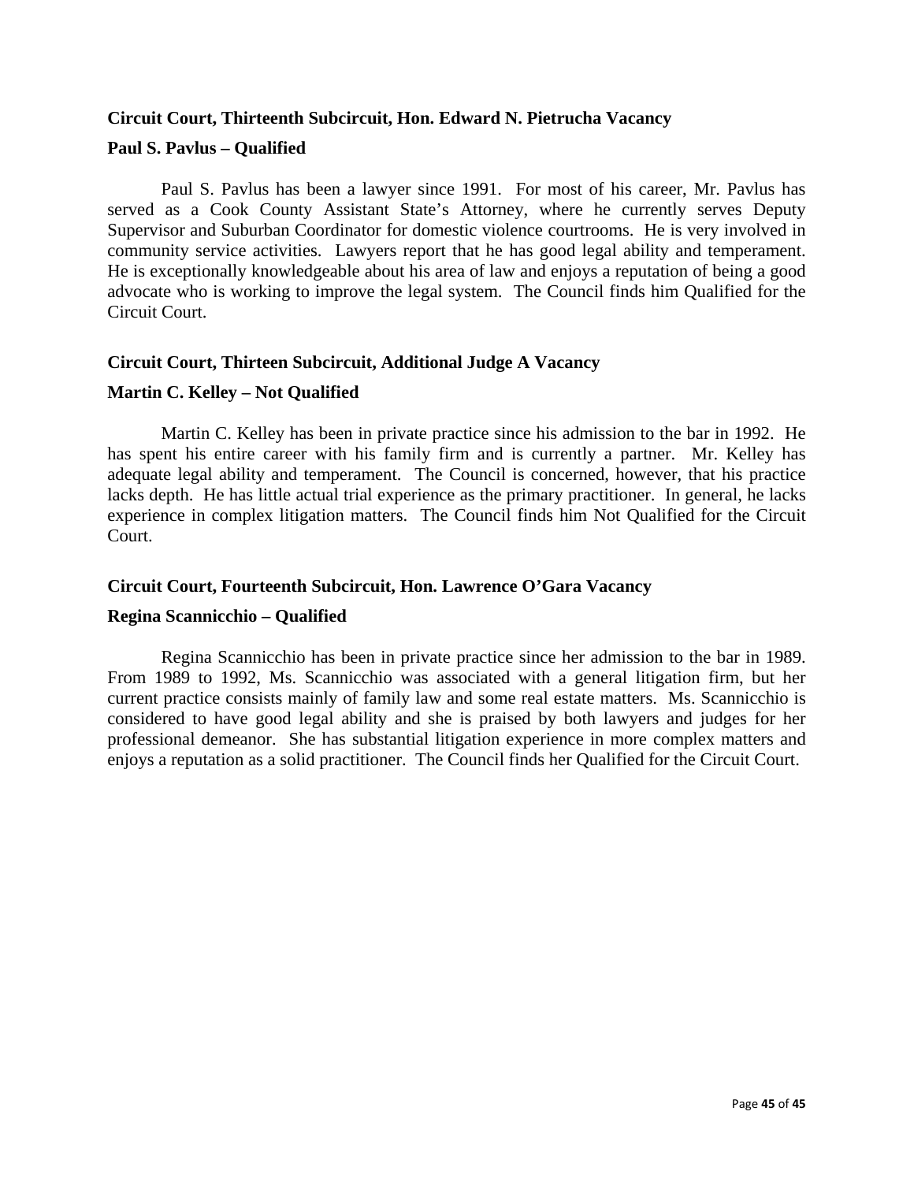**Circuit Court, Thirteenth Subcircuit, Hon. Edward N. Pietrucha Vacancy**

**Paul S. Pavlus – Qualified**

Paul S. Pavlus has been a lawyer since 1991. For most of his career, Mr. Pavlus has served as a Cook County Assistant State's Attorney, where he currently serves Deputy Supervisor and Suburban Coordinator for domestic violence courtrooms. He is very involved in community service activities. Lawyers report that he has good legal ability and temperament. He is exceptionally knowledgeable about his area of law and enjoys a reputation of being a good advocate who is working to improve the legal system. The Council finds him Qualified for the Circuit Court.

**Circuit Court, Thirteen Subcircuit, Additional Judge A Vacancy**

**Martin C. Kelley – Not Qualified**

Martin C. Kelley has been in private practice since his admission to the bar in 1992. He has spent his entire career with his family firm and is currently a partner. Mr. Kelley has adequate legal ability and temperament. The Council is concerned, however, that his practice lacks depth. He has little actual trial experience as the primary practitioner. In general, he lacks experience in complex litigation matters. The Council finds him Not Qualified for the Circuit Court.

**Circuit Court, Fourteenth Subcircuit, Hon. Lawrence O'Gara Vacancy**

**Regina Scannicchio – Qualified**

Regina Scannicchio has been in private practice since her admission to the bar in 1989. From 1989 to 1992, Ms. Scannicchio was associated with a general litigation firm, but her current practice consists mainly of family law and some real estate matters. Ms. Scannicchio is considered to have good legal ability and she is praised by both lawyers and judges for her professional demeanor. She has substantial litigation experience in more complex matters and enjoys a reputation as a solid practitioner. The Council finds her Qualified for the Circuit Court.